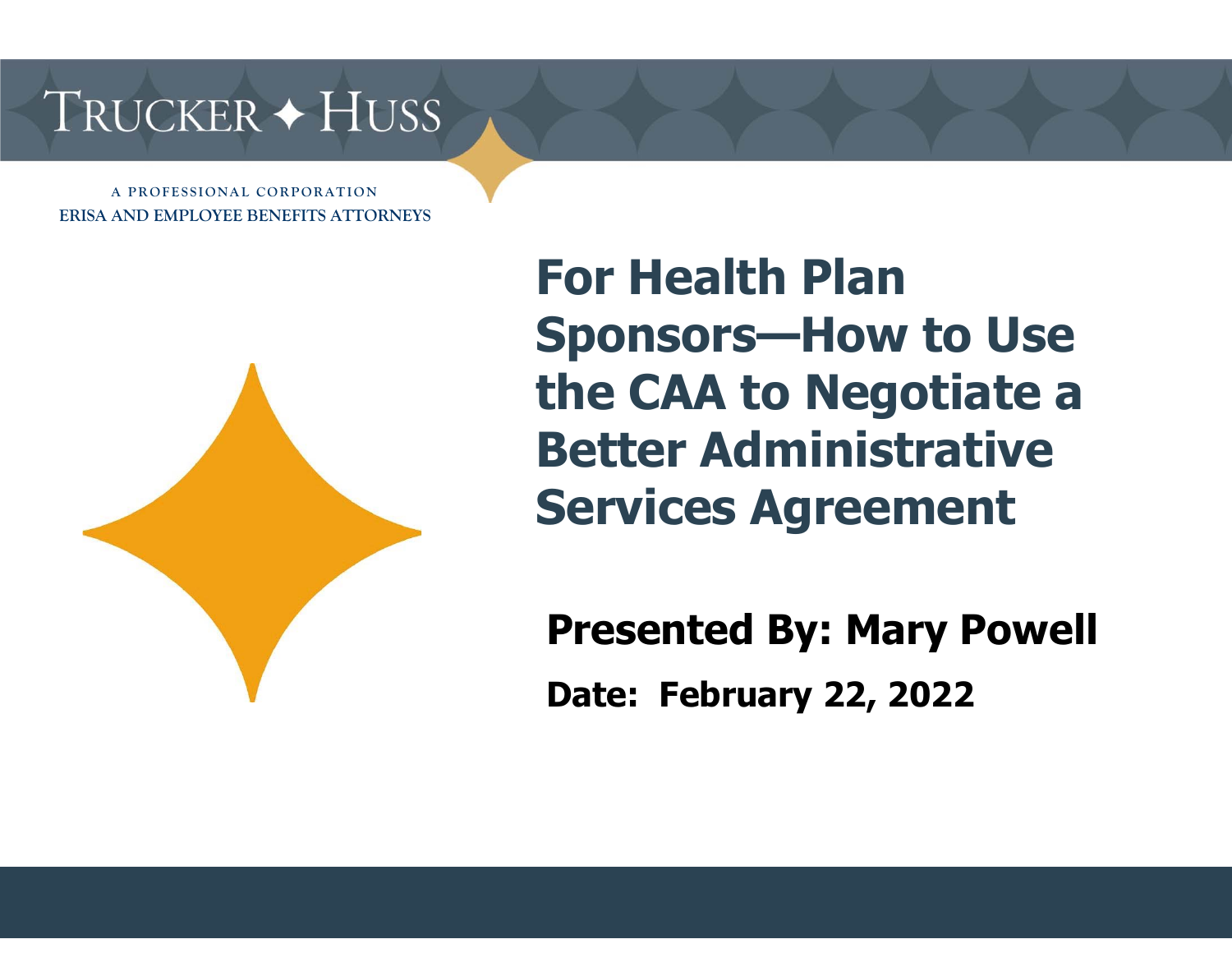TRUCKER ✦ HUSS

A PROFESSIONAL CORPORATION
ERISA AND EMPLOYEE BENEFITS ATTORNEYS

# For Health Plan Sponsors—How to Use the CAA to Negotiate a Better Administrative Services Agreement

**Presented By: Mary Powell**

**Date: February 22, 2022**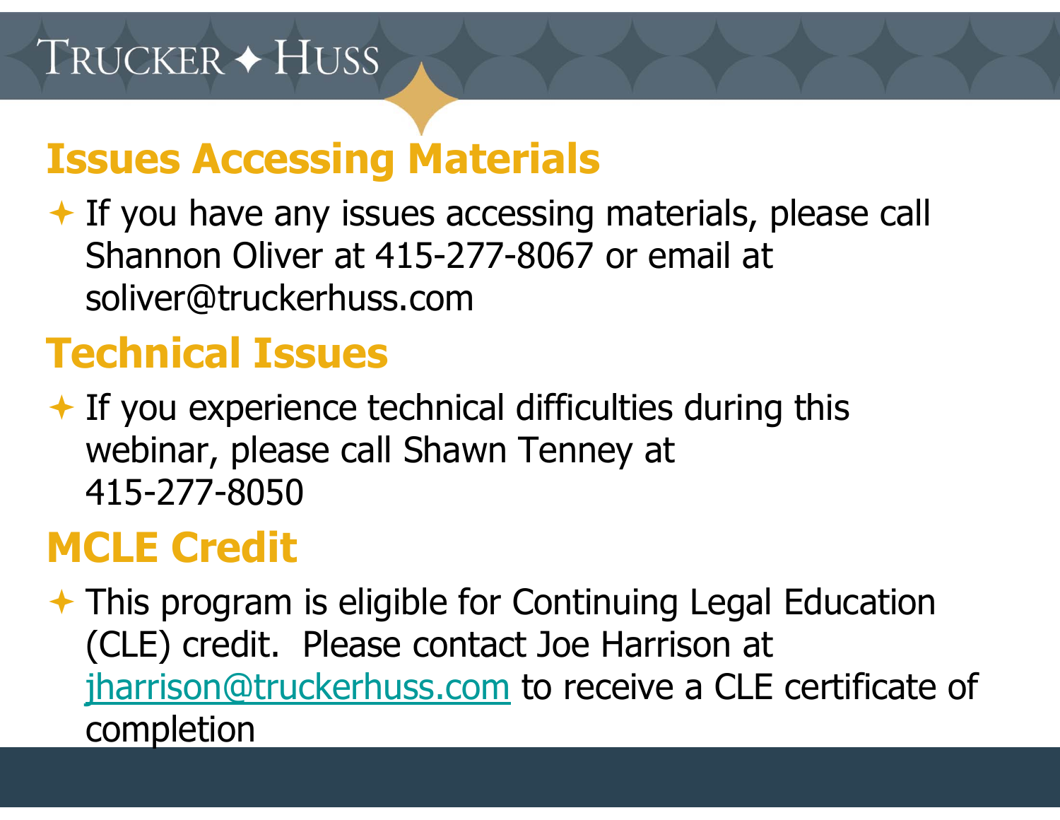## Issues Accessing Materials

- If you have any issues accessing materials, please call Shannon Oliver at 415-277-8067 or email at soliver@truckerhuss.com

## Technical Issues

- If you experience technical difficulties during this webinar, please call Shawn Tenney at 415-277-8050

## MCLE Credit

- This program is eligible for Continuing Legal Education (CLE) credit. Please contact Joe Harrison at jharrison@truckerhuss.com to receive a CLE certificate of completion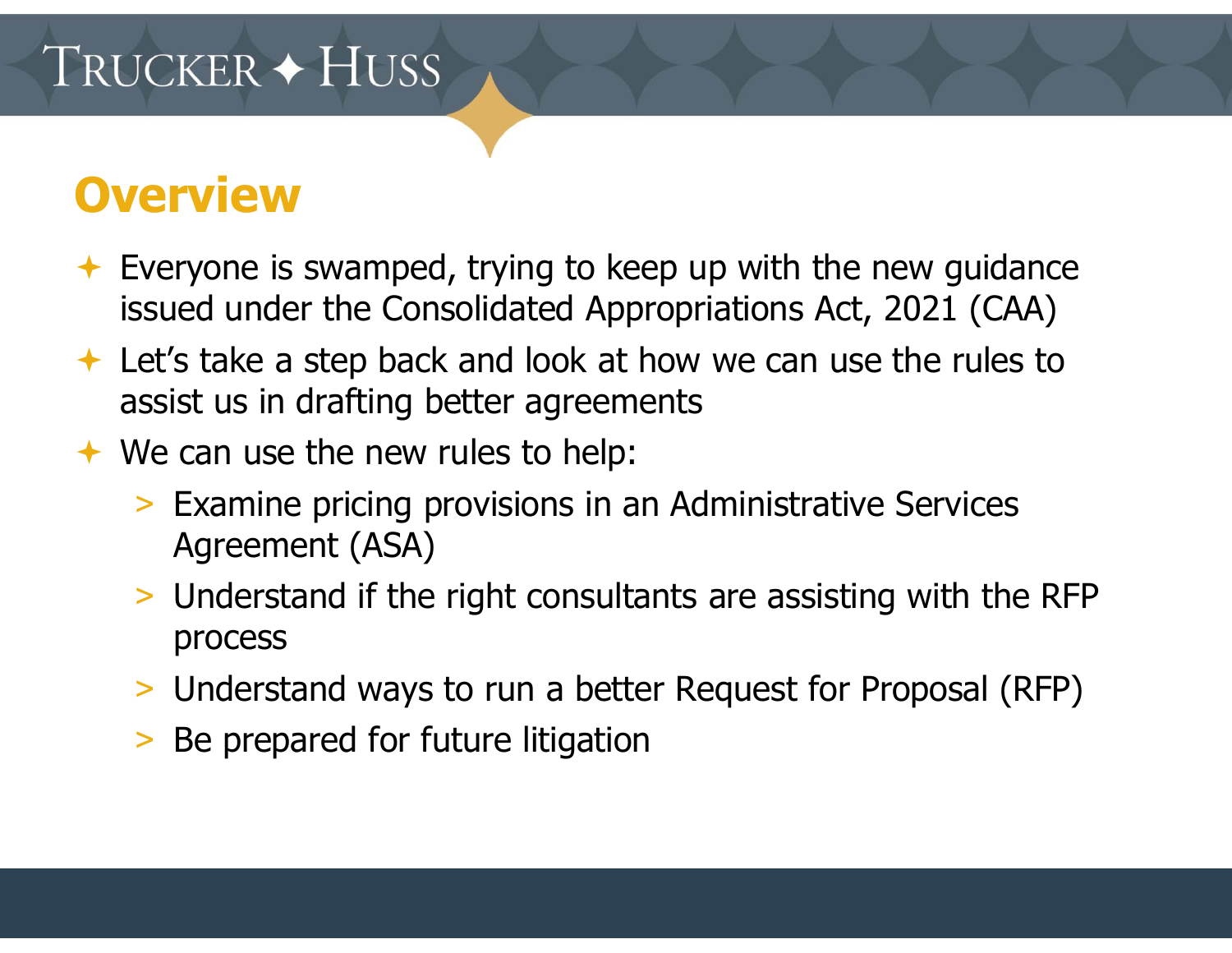## Overview

- Everyone is swamped, trying to keep up with the new guidance issued under the Consolidated Appropriations Act, 2021 (CAA)
- Let's take a step back and look at how we can use the rules to assist us in drafting better agreements
- We can use the new rules to help:
  - Examine pricing provisions in an Administrative Services Agreement (ASA)
  - Understand if the right consultants are assisting with the RFP process
  - Understand ways to run a better Request for Proposal (RFP)
  - Be prepared for future litigation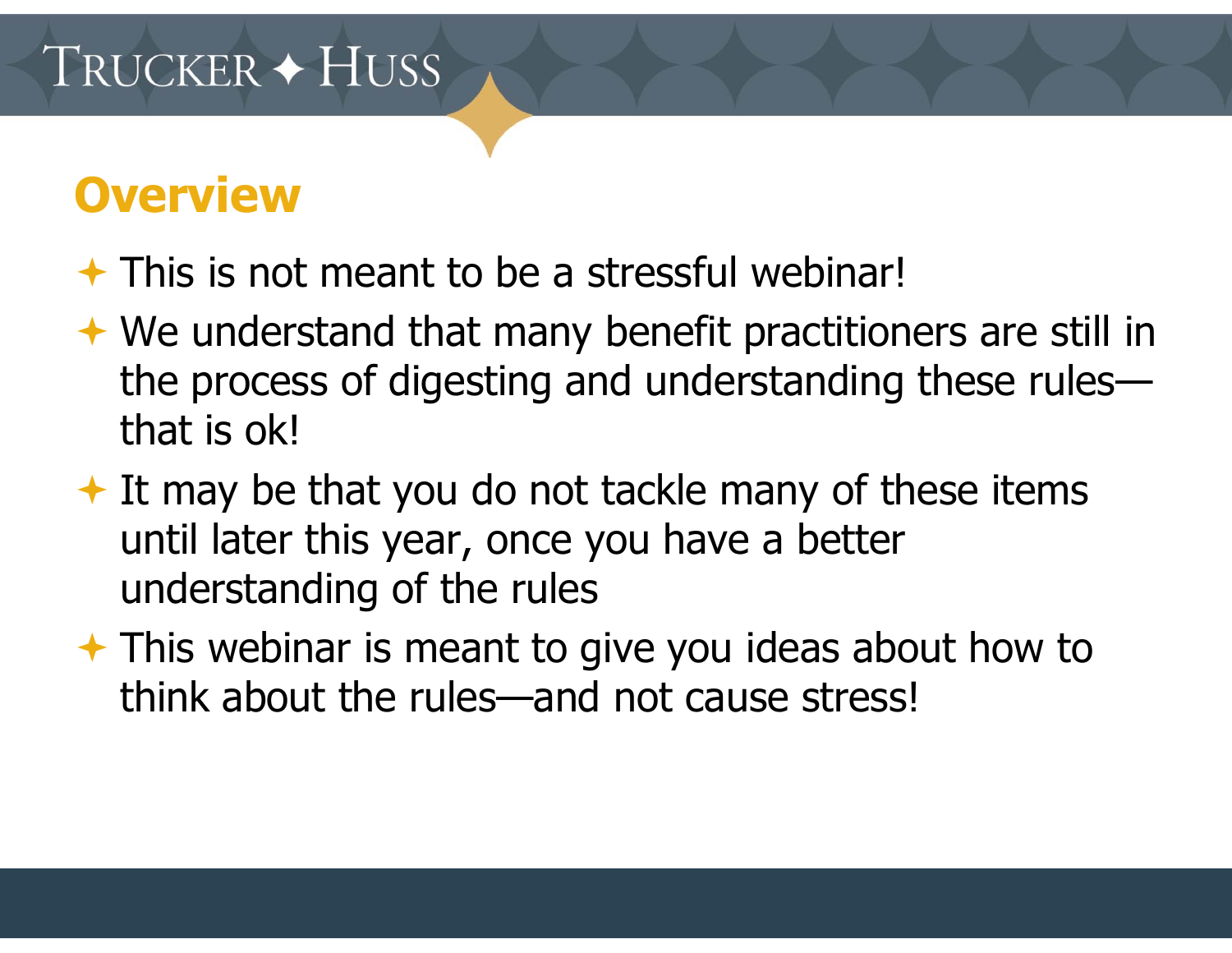## Overview

- This is not meant to be a stressful webinar!
- We understand that many benefit practitioners are still in the process of digesting and understanding these rules—that is ok!
- It may be that you do not tackle many of these items until later this year, once you have a better understanding of the rules
- This webinar is meant to give you ideas about how to think about the rules—and not cause stress!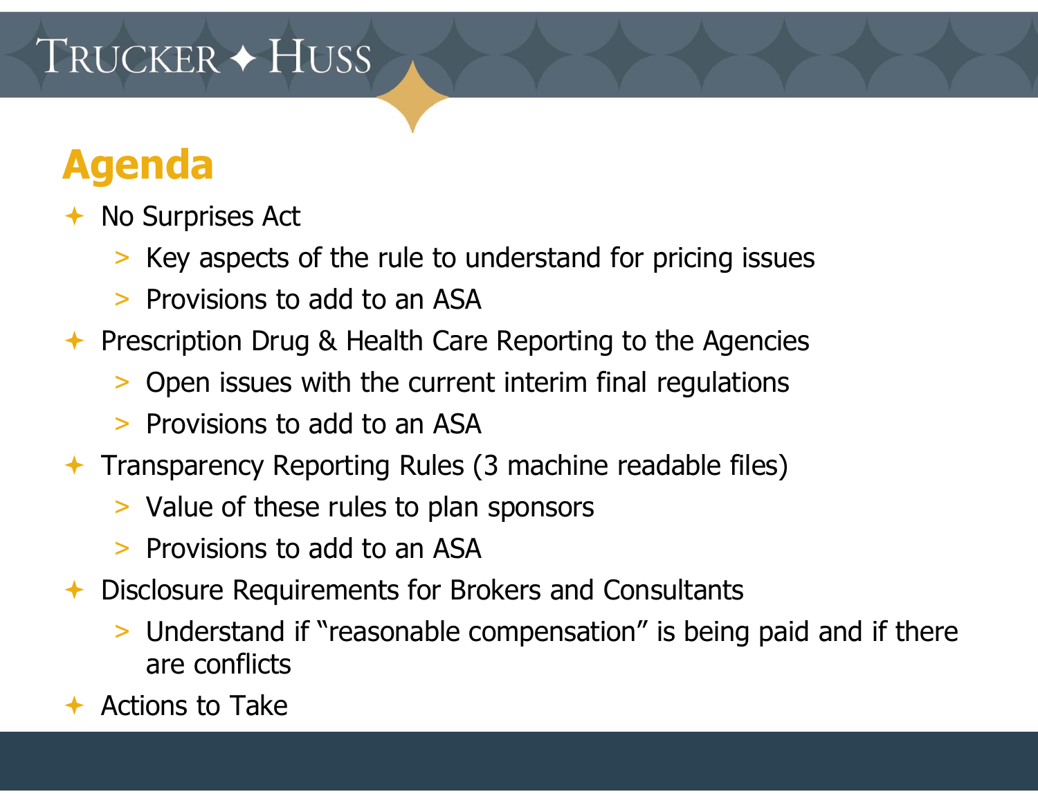# Agenda

- No Surprises Act
  - Key aspects of the rule to understand for pricing issues
  - Provisions to add to an ASA
- Prescription Drug & Health Care Reporting to the Agencies
  - Open issues with the current interim final regulations
  - Provisions to add to an ASA
- Transparency Reporting Rules (3 machine readable files)
  - Value of these rules to plan sponsors
  - Provisions to add to an ASA
- Disclosure Requirements for Brokers and Consultants
  - Understand if "reasonable compensation" is being paid and if there are conflicts
- Actions to Take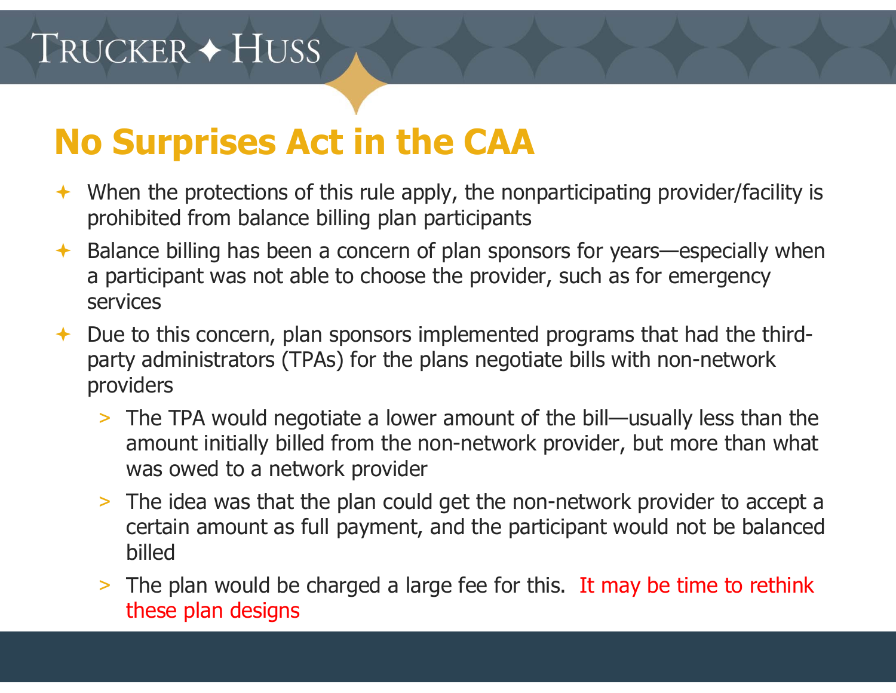## No Surprises Act in the CAA

- When the protections of this rule apply, the nonparticipating provider/facility is prohibited from balance billing plan participants
- Balance billing has been a concern of plan sponsors for years—especially when a participant was not able to choose the provider, such as for emergency services
- Due to this concern, plan sponsors implemented programs that had the third-party administrators (TPAs) for the plans negotiate bills with non-network providers
  - The TPA would negotiate a lower amount of the bill—usually less than the amount initially billed from the non-network provider, but more than what was owed to a network provider
  - The idea was that the plan could get the non-network provider to accept a certain amount as full payment, and the participant would not be balanced billed
  - The plan would be charged a large fee for this. It may be time to rethink these plan designs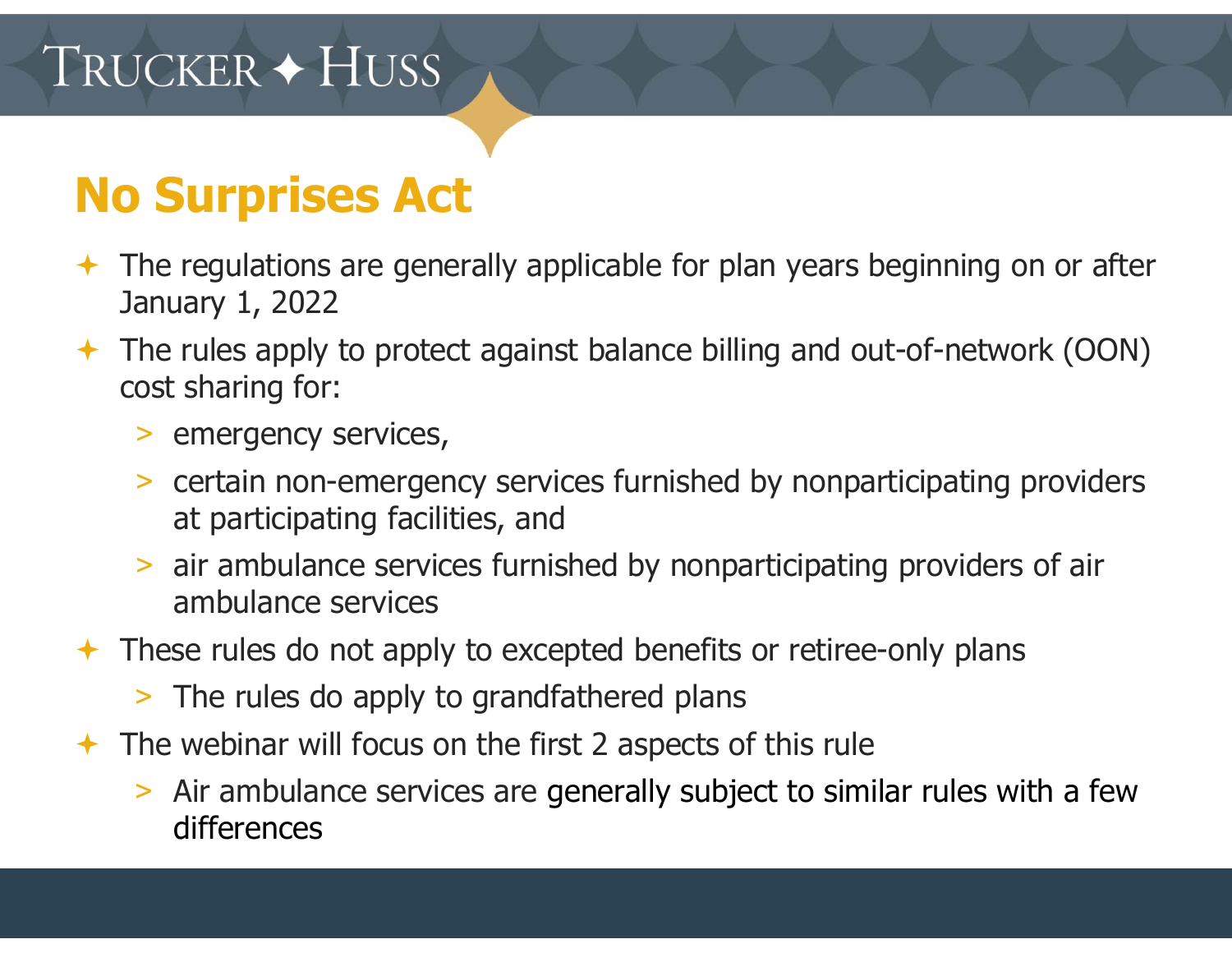## No Surprises Act

- The regulations are generally applicable for plan years beginning on or after January 1, 2022
- The rules apply to protect against balance billing and out-of-network (OON) cost sharing for:
  - emergency services,
  - certain non-emergency services furnished by nonparticipating providers at participating facilities, and
  - air ambulance services furnished by nonparticipating providers of air ambulance services
- These rules do not apply to excepted benefits or retiree-only plans
  - The rules do apply to grandfathered plans
- The webinar will focus on the first 2 aspects of this rule
  - Air ambulance services are generally subject to similar rules with a few differences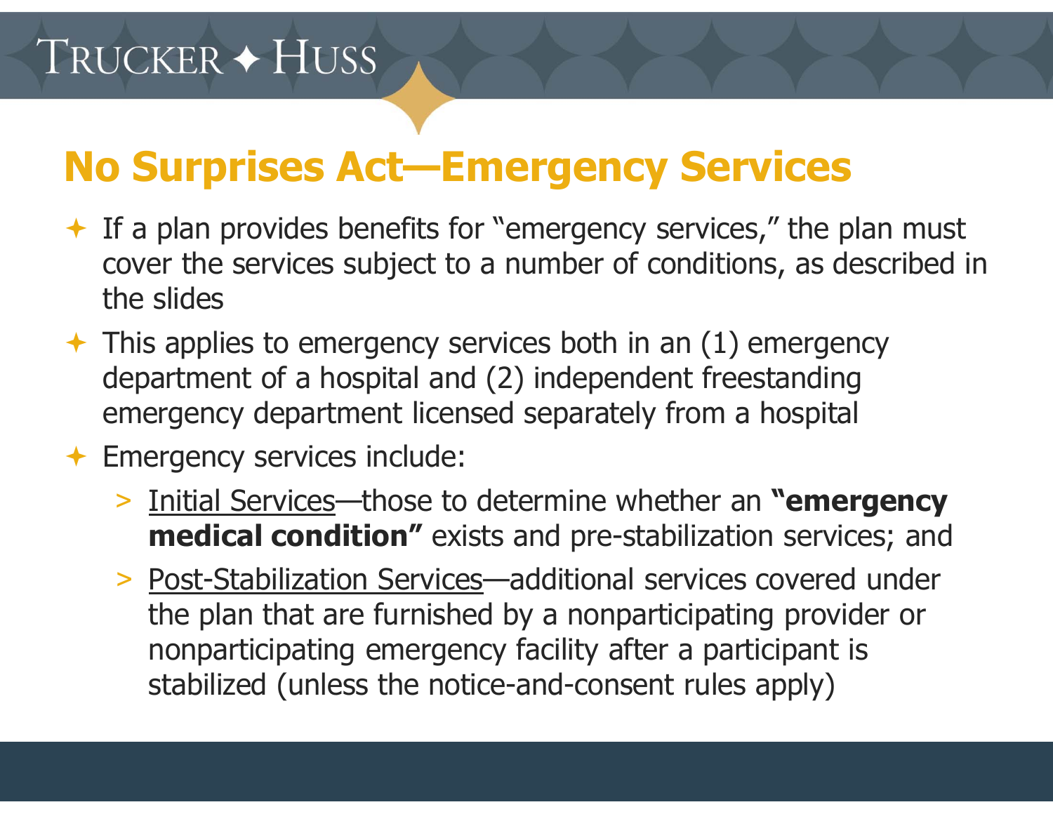# No Surprises Act—Emergency Services

- If a plan provides benefits for "emergency services," the plan must cover the services subject to a number of conditions, as described in the slides
- This applies to emergency services both in an (1) emergency department of a hospital and (2) independent freestanding emergency department licensed separately from a hospital
- Emergency services include:
  - Initial Services—those to determine whether an **"emergency medical condition"** exists and pre-stabilization services; and
  - Post-Stabilization Services—additional services covered under the plan that are furnished by a nonparticipating provider or nonparticipating emergency facility after a participant is stabilized (unless the notice-and-consent rules apply)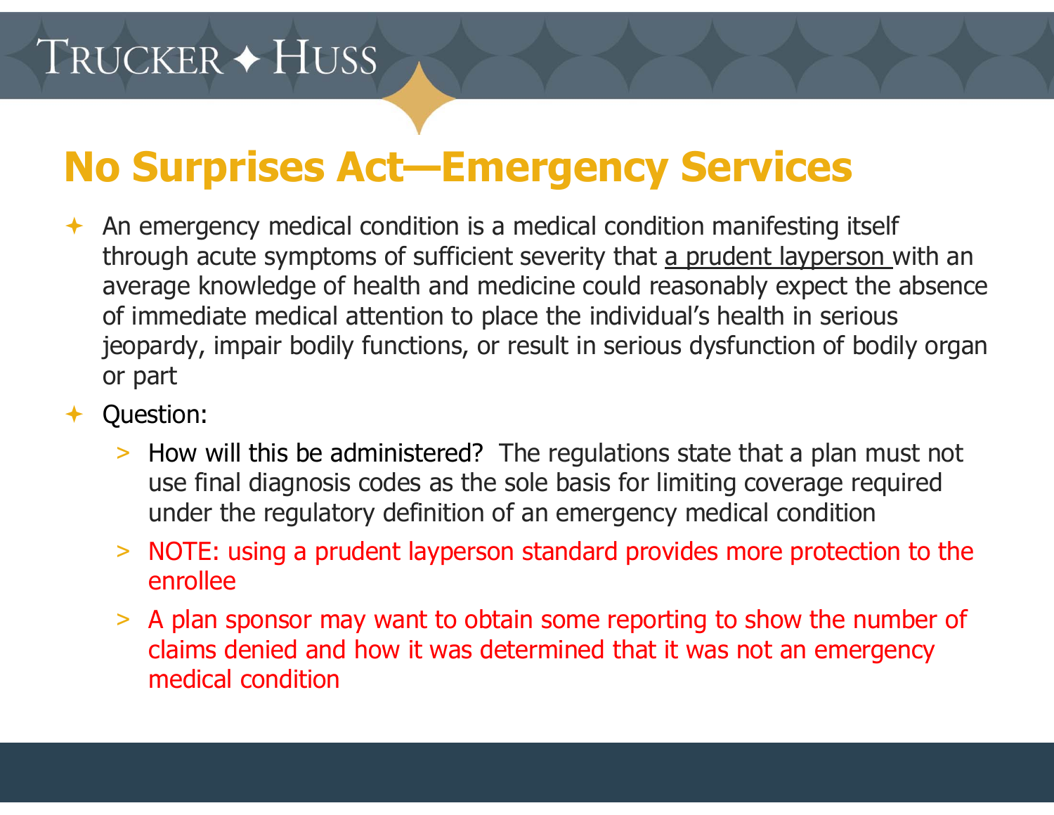# No Surprises Act—Emergency Services

- An emergency medical condition is a medical condition manifesting itself through acute symptoms of sufficient severity that a prudent layperson with an average knowledge of health and medicine could reasonably expect the absence of immediate medical attention to place the individual's health in serious jeopardy, impair bodily functions, or result in serious dysfunction of bodily organ or part
- Question:
  - How will this be administered? The regulations state that a plan must not use final diagnosis codes as the sole basis for limiting coverage required under the regulatory definition of an emergency medical condition
  - NOTE: using a prudent layperson standard provides more protection to the enrollee
  - A plan sponsor may want to obtain some reporting to show the number of claims denied and how it was determined that it was not an emergency medical condition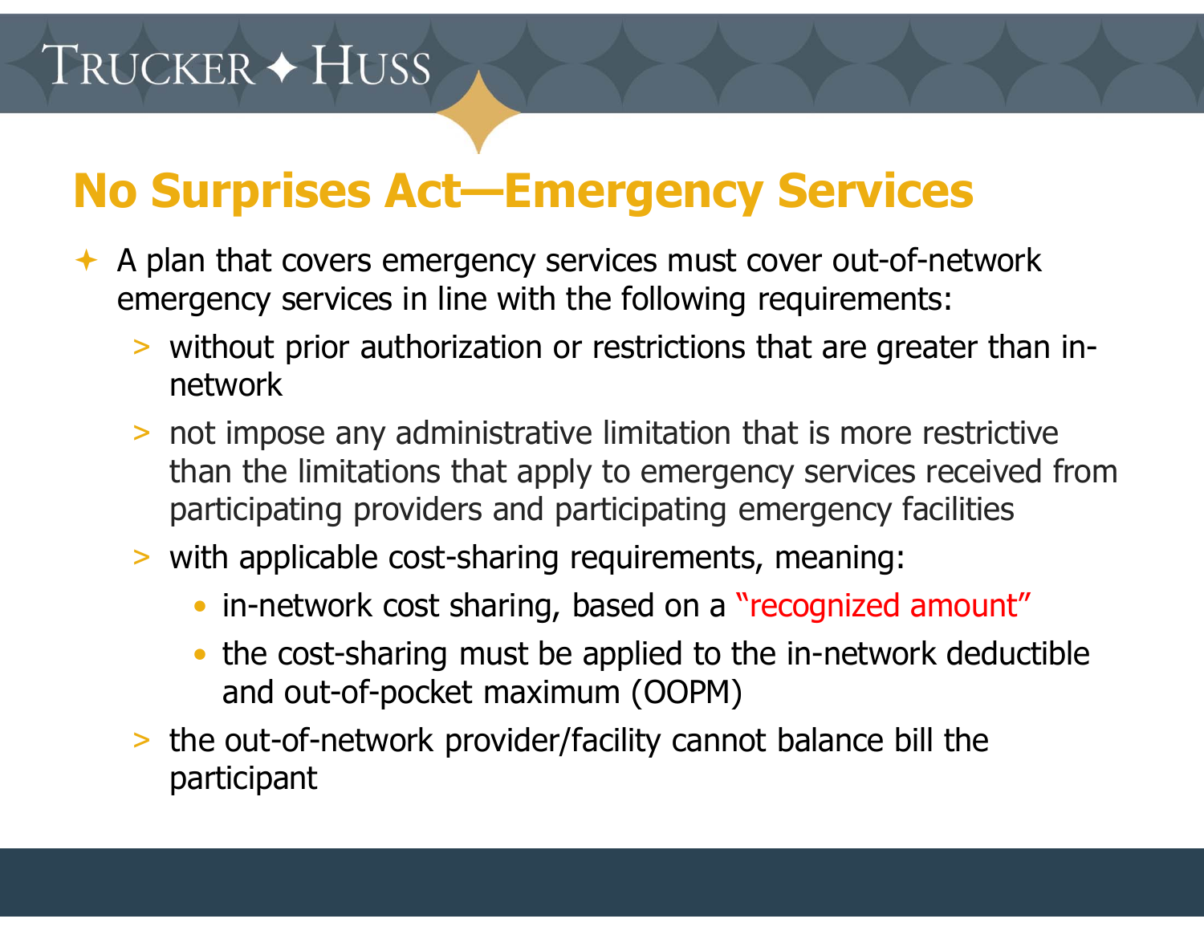# No Surprises Act—Emergency Services

- A plan that covers emergency services must cover out-of-network emergency services in line with the following requirements:
  - without prior authorization or restrictions that are greater than in-network
  - not impose any administrative limitation that is more restrictive than the limitations that apply to emergency services received from participating providers and participating emergency facilities
  - with applicable cost-sharing requirements, meaning:
    - in-network cost sharing, based on a "recognized amount"
    - the cost-sharing must be applied to the in-network deductible and out-of-pocket maximum (OOPM)
  - the out-of-network provider/facility cannot balance bill the participant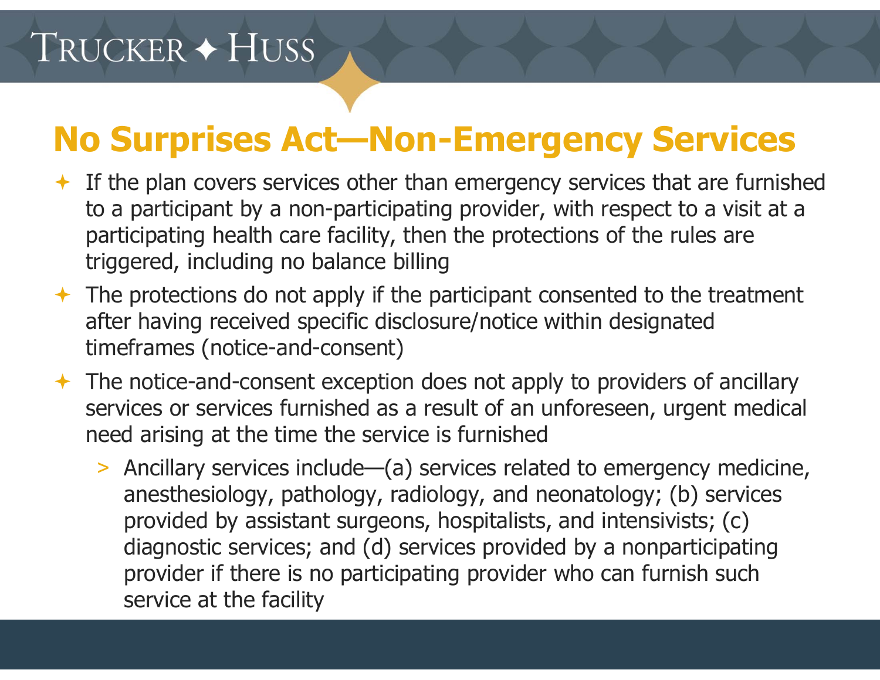## No Surprises Act—Non-Emergency Services

- If the plan covers services other than emergency services that are furnished to a participant by a non-participating provider, with respect to a visit at a participating health care facility, then the protections of the rules are triggered, including no balance billing
- The protections do not apply if the participant consented to the treatment after having received specific disclosure/notice within designated timeframes (notice-and-consent)
- The notice-and-consent exception does not apply to providers of ancillary services or services furnished as a result of an unforeseen, urgent medical need arising at the time the service is furnished
  - Ancillary services include—(a) services related to emergency medicine, anesthesiology, pathology, radiology, and neonatology; (b) services provided by assistant surgeons, hospitalists, and intensivists; (c) diagnostic services; and (d) services provided by a nonparticipating provider if there is no participating provider who can furnish such service at the facility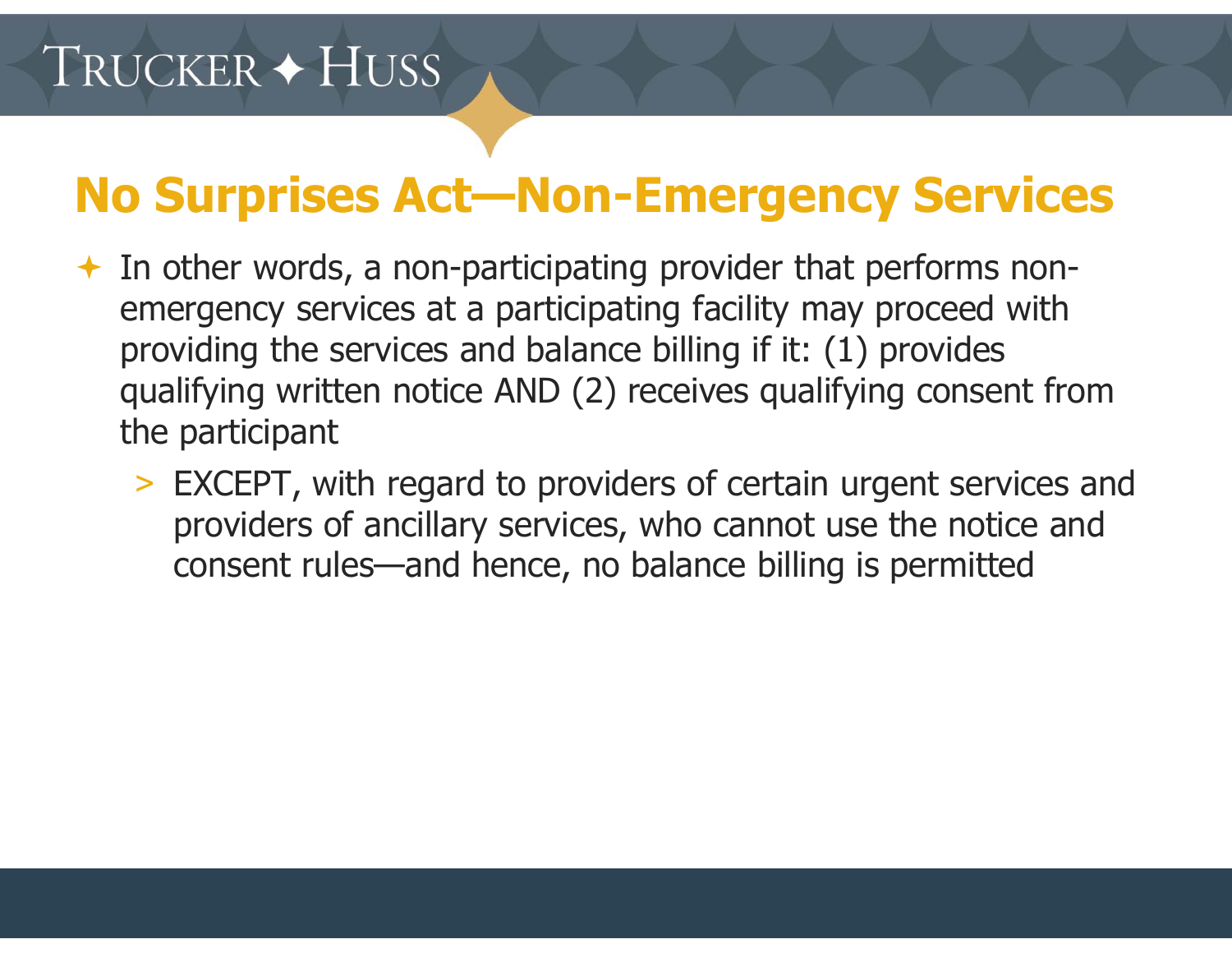## No Surprises Act—Non-Emergency Services

- In other words, a non-participating provider that performs non-emergency services at a participating facility may proceed with providing the services and balance billing if it: (1) provides qualifying written notice AND (2) receives qualifying consent from the participant
  - EXCEPT, with regard to providers of certain urgent services and providers of ancillary services, who cannot use the notice and consent rules—and hence, no balance billing is permitted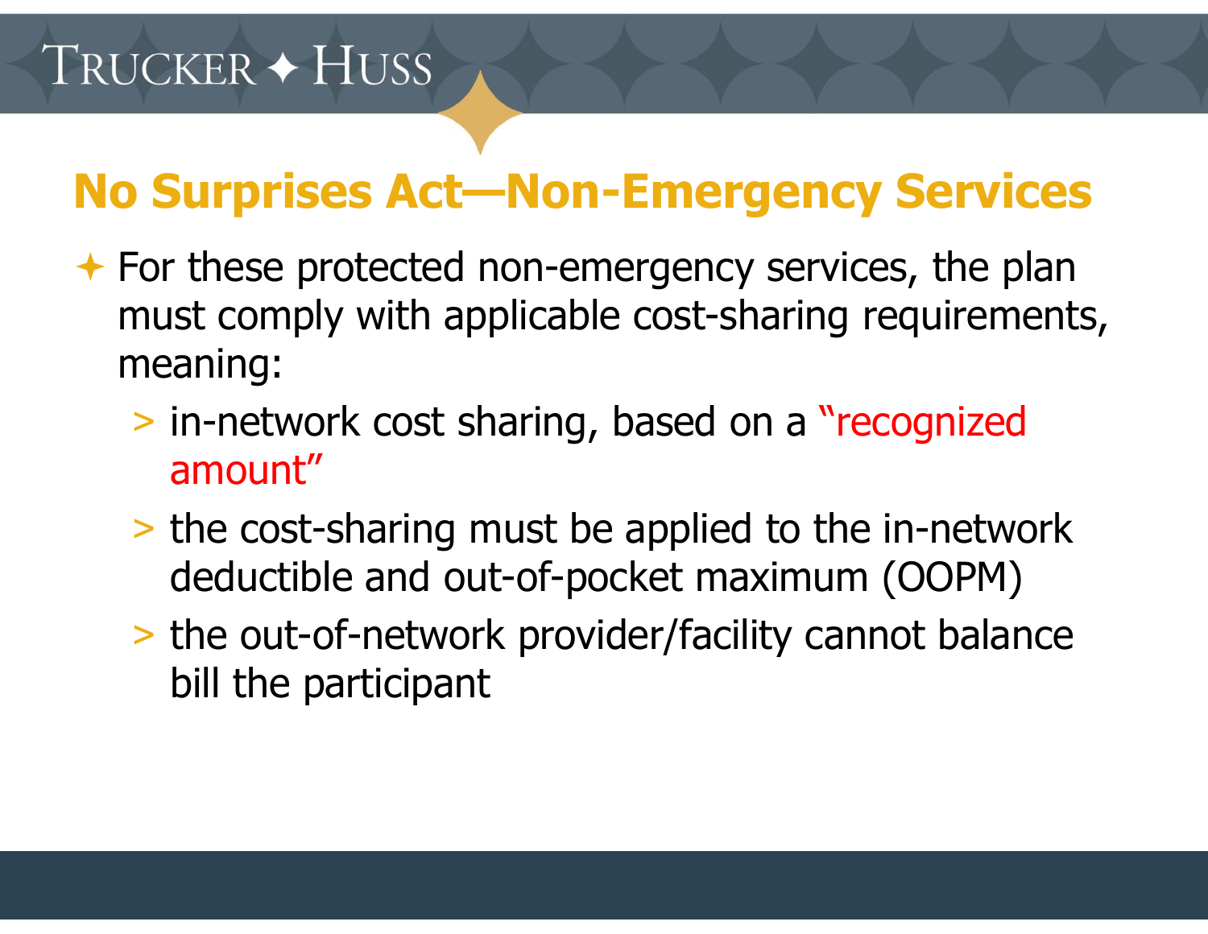## No Surprises Act—Non-Emergency Services

- For these protected non-emergency services, the plan must comply with applicable cost-sharing requirements, meaning:
  - in-network cost sharing, based on a "recognized amount"
  - the cost-sharing must be applied to the in-network deductible and out-of-pocket maximum (OOPM)
  - the out-of-network provider/facility cannot balance bill the participant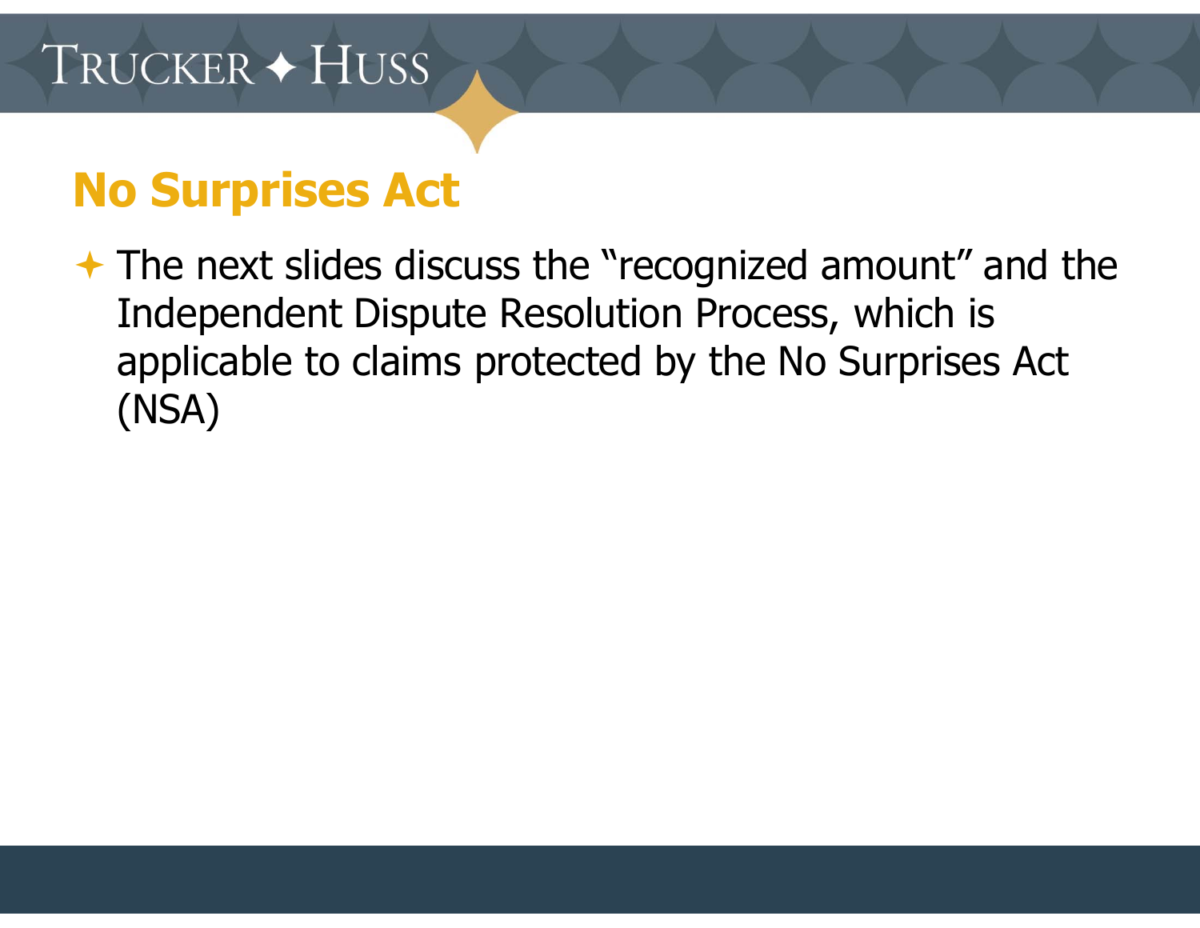# No Surprises Act

- The next slides discuss the "recognized amount" and the Independent Dispute Resolution Process, which is applicable to claims protected by the No Surprises Act (NSA)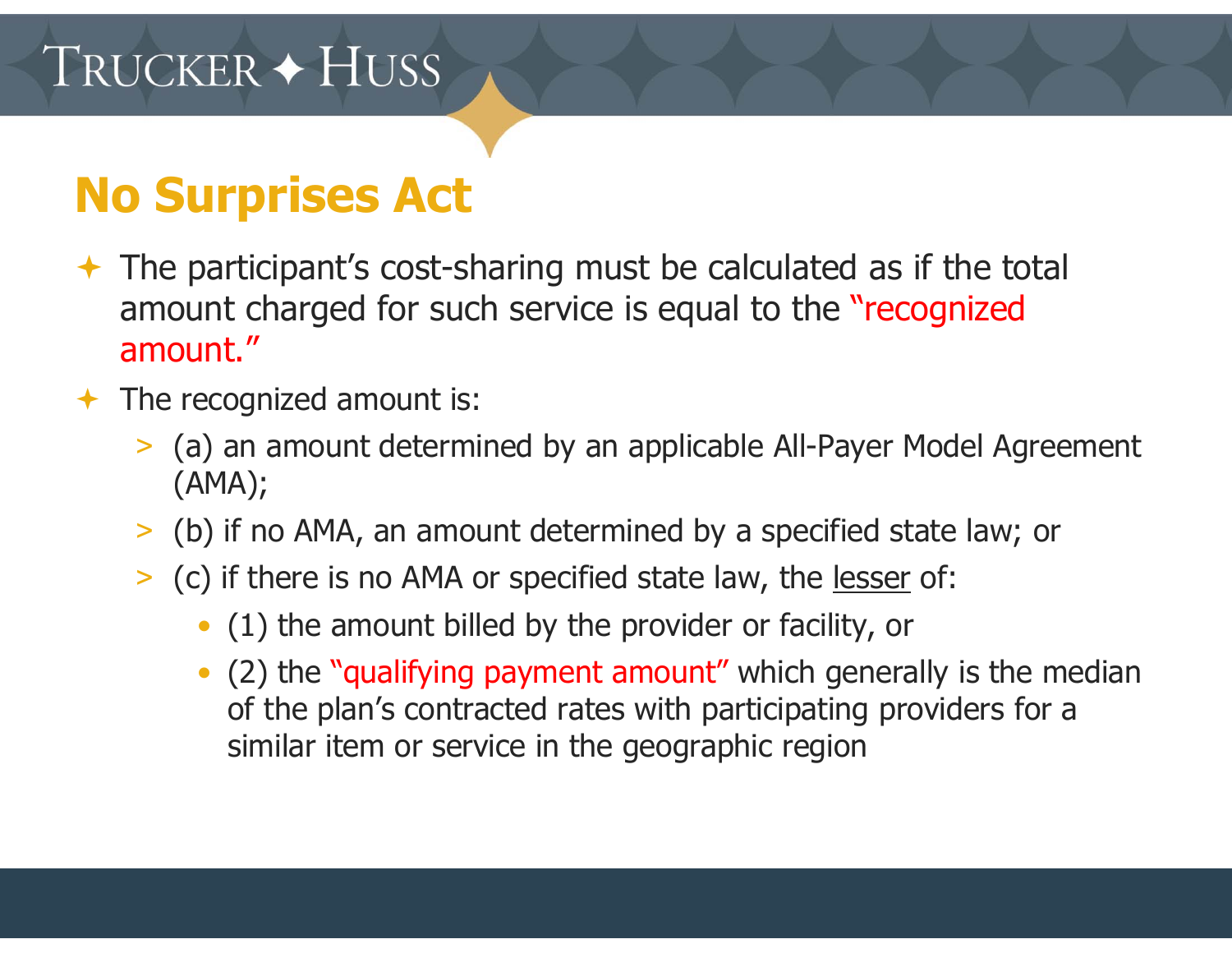## No Surprises Act

- The participant's cost-sharing must be calculated as if the total amount charged for such service is equal to the "recognized amount."
- The recognized amount is:
  - (a) an amount determined by an applicable All-Payer Model Agreement (AMA);
  - (b) if no AMA, an amount determined by a specified state law; or
  - (c) if there is no AMA or specified state law, the <u>lesser</u> of:
    - (1) the amount billed by the provider or facility, or
    - (2) the "qualifying payment amount" which generally is the median of the plan's contracted rates with participating providers for a similar item or service in the geographic region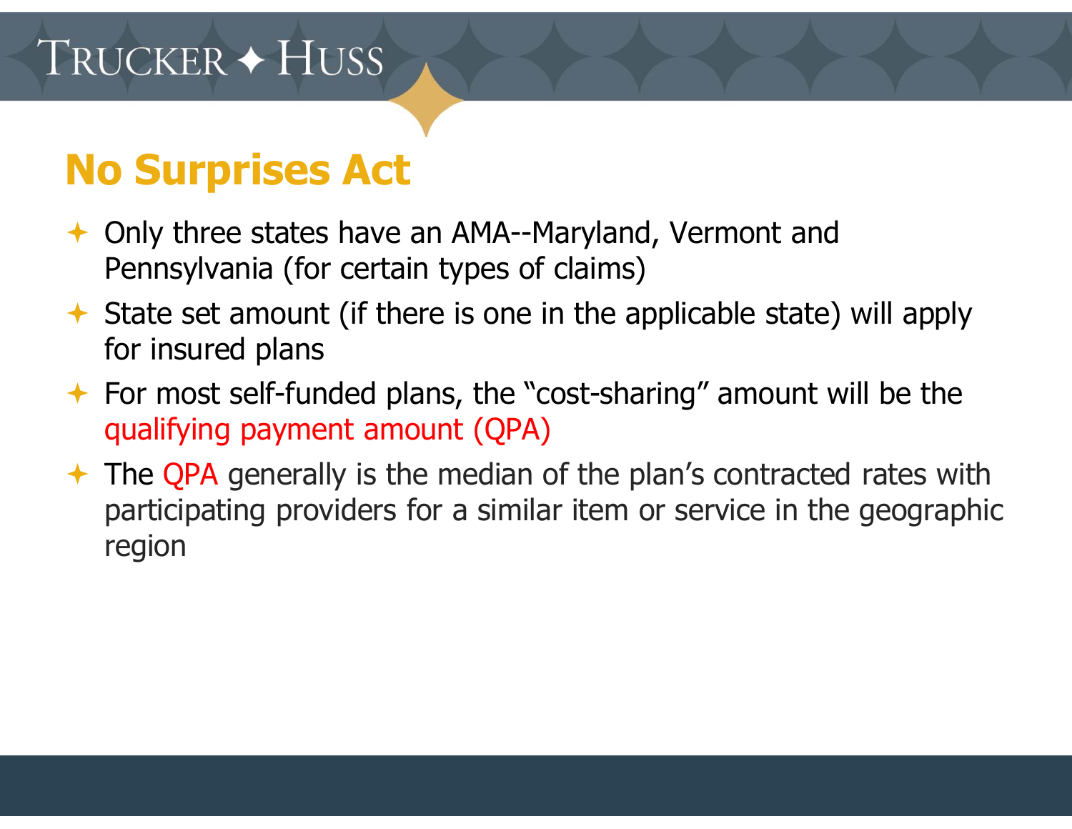# No Surprises Act

- Only three states have an AMA--Maryland, Vermont and Pennsylvania (for certain types of claims)
- State set amount (if there is one in the applicable state) will apply for insured plans
- For most self-funded plans, the "cost-sharing" amount will be the qualifying payment amount (QPA)
- The QPA generally is the median of the plan's contracted rates with participating providers for a similar item or service in the geographic region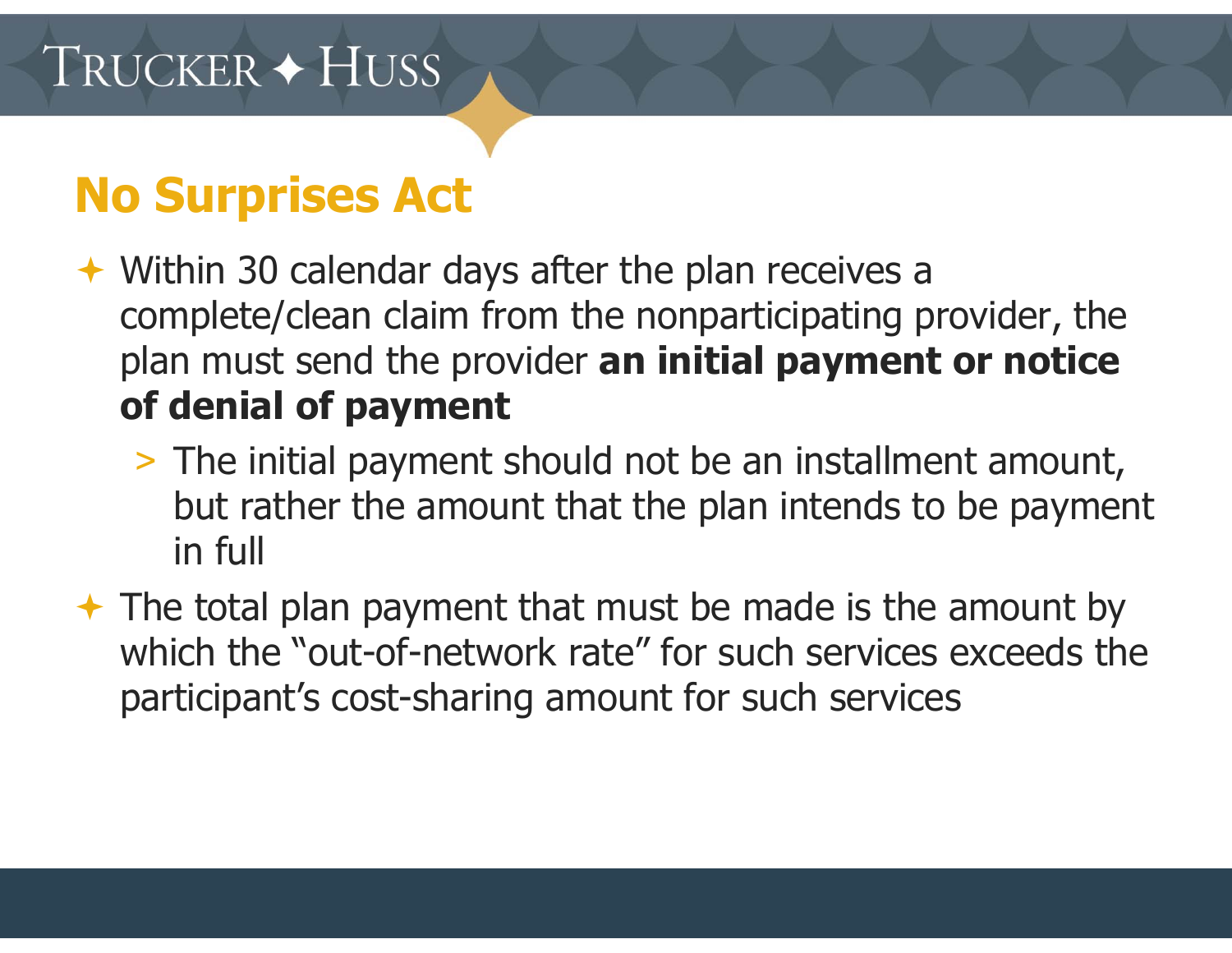# No Surprises Act

- Within 30 calendar days after the plan receives a complete/clean claim from the nonparticipating provider, the plan must send the provider **an initial payment or notice of denial of payment**
  - The initial payment should not be an installment amount, but rather the amount that the plan intends to be payment in full
- The total plan payment that must be made is the amount by which the "out-of-network rate" for such services exceeds the participant's cost-sharing amount for such services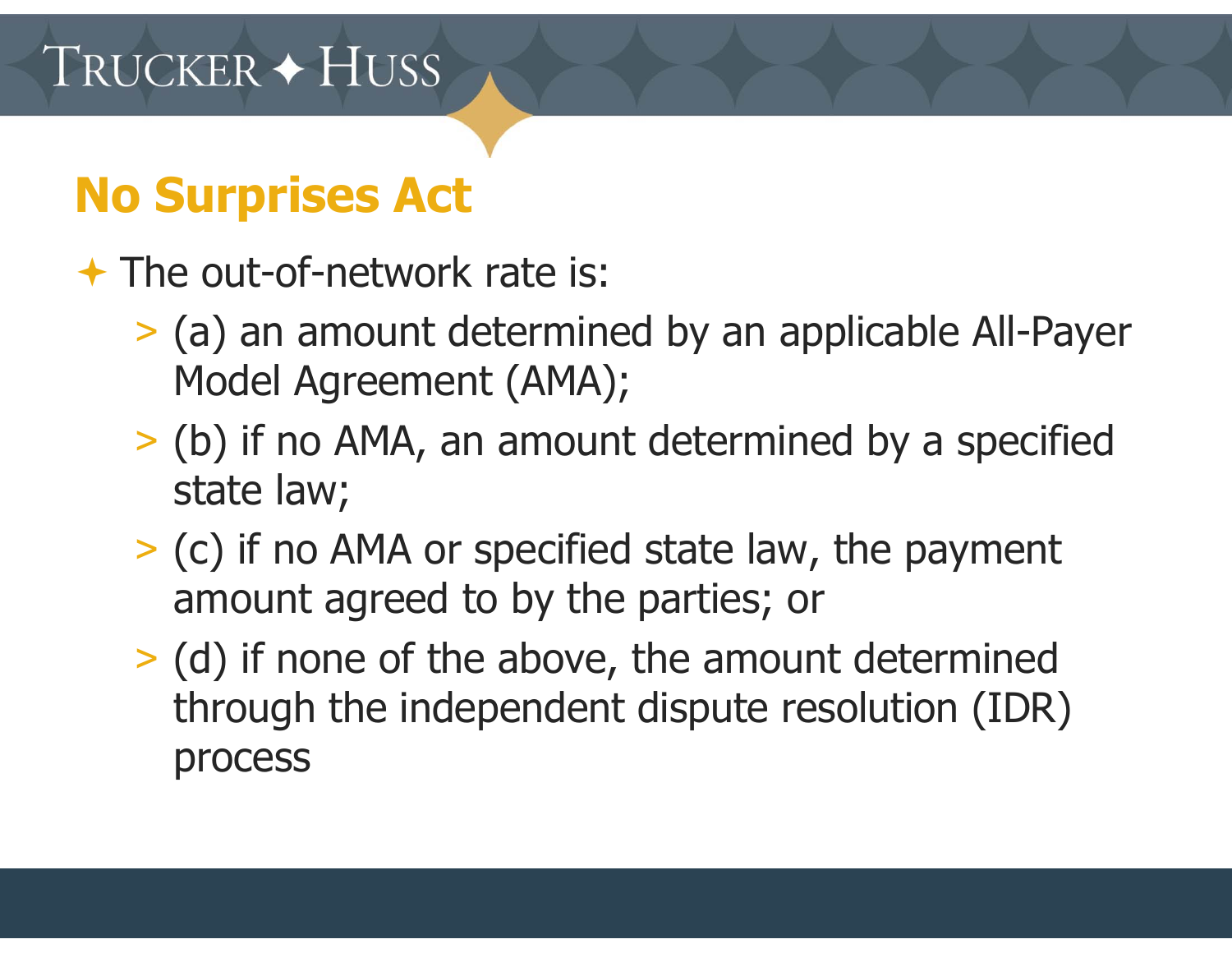## No Surprises Act

- The out-of-network rate is:
  - (a) an amount determined by an applicable All-Payer Model Agreement (AMA);
  - (b) if no AMA, an amount determined by a specified state law;
  - (c) if no AMA or specified state law, the payment amount agreed to by the parties; or
  - (d) if none of the above, the amount determined through the independent dispute resolution (IDR) process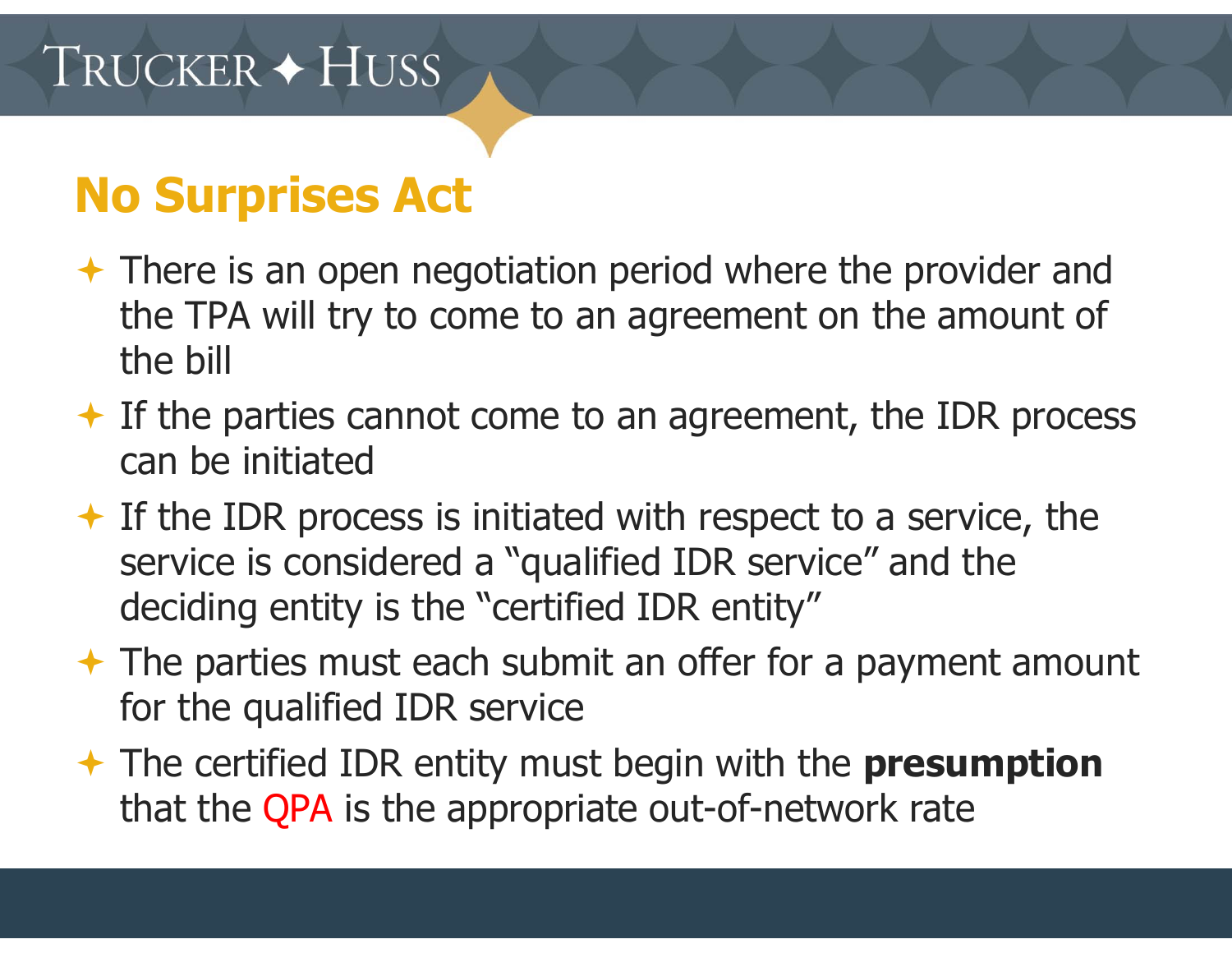# No Surprises Act

- There is an open negotiation period where the provider and the TPA will try to come to an agreement on the amount of the bill
- If the parties cannot come to an agreement, the IDR process can be initiated
- If the IDR process is initiated with respect to a service, the service is considered a "qualified IDR service" and the deciding entity is the "certified IDR entity"
- The parties must each submit an offer for a payment amount for the qualified IDR service
- The certified IDR entity must begin with the **presumption** that the QPA is the appropriate out-of-network rate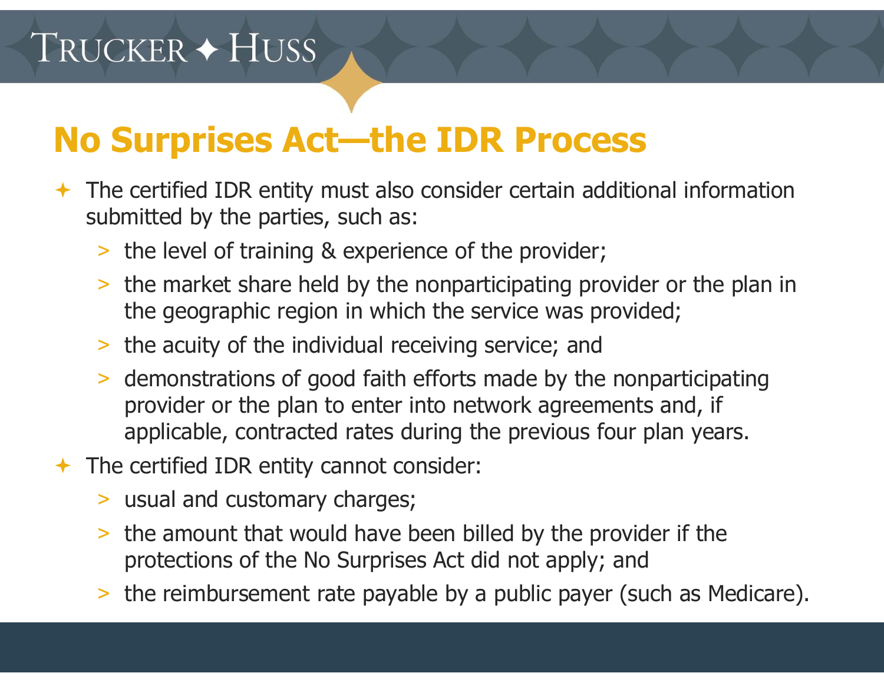# No Surprises Act—the IDR Process

- The certified IDR entity must also consider certain additional information submitted by the parties, such as:
  - the level of training & experience of the provider;
  - the market share held by the nonparticipating provider or the plan in the geographic region in which the service was provided;
  - the acuity of the individual receiving service; and
  - demonstrations of good faith efforts made by the nonparticipating provider or the plan to enter into network agreements and, if applicable, contracted rates during the previous four plan years.
- The certified IDR entity cannot consider:
  - usual and customary charges;
  - the amount that would have been billed by the provider if the protections of the No Surprises Act did not apply; and
  - the reimbursement rate payable by a public payer (such as Medicare).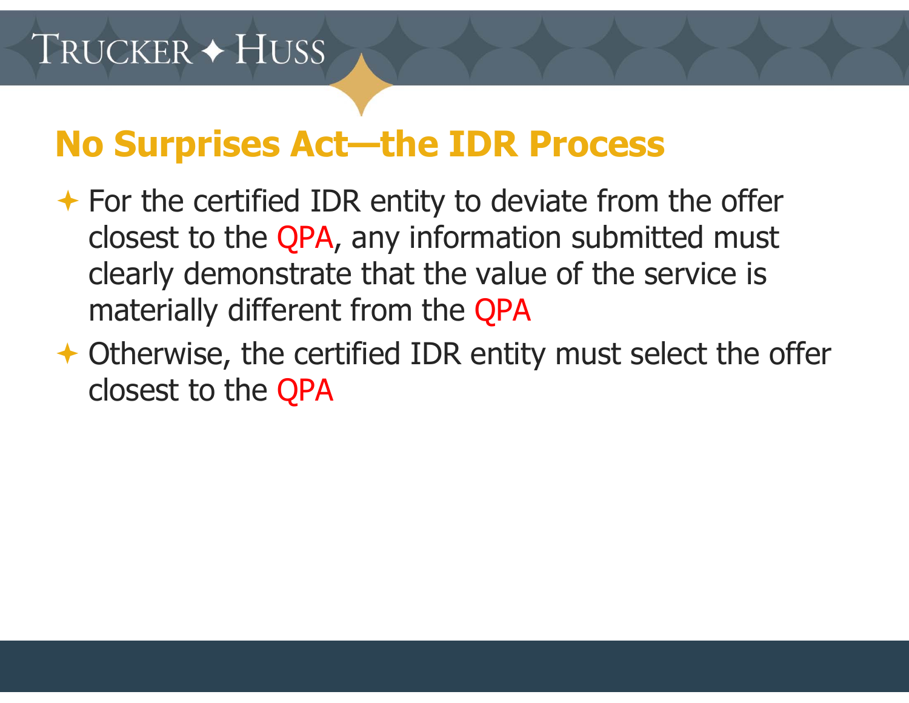## No Surprises Act—the IDR Process

- For the certified IDR entity to deviate from the offer closest to the QPA, any information submitted must clearly demonstrate that the value of the service is materially different from the QPA
- Otherwise, the certified IDR entity must select the offer closest to the QPA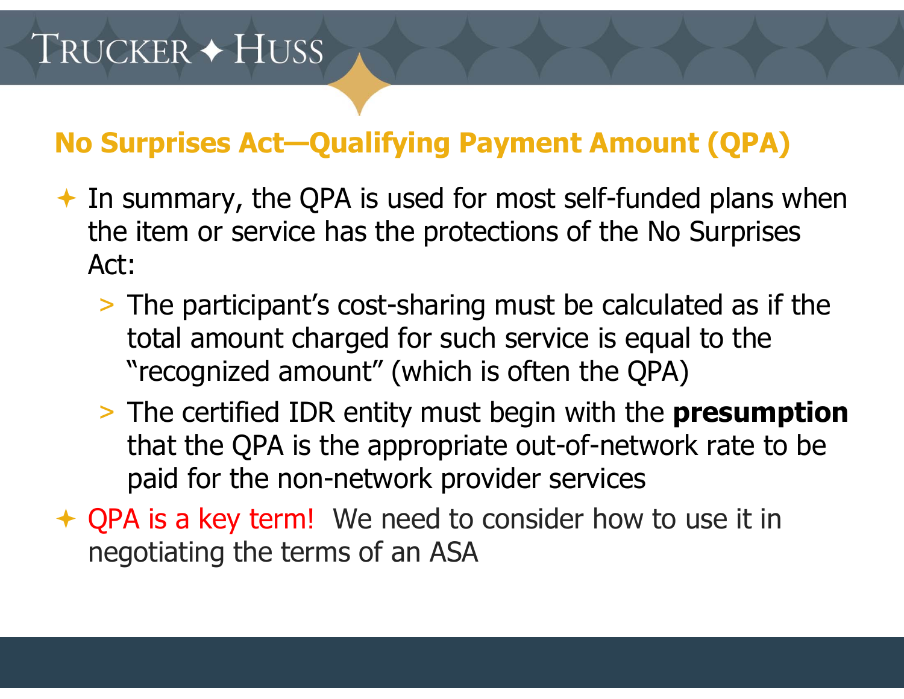## No Surprises Act—Qualifying Payment Amount (QPA)

- In summary, the QPA is used for most self-funded plans when the item or service has the protections of the No Surprises Act:
  - The participant's cost-sharing must be calculated as if the total amount charged for such service is equal to the "recognized amount" (which is often the QPA)
  - The certified IDR entity must begin with the **presumption** that the QPA is the appropriate out-of-network rate to be paid for the non-network provider services
- QPA is a key term! We need to consider how to use it in negotiating the terms of an ASA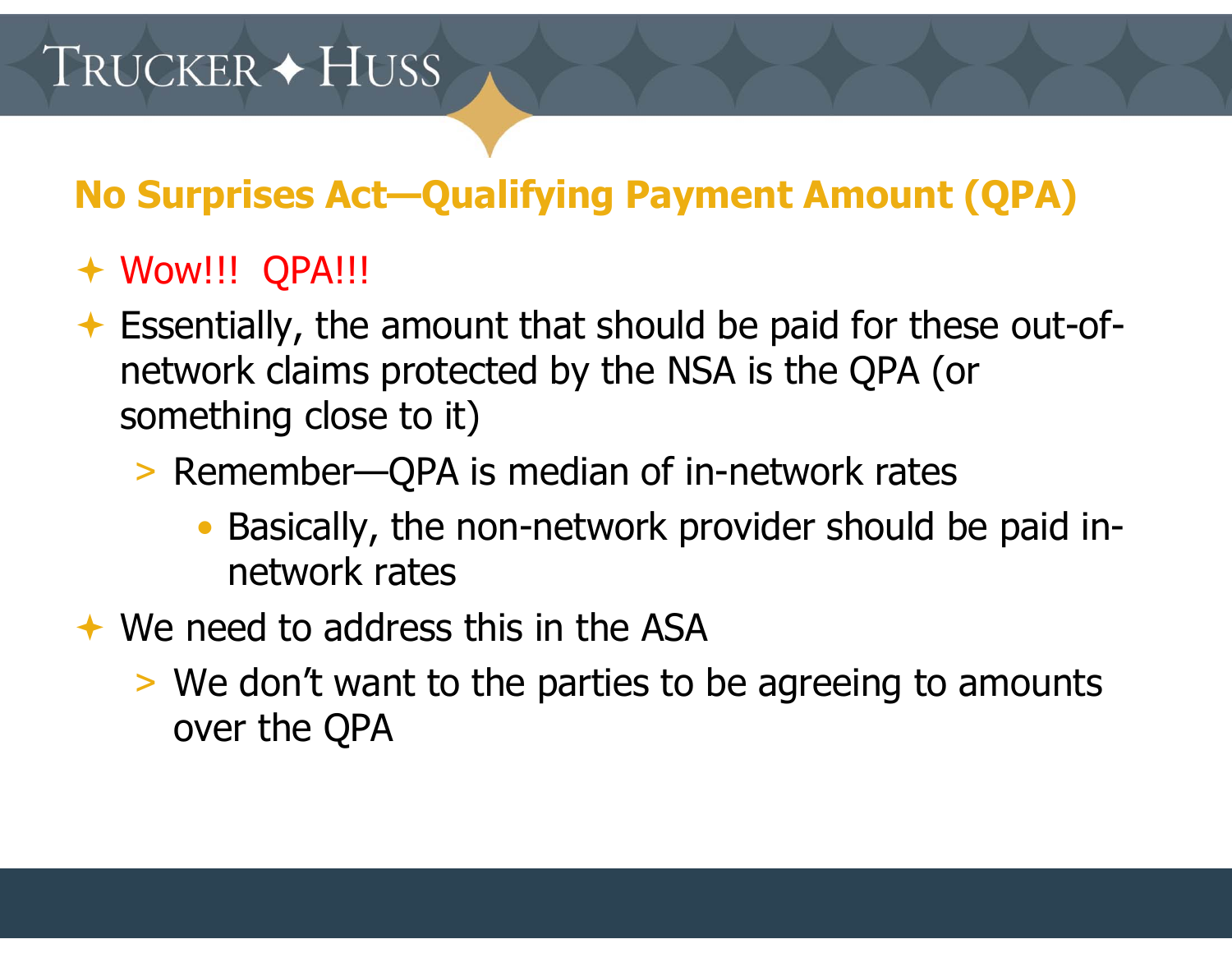## No Surprises Act—Qualifying Payment Amount (QPA)

- Wow!!! QPA!!!
- Essentially, the amount that should be paid for these out-of-network claims protected by the NSA is the QPA (or something close to it)
  - Remember—QPA is median of in-network rates
    - Basically, the non-network provider should be paid in-network rates
- We need to address this in the ASA
  - We don't want to the parties to be agreeing to amounts over the QPA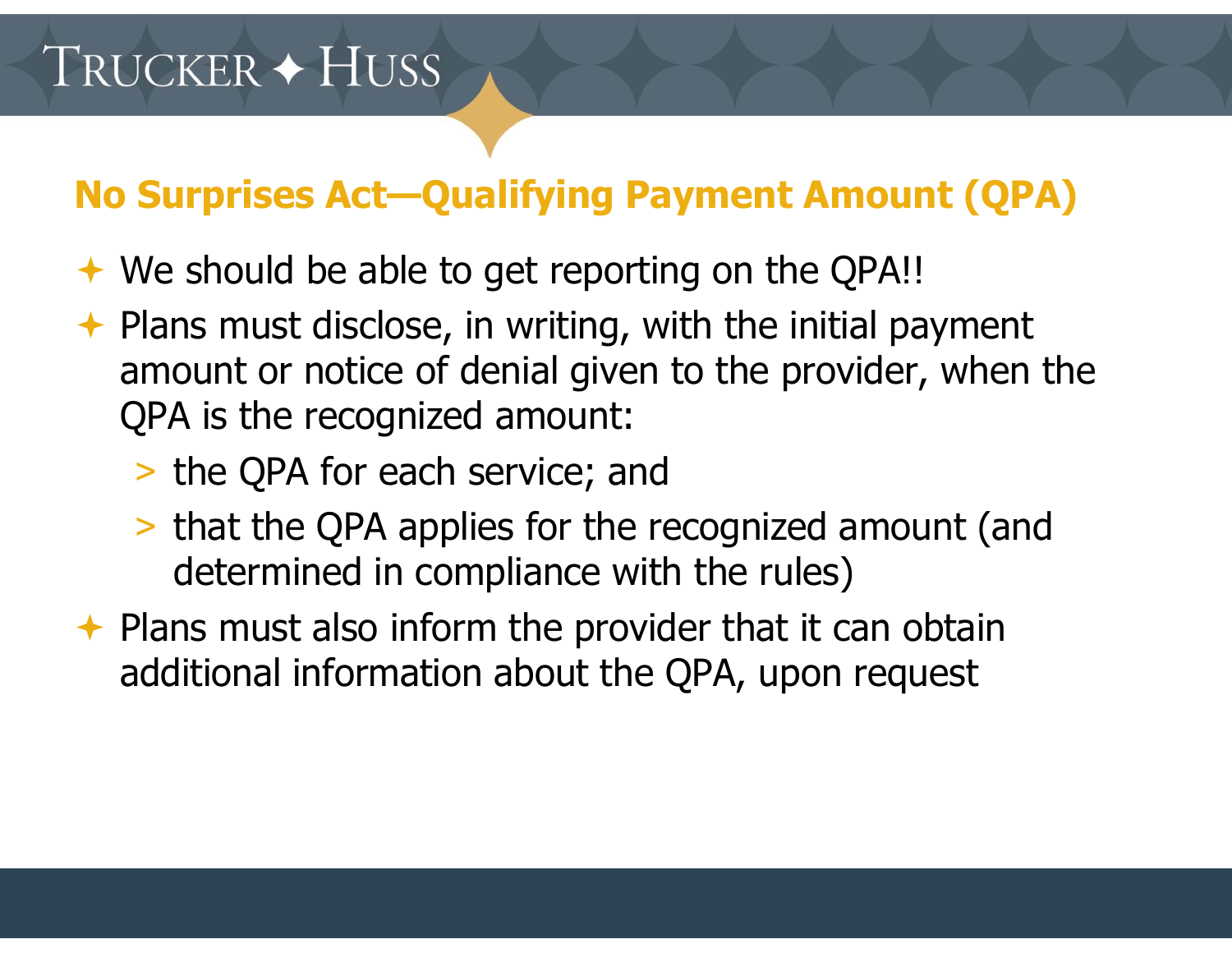## No Surprises Act—Qualifying Payment Amount (QPA)

- We should be able to get reporting on the QPA!!
- Plans must disclose, in writing, with the initial payment amount or notice of denial given to the provider, when the QPA is the recognized amount:
  - the QPA for each service; and
  - that the QPA applies for the recognized amount (and determined in compliance with the rules)
- Plans must also inform the provider that it can obtain additional information about the QPA, upon request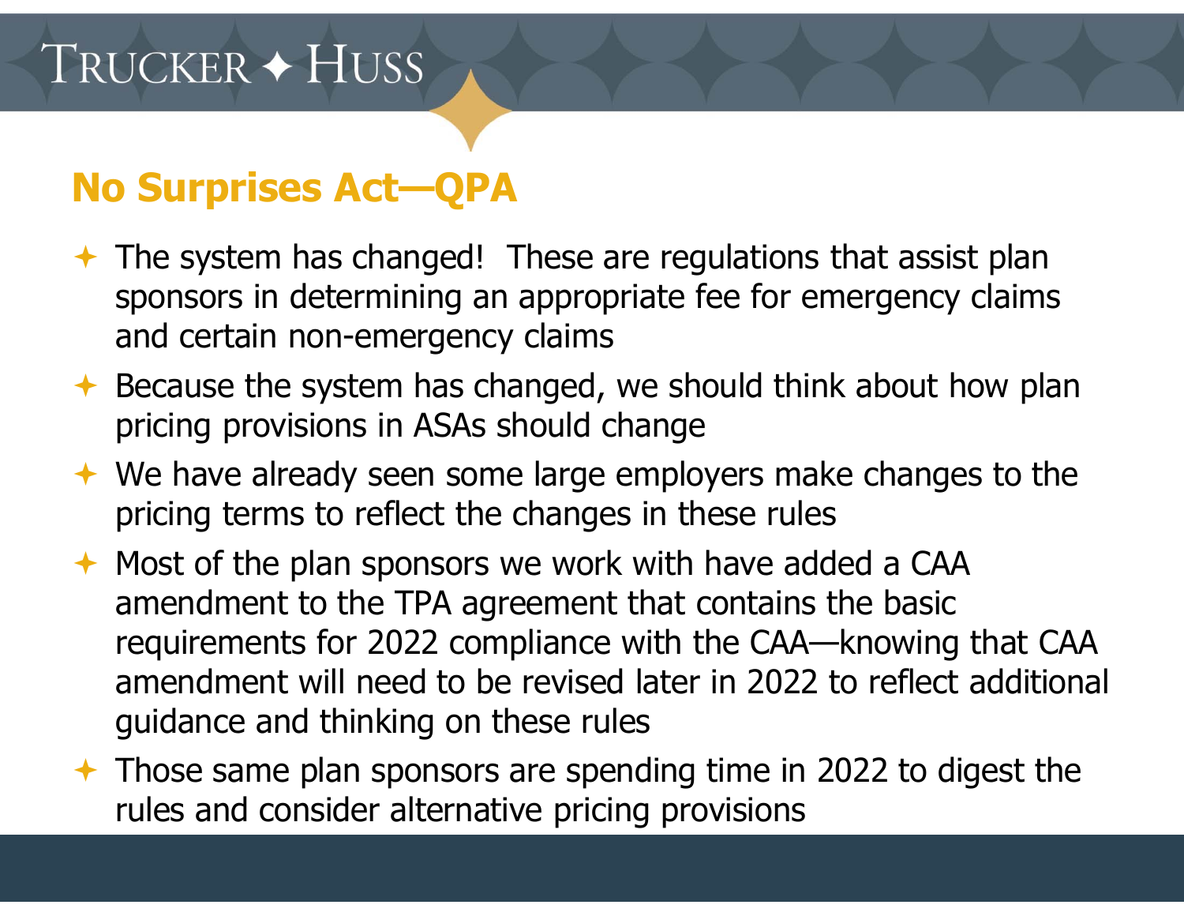## No Surprises Act—QPA

- The system has changed! These are regulations that assist plan sponsors in determining an appropriate fee for emergency claims and certain non-emergency claims
- Because the system has changed, we should think about how plan pricing provisions in ASAs should change
- We have already seen some large employers make changes to the pricing terms to reflect the changes in these rules
- Most of the plan sponsors we work with have added a CAA amendment to the TPA agreement that contains the basic requirements for 2022 compliance with the CAA—knowing that CAA amendment will need to be revised later in 2022 to reflect additional guidance and thinking on these rules
- Those same plan sponsors are spending time in 2022 to digest the rules and consider alternative pricing provisions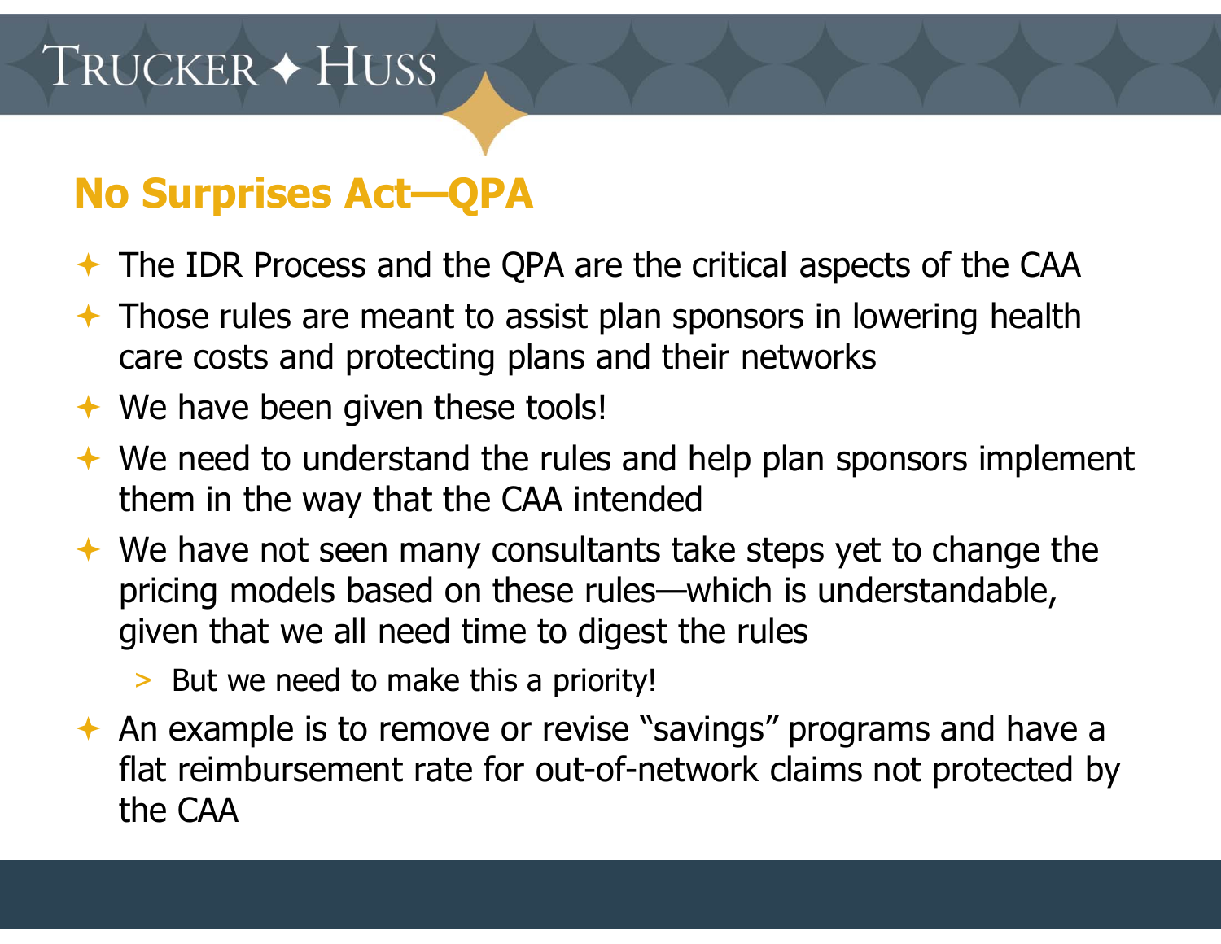## No Surprises Act—QPA

- The IDR Process and the QPA are the critical aspects of the CAA
- Those rules are meant to assist plan sponsors in lowering health care costs and protecting plans and their networks
- We have been given these tools!
- We need to understand the rules and help plan sponsors implement them in the way that the CAA intended
- We have not seen many consultants take steps yet to change the pricing models based on these rules—which is understandable, given that we all need time to digest the rules
  - But we need to make this a priority!
- An example is to remove or revise "savings" programs and have a flat reimbursement rate for out-of-network claims not protected by the CAA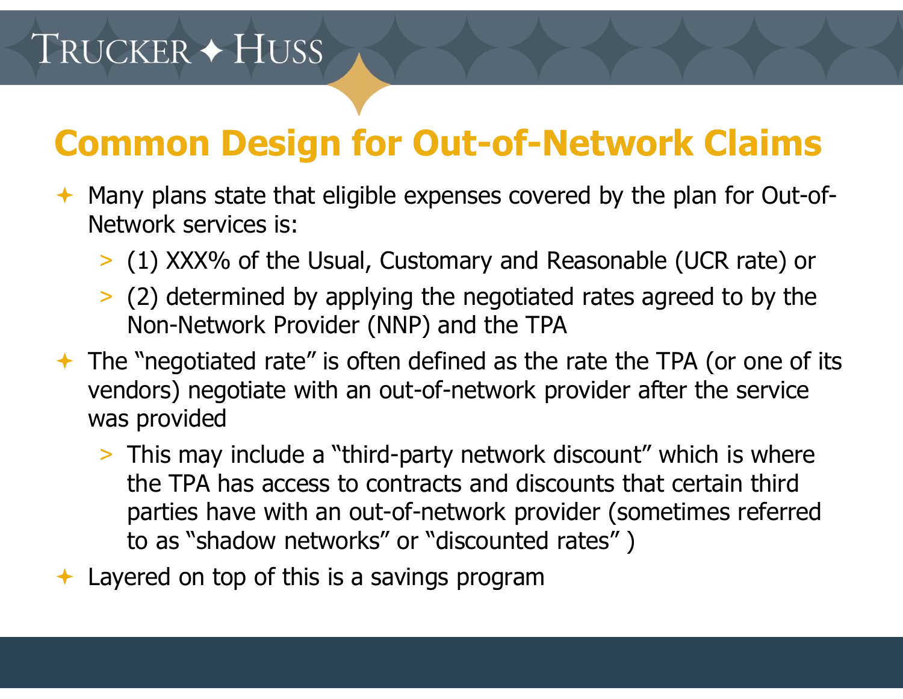## Common Design for Out-of-Network Claims

- Many plans state that eligible expenses covered by the plan for Out-of-Network services is:
  - (1) XXX% of the Usual, Customary and Reasonable (UCR rate) or
  - (2) determined by applying the negotiated rates agreed to by the Non-Network Provider (NNP) and the TPA
- The "negotiated rate" is often defined as the rate the TPA (or one of its vendors) negotiate with an out-of-network provider after the service was provided
  - This may include a "third-party network discount" which is where the TPA has access to contracts and discounts that certain third parties have with an out-of-network provider (sometimes referred to as "shadow networks" or "discounted rates" )
- Layered on top of this is a savings program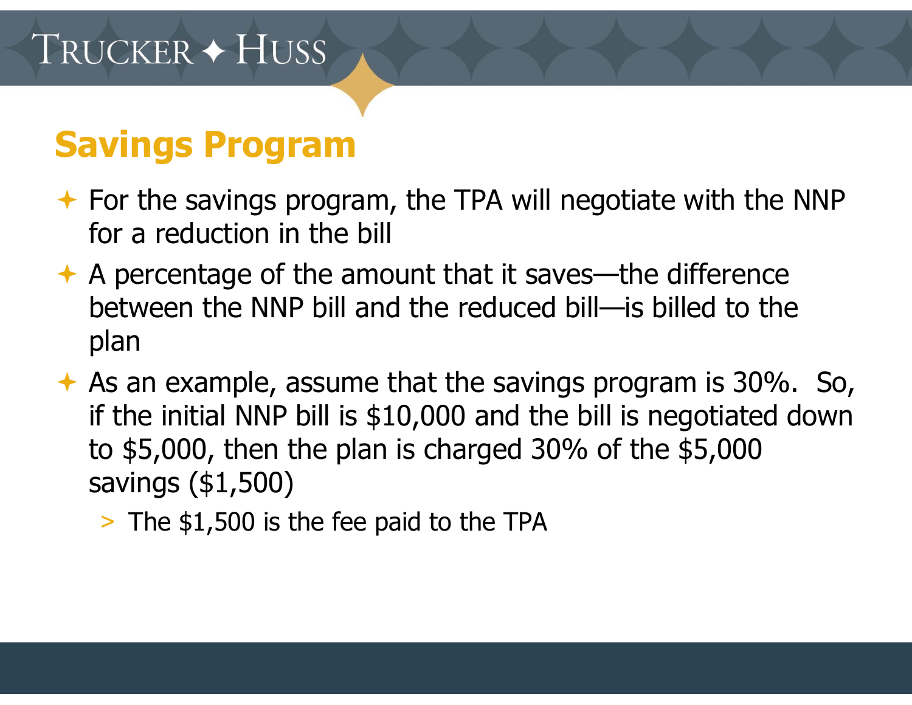# Savings Program

- For the savings program, the TPA will negotiate with the NNP for a reduction in the bill
- A percentage of the amount that it saves—the difference between the NNP bill and the reduced bill—is billed to the plan
- As an example, assume that the savings program is 30%. So, if the initial NNP bill is $10,000 and the bill is negotiated down to $5,000, then the plan is charged 30% of the $5,000 savings ($1,500)
  - The $1,500 is the fee paid to the TPA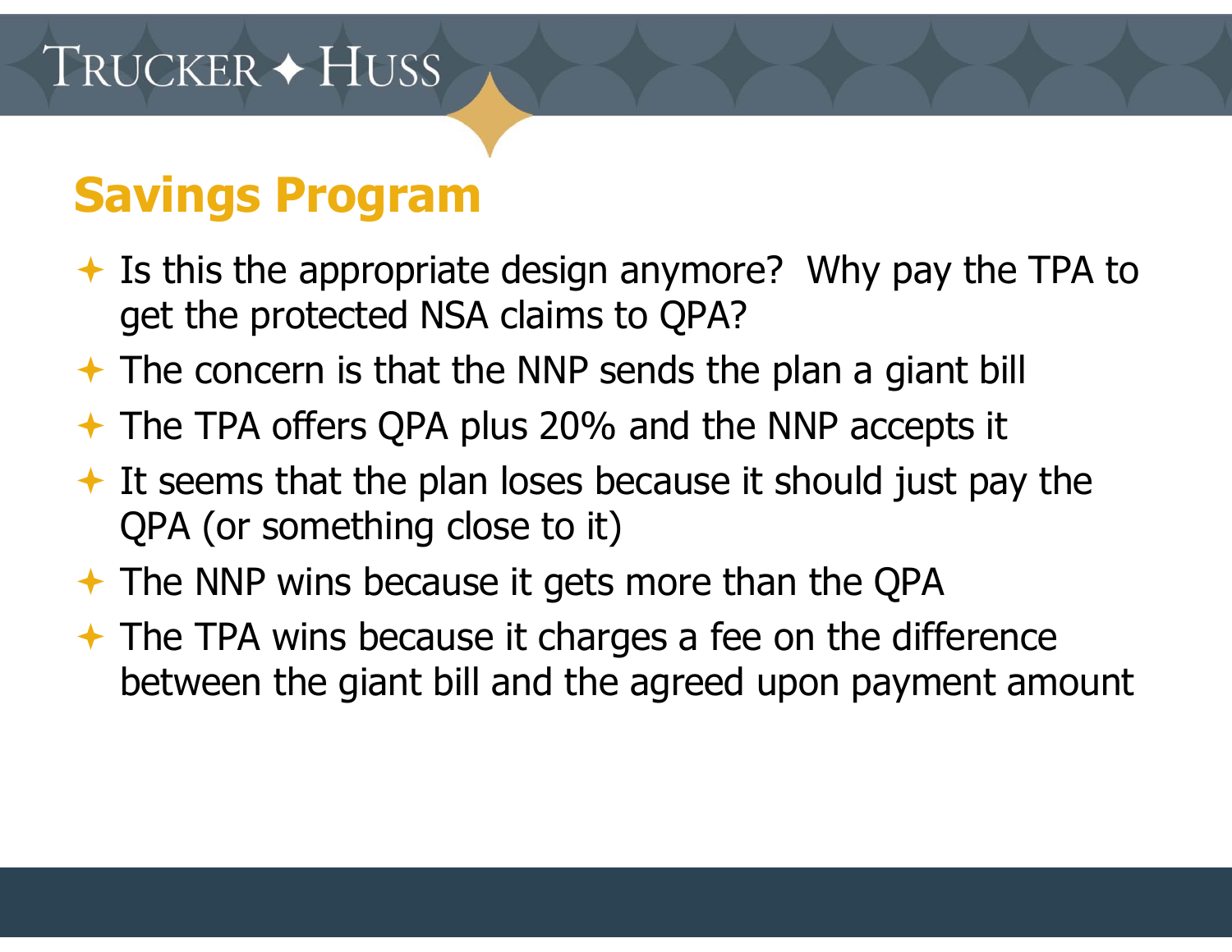## Savings Program

- Is this the appropriate design anymore? Why pay the TPA to get the protected NSA claims to QPA?
- The concern is that the NNP sends the plan a giant bill
- The TPA offers QPA plus 20% and the NNP accepts it
- It seems that the plan loses because it should just pay the QPA (or something close to it)
- The NNP wins because it gets more than the QPA
- The TPA wins because it charges a fee on the difference between the giant bill and the agreed upon payment amount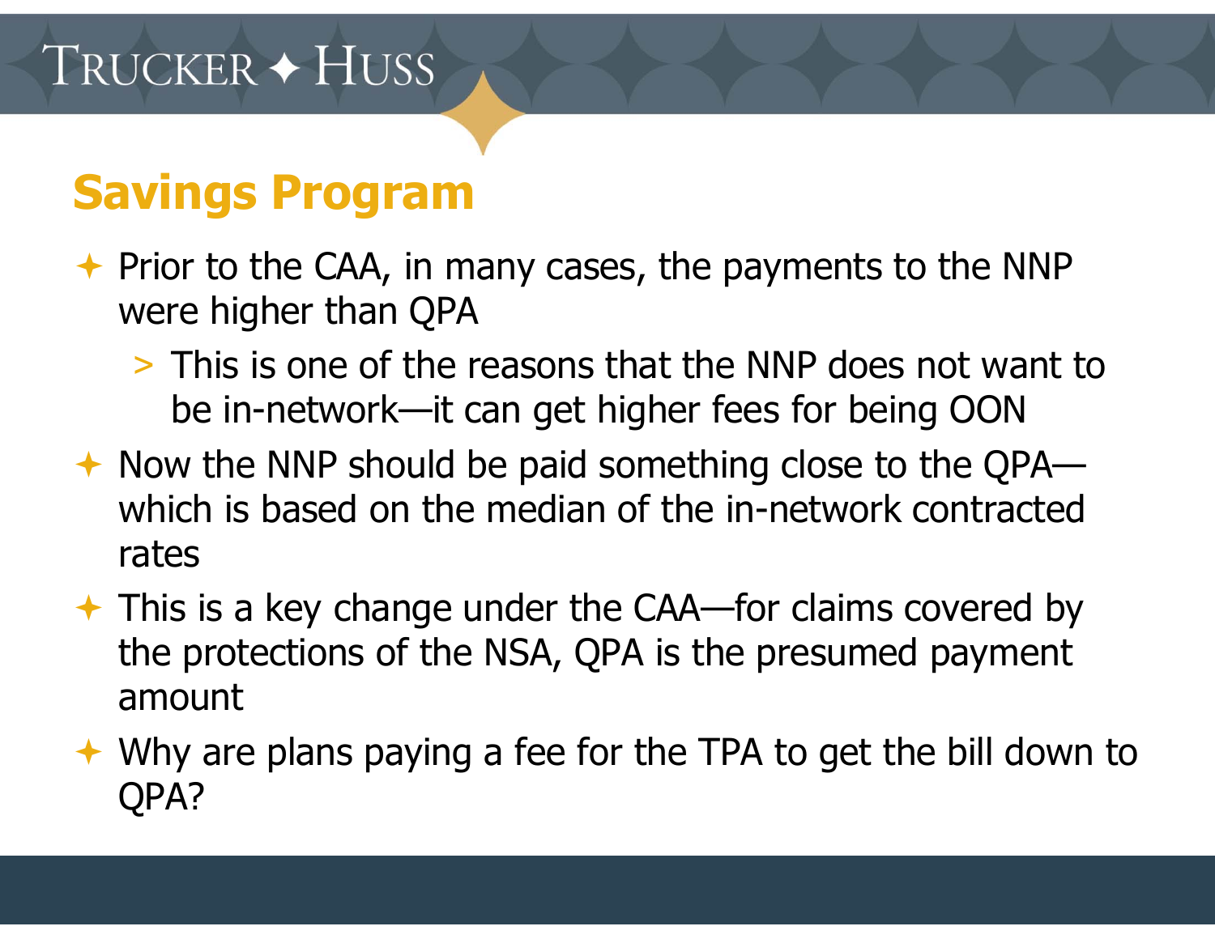## Savings Program

- Prior to the CAA, in many cases, the payments to the NNP were higher than QPA
  - This is one of the reasons that the NNP does not want to be in-network—it can get higher fees for being OON
- Now the NNP should be paid something close to the QPA—which is based on the median of the in-network contracted rates
- This is a key change under the CAA—for claims covered by the protections of the NSA, QPA is the presumed payment amount
- Why are plans paying a fee for the TPA to get the bill down to QPA?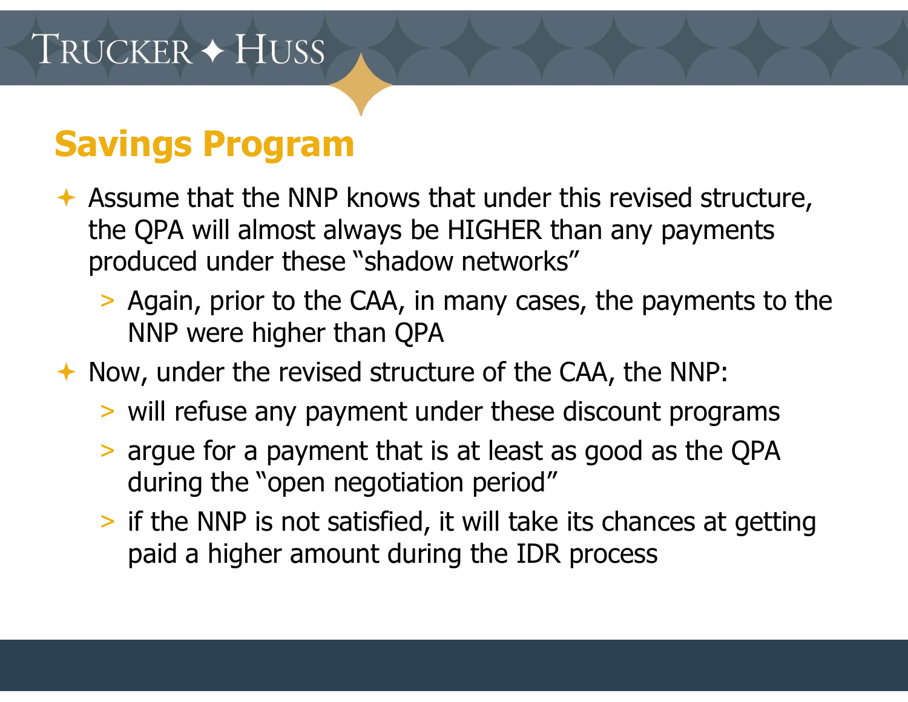## Savings Program

- Assume that the NNP knows that under this revised structure, the QPA will almost always be HIGHER than any payments produced under these "shadow networks"
  - Again, prior to the CAA, in many cases, the payments to the NNP were higher than QPA
- Now, under the revised structure of the CAA, the NNP:
  - will refuse any payment under these discount programs
  - argue for a payment that is at least as good as the QPA during the "open negotiation period"
  - if the NNP is not satisfied, it will take its chances at getting paid a higher amount during the IDR process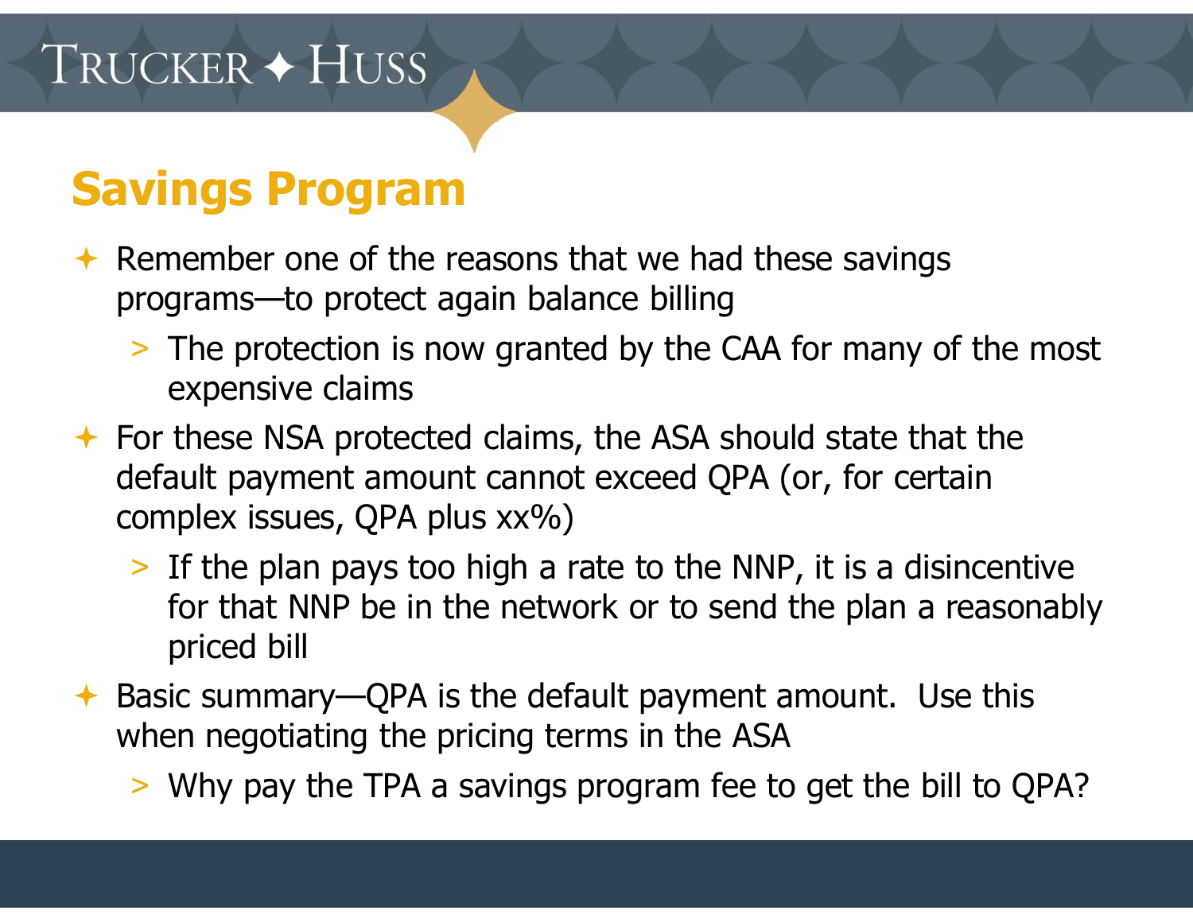# Savings Program

- Remember one of the reasons that we had these savings programs—to protect again balance billing
  - The protection is now granted by the CAA for many of the most expensive claims
- For these NSA protected claims, the ASA should state that the default payment amount cannot exceed QPA (or, for certain complex issues, QPA plus xx%)
  - If the plan pays too high a rate to the NNP, it is a disincentive for that NNP be in the network or to send the plan a reasonably priced bill
- Basic summary—QPA is the default payment amount. Use this when negotiating the pricing terms in the ASA
  - Why pay the TPA a savings program fee to get the bill to QPA?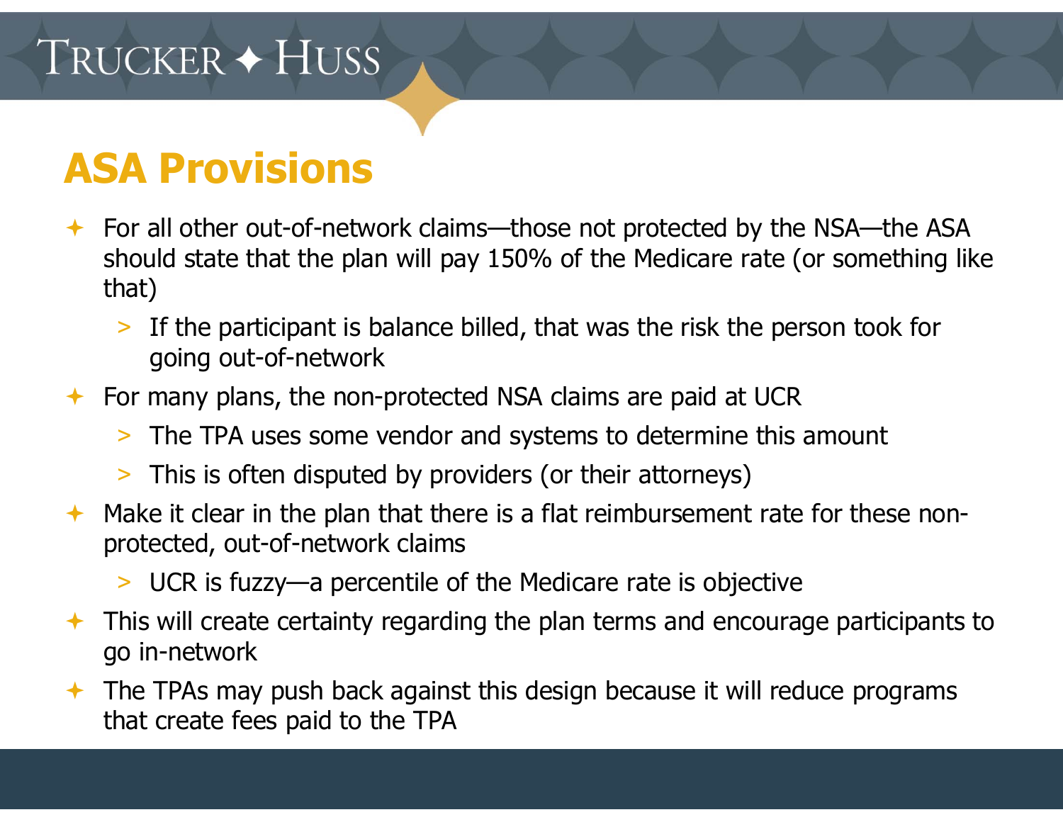# ASA Provisions

- For all other out-of-network claims—those not protected by the NSA—the ASA should state that the plan will pay 150% of the Medicare rate (or something like that)
  - If the participant is balance billed, that was the risk the person took for going out-of-network
- For many plans, the non-protected NSA claims are paid at UCR
  - The TPA uses some vendor and systems to determine this amount
  - This is often disputed by providers (or their attorneys)
- Make it clear in the plan that there is a flat reimbursement rate for these non-protected, out-of-network claims
  - UCR is fuzzy—a percentile of the Medicare rate is objective
- This will create certainty regarding the plan terms and encourage participants to go in-network
- The TPAs may push back against this design because it will reduce programs that create fees paid to the TPA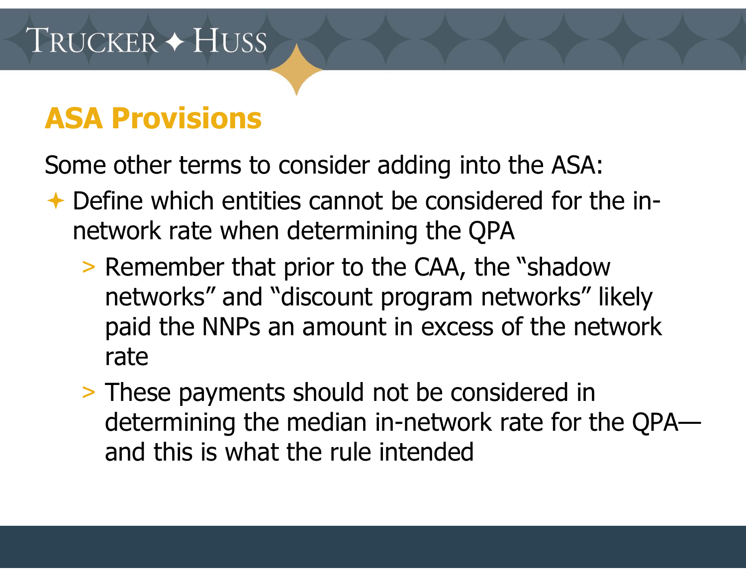## ASA Provisions

Some other terms to consider adding into the ASA:

- Define which entities cannot be considered for the in-network rate when determining the QPA
  - Remember that prior to the CAA, the "shadow networks" and "discount program networks" likely paid the NNPs an amount in excess of the network rate
  - These payments should not be considered in determining the median in-network rate for the QPA—and this is what the rule intended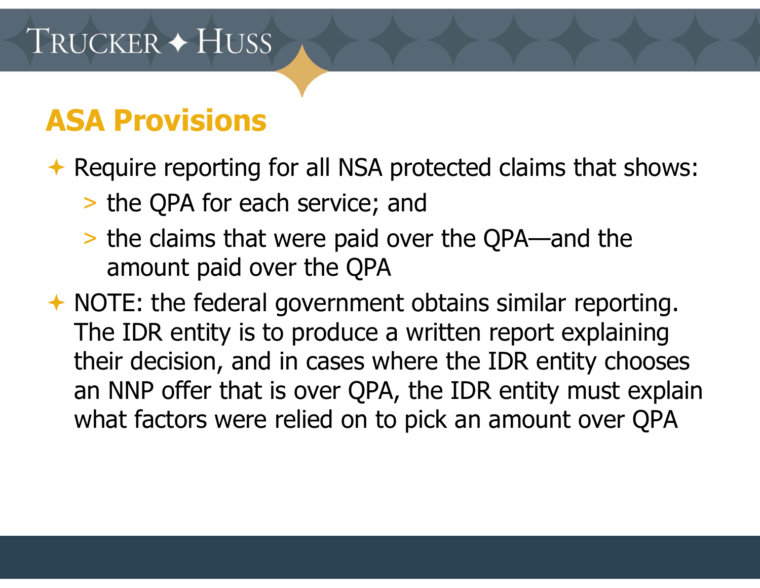## ASA Provisions

- Require reporting for all NSA protected claims that shows:
  - the QPA for each service; and
  - the claims that were paid over the QPA—and the amount paid over the QPA
- NOTE: the federal government obtains similar reporting. The IDR entity is to produce a written report explaining their decision, and in cases where the IDR entity chooses an NNP offer that is over QPA, the IDR entity must explain what factors were relied on to pick an amount over QPA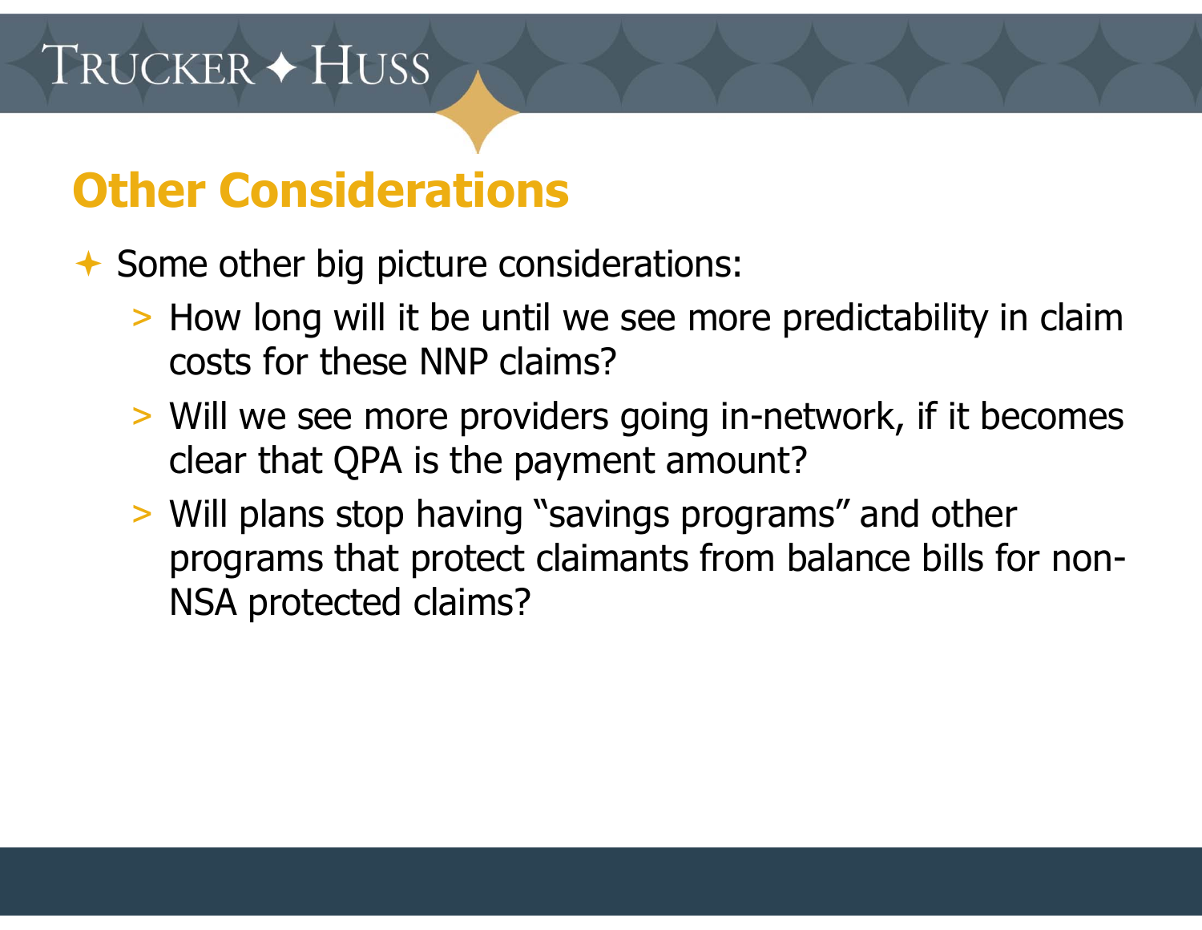## Other Considerations

- Some other big picture considerations:
  - How long will it be until we see more predictability in claim costs for these NNP claims?
  - Will we see more providers going in-network, if it becomes clear that QPA is the payment amount?
  - Will plans stop having "savings programs" and other programs that protect claimants from balance bills for non-NSA protected claims?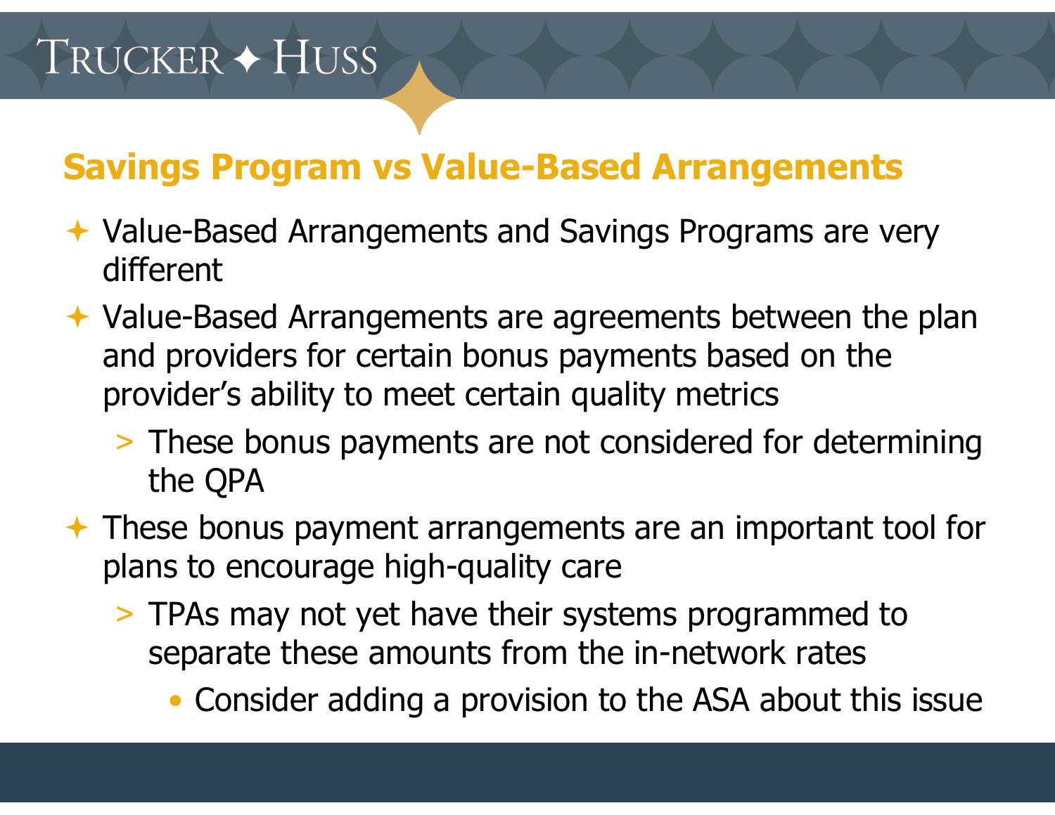## Savings Program vs Value-Based Arrangements

- Value-Based Arrangements and Savings Programs are very different
- Value-Based Arrangements are agreements between the plan and providers for certain bonus payments based on the provider's ability to meet certain quality metrics
  - These bonus payments are not considered for determining the QPA
- These bonus payment arrangements are an important tool for plans to encourage high-quality care
  - TPAs may not yet have their systems programmed to separate these amounts from the in-network rates
    - Consider adding a provision to the ASA about this issue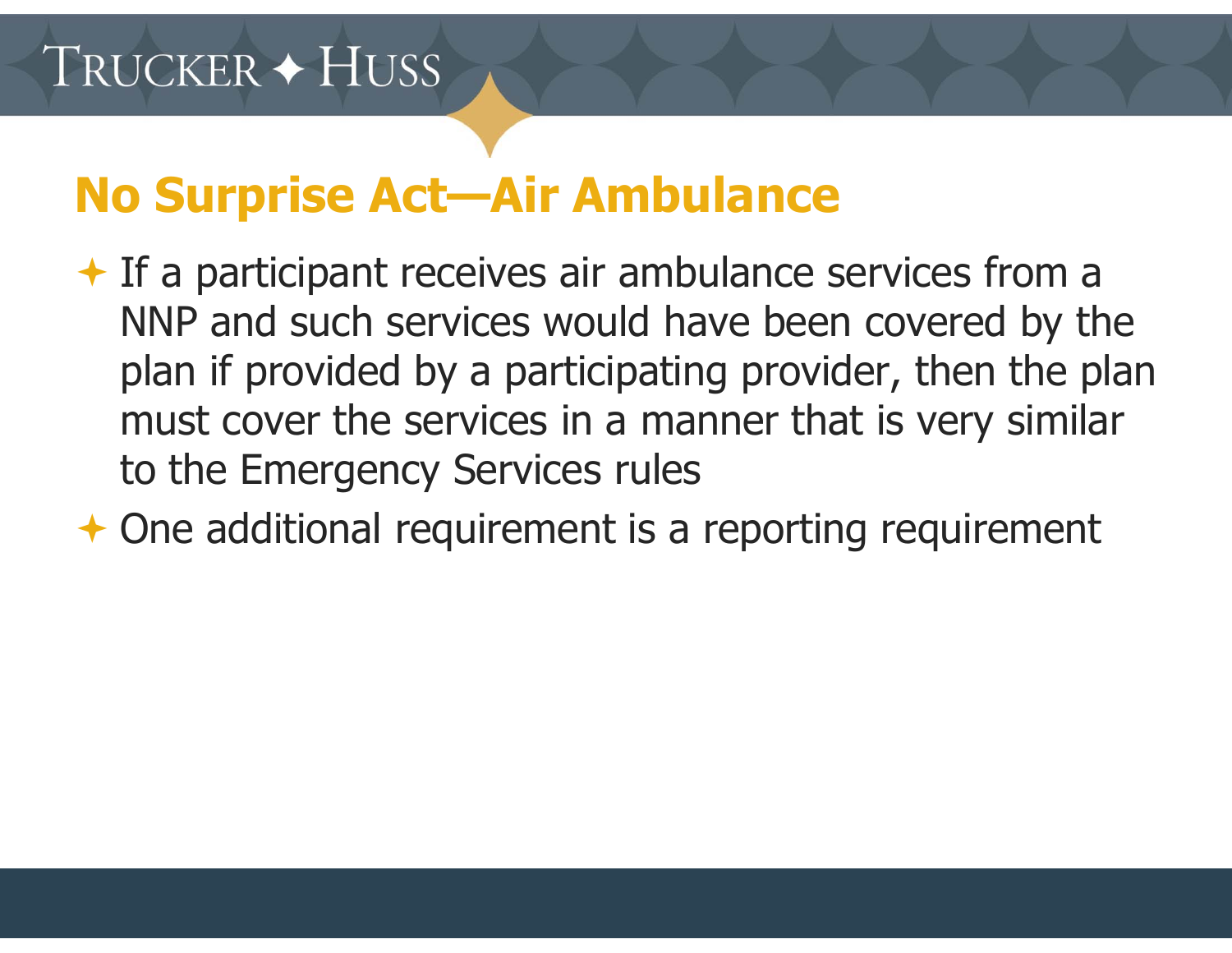## No Surprise Act—Air Ambulance

- If a participant receives air ambulance services from a NNP and such services would have been covered by the plan if provided by a participating provider, then the plan must cover the services in a manner that is very similar to the Emergency Services rules
- One additional requirement is a reporting requirement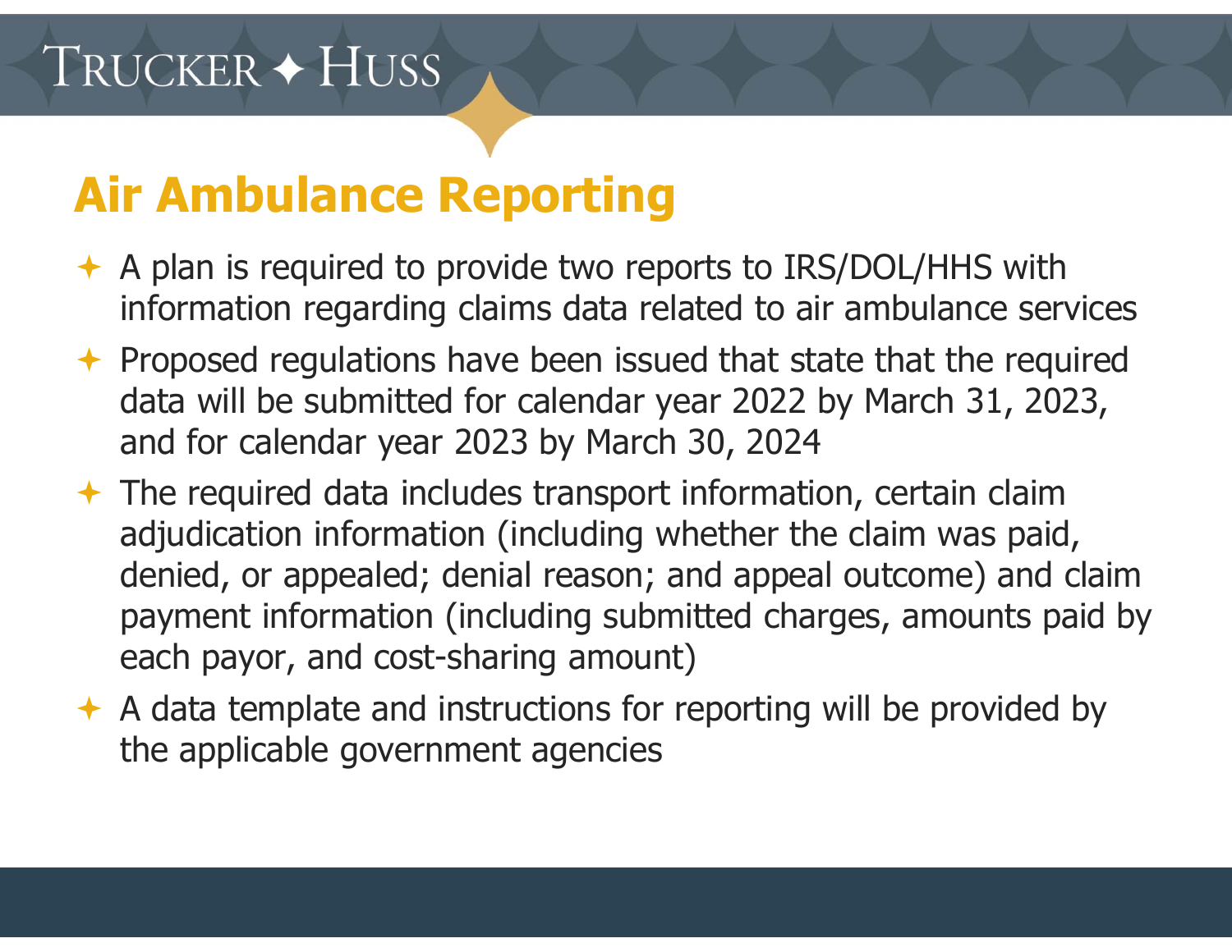# Air Ambulance Reporting

- A plan is required to provide two reports to IRS/DOL/HHS with information regarding claims data related to air ambulance services
- Proposed regulations have been issued that state that the required data will be submitted for calendar year 2022 by March 31, 2023, and for calendar year 2023 by March 30, 2024
- The required data includes transport information, certain claim adjudication information (including whether the claim was paid, denied, or appealed; denial reason; and appeal outcome) and claim payment information (including submitted charges, amounts paid by each payor, and cost-sharing amount)
- A data template and instructions for reporting will be provided by the applicable government agencies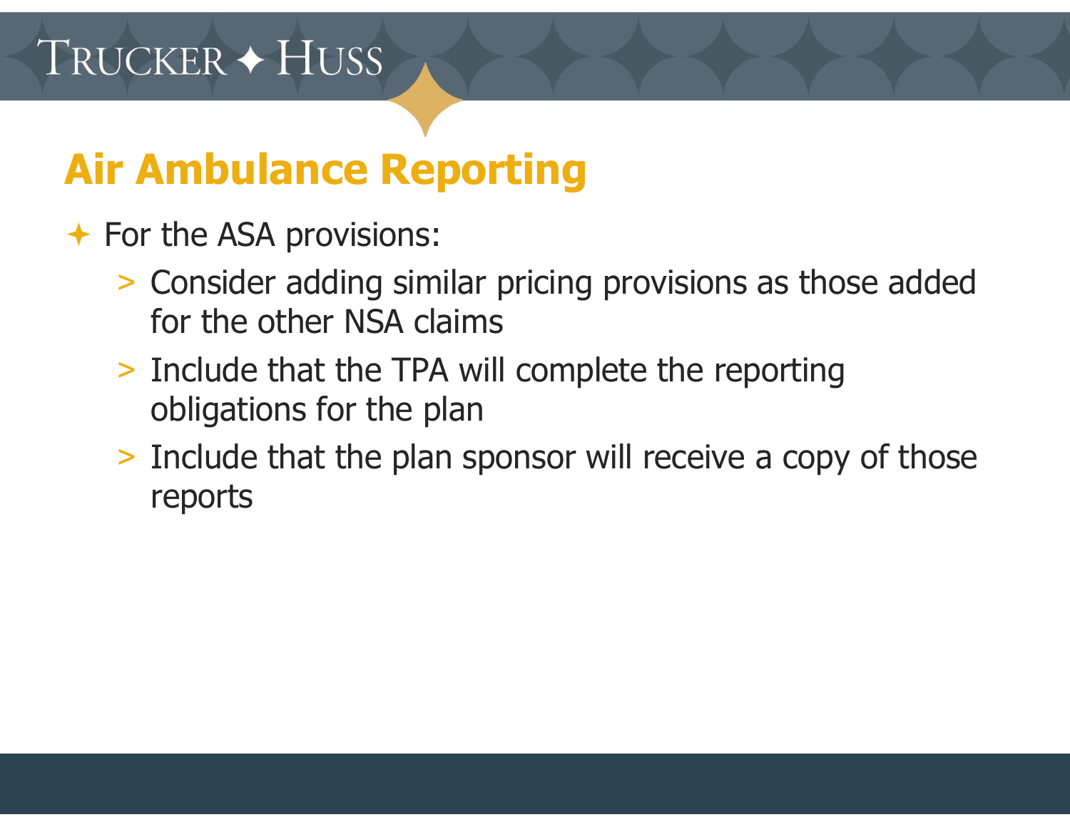# Air Ambulance Reporting

- For the ASA provisions:
  - Consider adding similar pricing provisions as those added for the other NSA claims
  - Include that the TPA will complete the reporting obligations for the plan
  - Include that the plan sponsor will receive a copy of those reports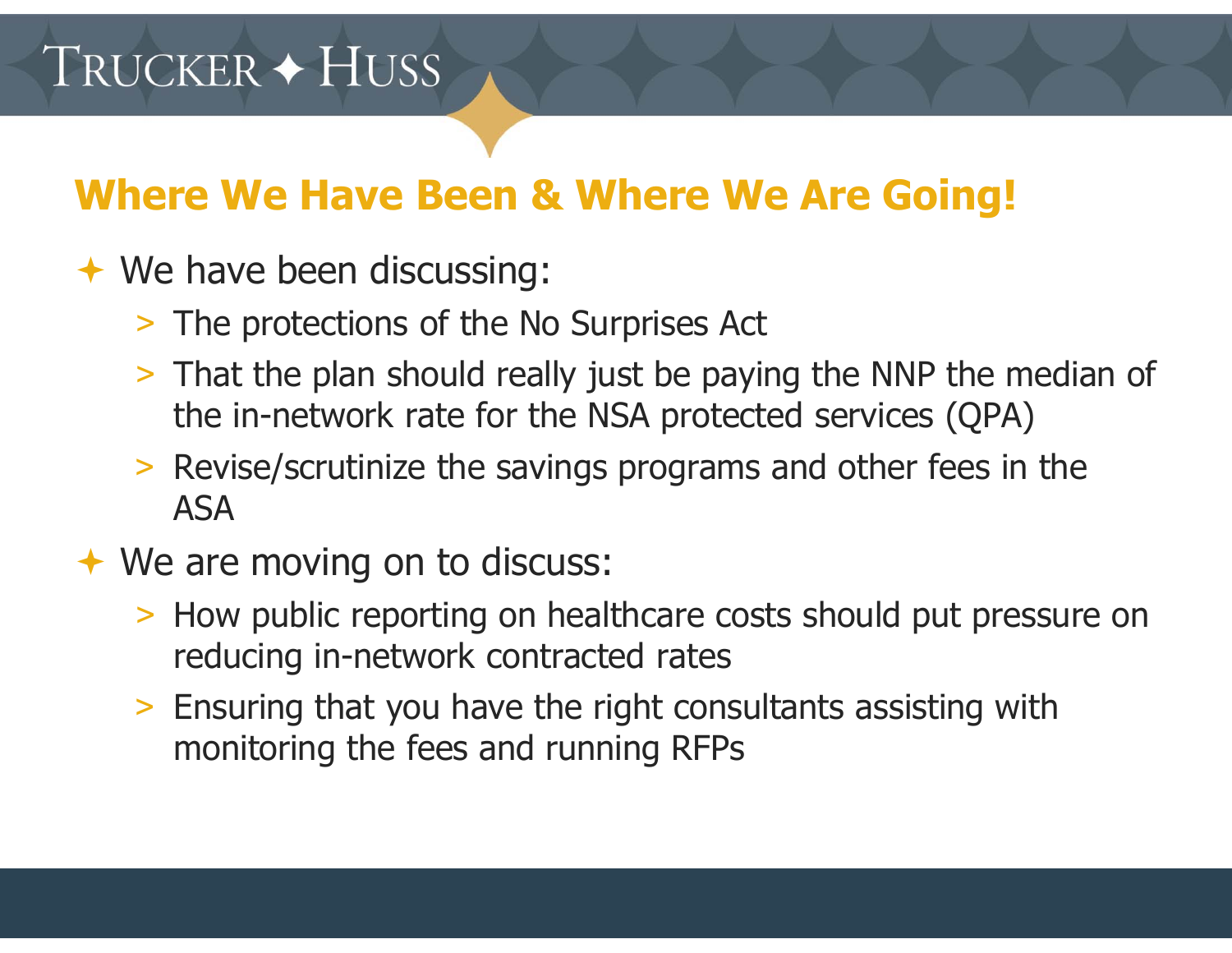## Where We Have Been & Where We Are Going!

- We have been discussing:
  - The protections of the No Surprises Act
  - That the plan should really just be paying the NNP the median of the in-network rate for the NSA protected services (QPA)
  - Revise/scrutinize the savings programs and other fees in the ASA
- We are moving on to discuss:
  - How public reporting on healthcare costs should put pressure on reducing in-network contracted rates
  - Ensuring that you have the right consultants assisting with monitoring the fees and running RFPs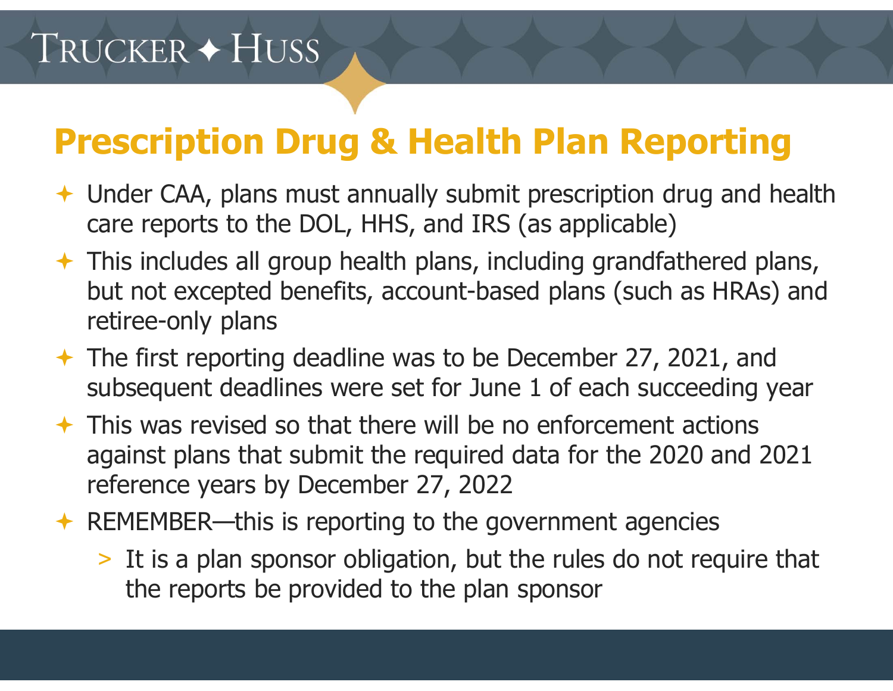# Prescription Drug & Health Plan Reporting

- Under CAA, plans must annually submit prescription drug and health care reports to the DOL, HHS, and IRS (as applicable)
- This includes all group health plans, including grandfathered plans, but not excepted benefits, account-based plans (such as HRAs) and retiree-only plans
- The first reporting deadline was to be December 27, 2021, and subsequent deadlines were set for June 1 of each succeeding year
- This was revised so that there will be no enforcement actions against plans that submit the required data for the 2020 and 2021 reference years by December 27, 2022
- REMEMBER—this is reporting to the government agencies
  - It is a plan sponsor obligation, but the rules do not require that the reports be provided to the plan sponsor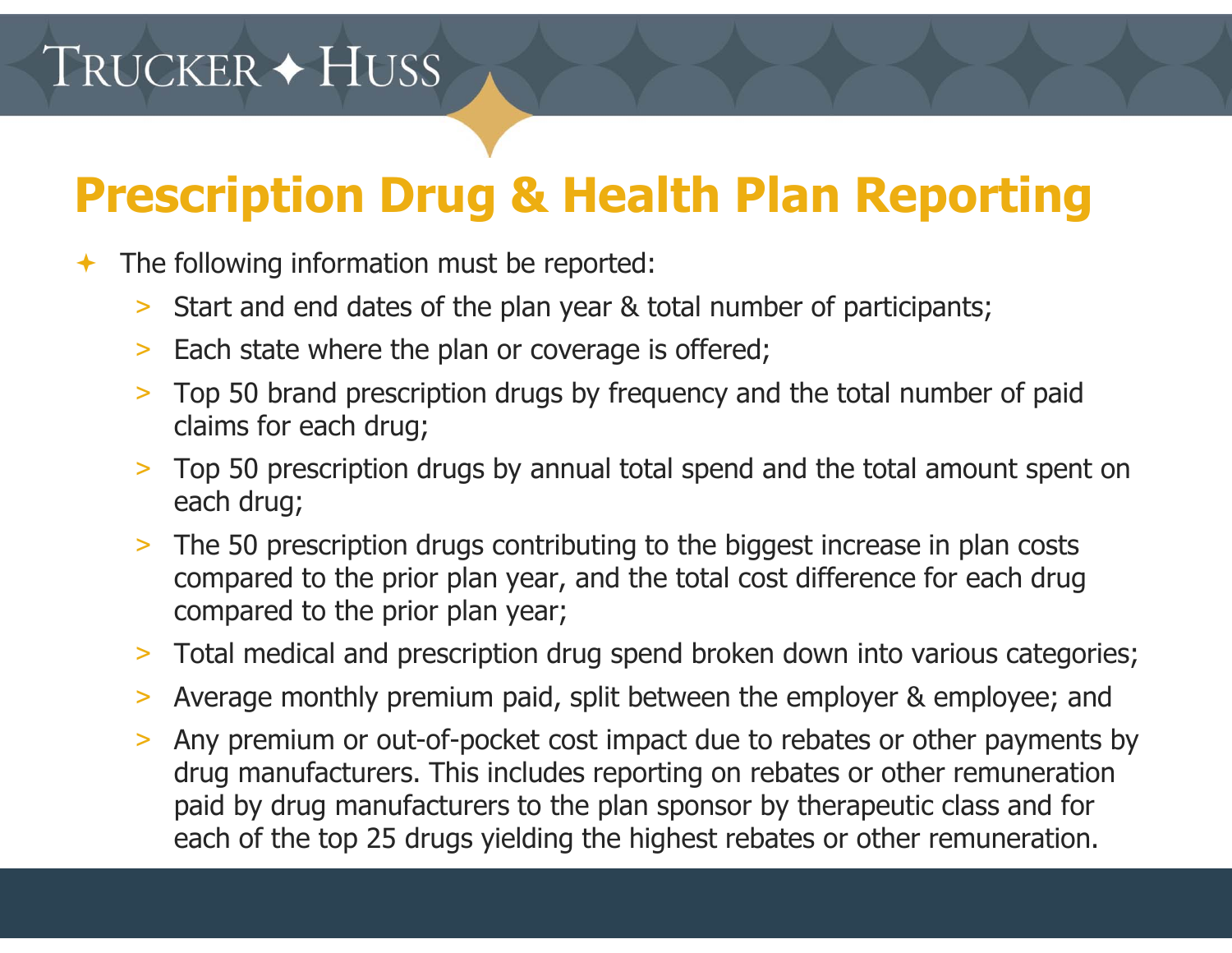# Prescription Drug & Health Plan Reporting

- The following information must be reported:
  - Start and end dates of the plan year & total number of participants;
  - Each state where the plan or coverage is offered;
  - Top 50 brand prescription drugs by frequency and the total number of paid claims for each drug;
  - Top 50 prescription drugs by annual total spend and the total amount spent on each drug;
  - The 50 prescription drugs contributing to the biggest increase in plan costs compared to the prior plan year, and the total cost difference for each drug compared to the prior plan year;
  - Total medical and prescription drug spend broken down into various categories;
  - Average monthly premium paid, split between the employer & employee; and
  - Any premium or out-of-pocket cost impact due to rebates or other payments by drug manufacturers. This includes reporting on rebates or other remuneration paid by drug manufacturers to the plan sponsor by therapeutic class and for each of the top 25 drugs yielding the highest rebates or other remuneration.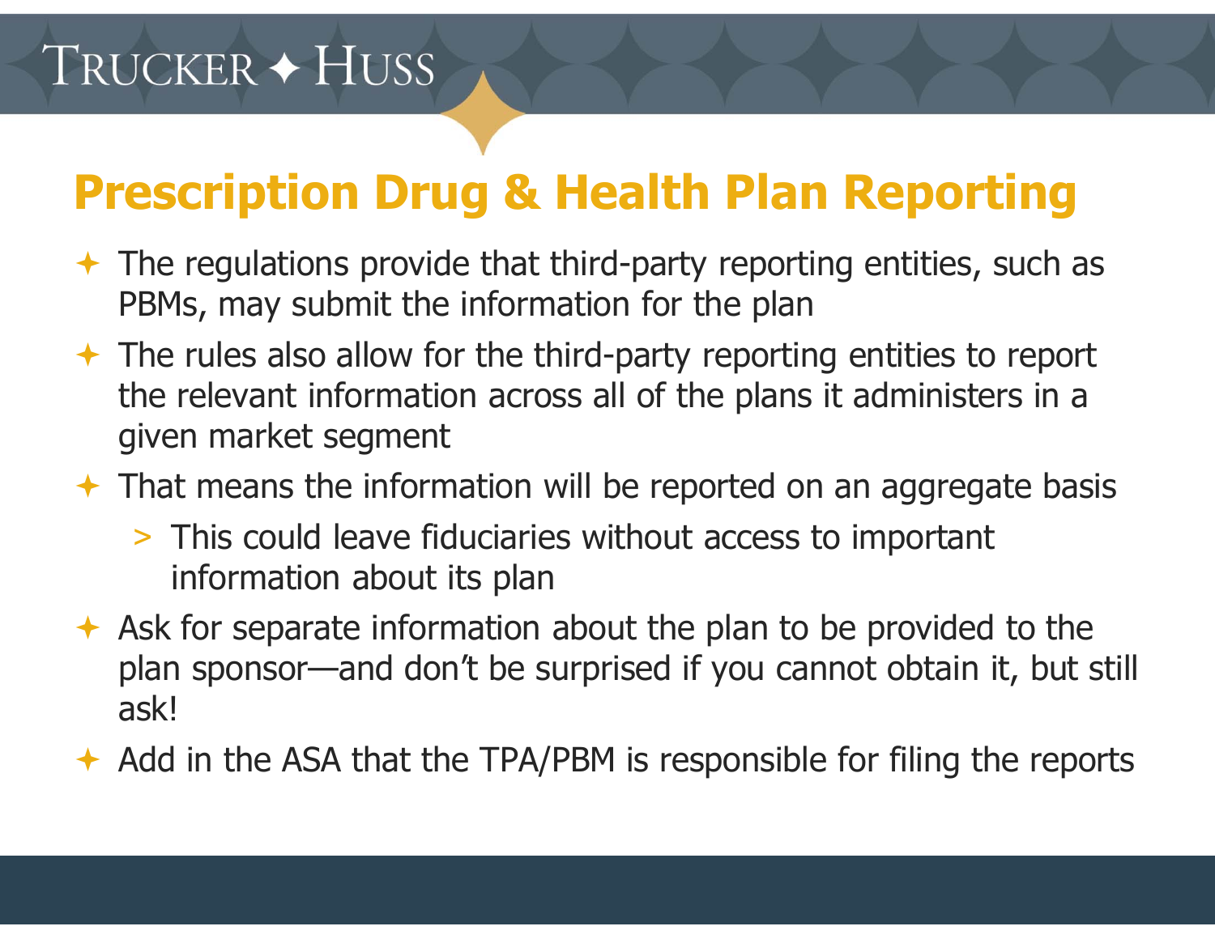# Prescription Drug & Health Plan Reporting

- The regulations provide that third-party reporting entities, such as PBMs, may submit the information for the plan
- The rules also allow for the third-party reporting entities to report the relevant information across all of the plans it administers in a given market segment
- That means the information will be reported on an aggregate basis
  - This could leave fiduciaries without access to important information about its plan
- Ask for separate information about the plan to be provided to the plan sponsor—and don't be surprised if you cannot obtain it, but still ask!
- Add in the ASA that the TPA/PBM is responsible for filing the reports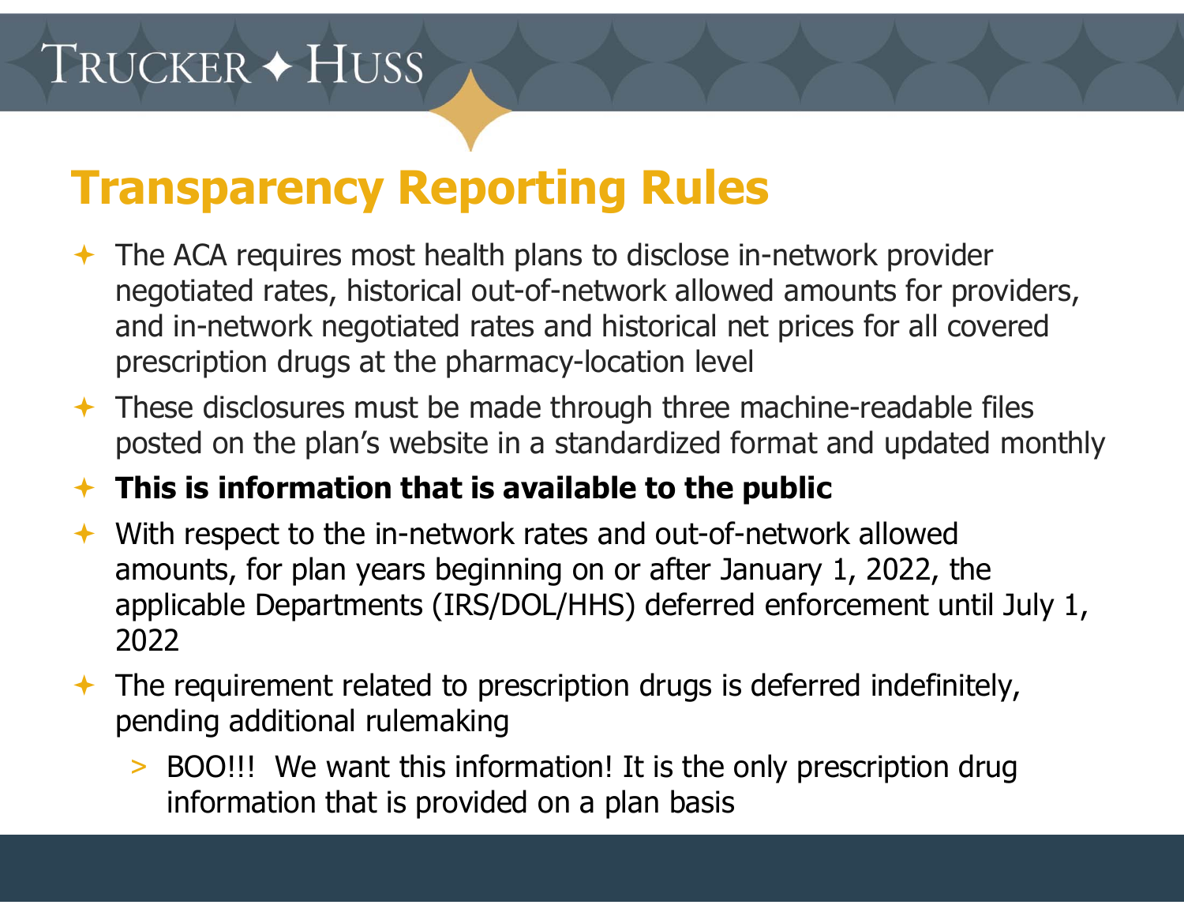# Transparency Reporting Rules

- The ACA requires most health plans to disclose in-network provider negotiated rates, historical out-of-network allowed amounts for providers, and in-network negotiated rates and historical net prices for all covered prescription drugs at the pharmacy-location level
- These disclosures must be made through three machine-readable files posted on the plan's website in a standardized format and updated monthly
- **This is information that is available to the public**
- With respect to the in-network rates and out-of-network allowed amounts, for plan years beginning on or after January 1, 2022, the applicable Departments (IRS/DOL/HHS) deferred enforcement until July 1, 2022
- The requirement related to prescription drugs is deferred indefinitely, pending additional rulemaking
  - BOO!!! We want this information! It is the only prescription drug information that is provided on a plan basis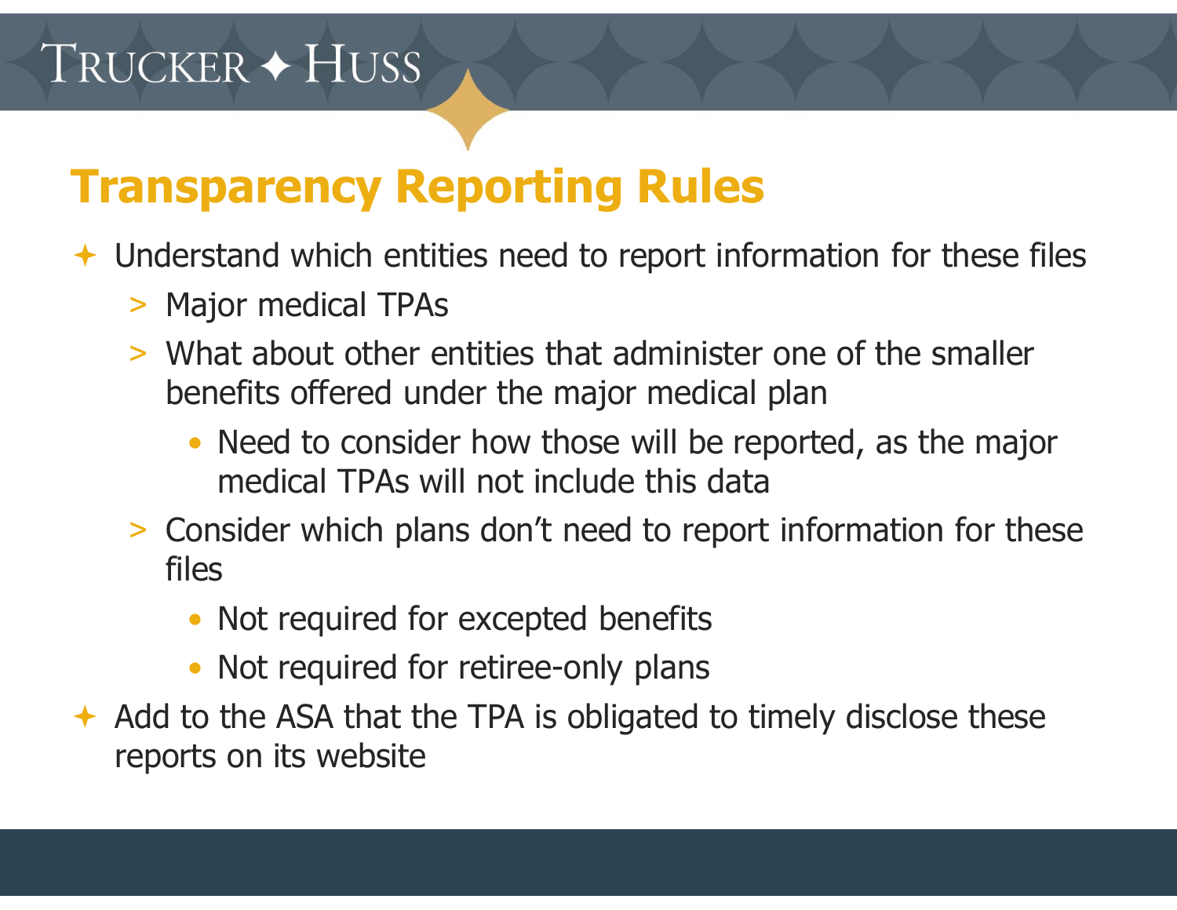## Transparency Reporting Rules

- Understand which entities need to report information for these files
  - Major medical TPAs
  - What about other entities that administer one of the smaller benefits offered under the major medical plan
    - Need to consider how those will be reported, as the major medical TPAs will not include this data
  - Consider which plans don't need to report information for these files
    - Not required for excepted benefits
    - Not required for retiree-only plans
- Add to the ASA that the TPA is obligated to timely disclose these reports on its website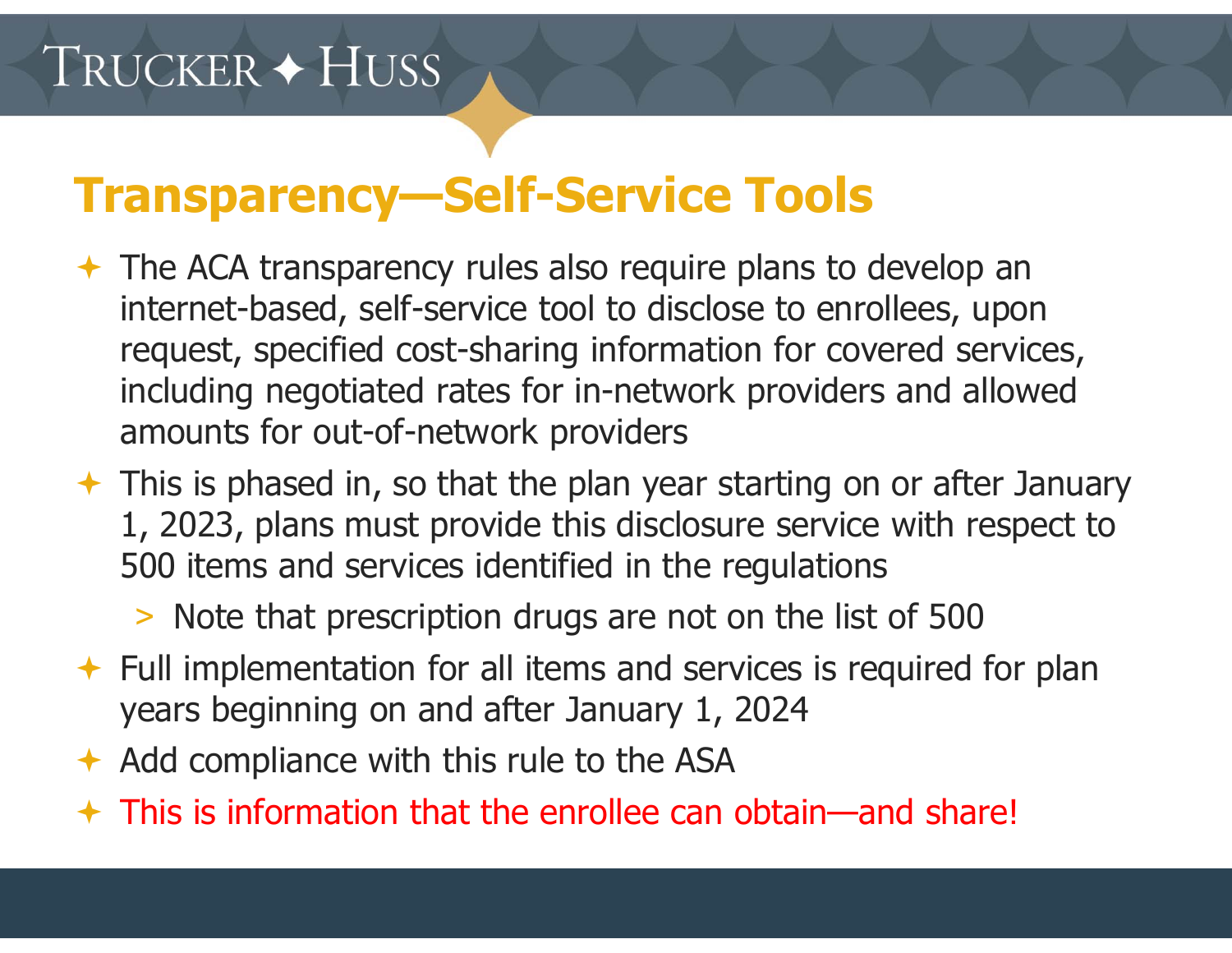# Transparency—Self-Service Tools

- The ACA transparency rules also require plans to develop an internet-based, self-service tool to disclose to enrollees, upon request, specified cost-sharing information for covered services, including negotiated rates for in-network providers and allowed amounts for out-of-network providers
- This is phased in, so that the plan year starting on or after January 1, 2023, plans must provide this disclosure service with respect to 500 items and services identified in the regulations
  - Note that prescription drugs are not on the list of 500
- Full implementation for all items and services is required for plan years beginning on and after January 1, 2024
- Add compliance with this rule to the ASA
- This is information that the enrollee can obtain—and share!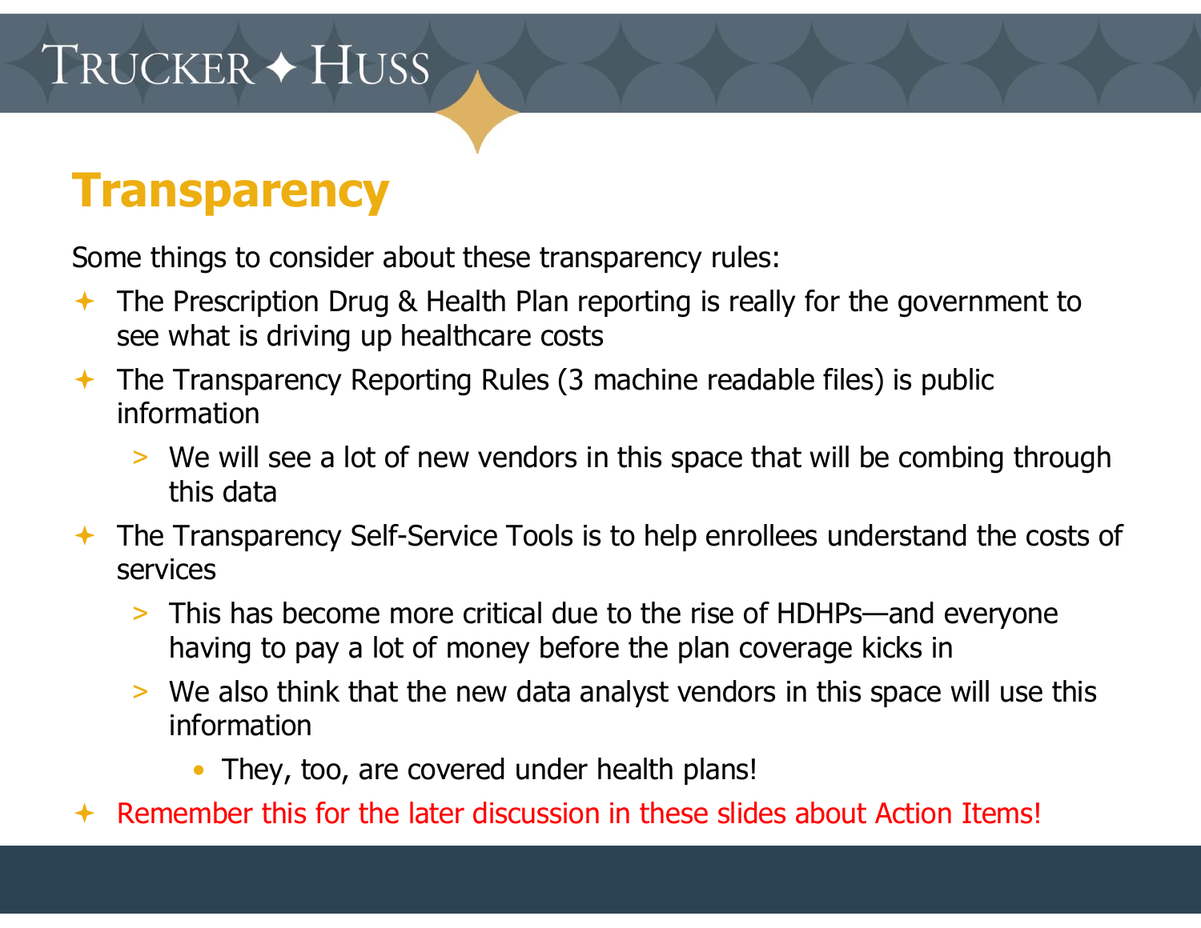# Transparency

Some things to consider about these transparency rules:

- The Prescription Drug & Health Plan reporting is really for the government to see what is driving up healthcare costs
- The Transparency Reporting Rules (3 machine readable files) is public information
  - We will see a lot of new vendors in this space that will be combing through this data
- The Transparency Self-Service Tools is to help enrollees understand the costs of services
  - This has become more critical due to the rise of HDHPs—and everyone having to pay a lot of money before the plan coverage kicks in
  - We also think that the new data analyst vendors in this space will use this information
    - They, too, are covered under health plans!
- Remember this for the later discussion in these slides about Action Items!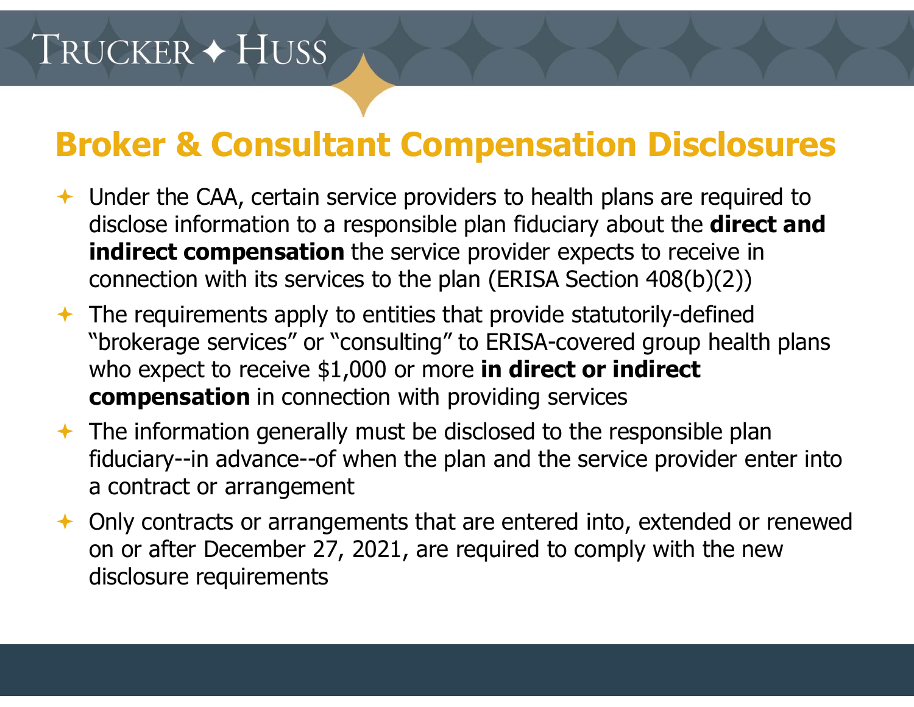# Broker & Consultant Compensation Disclosures

- Under the CAA, certain service providers to health plans are required to disclose information to a responsible plan fiduciary about the **direct and indirect compensation** the service provider expects to receive in connection with its services to the plan (ERISA Section 408(b)(2))
- The requirements apply to entities that provide statutorily-defined "brokerage services" or "consulting" to ERISA-covered group health plans who expect to receive $1,000 or more **in direct or indirect compensation** in connection with providing services
- The information generally must be disclosed to the responsible plan fiduciary--in advance--of when the plan and the service provider enter into a contract or arrangement
- Only contracts or arrangements that are entered into, extended or renewed on or after December 27, 2021, are required to comply with the new disclosure requirements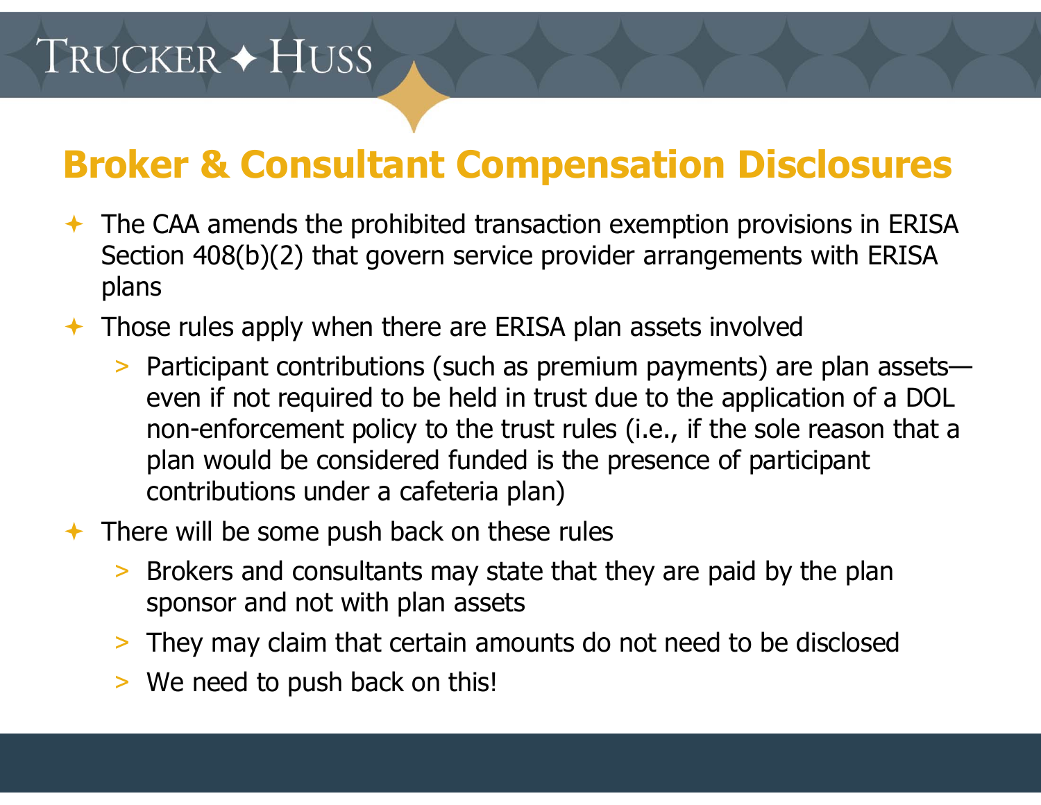## Broker & Consultant Compensation Disclosures

- The CAA amends the prohibited transaction exemption provisions in ERISA Section 408(b)(2) that govern service provider arrangements with ERISA plans
- Those rules apply when there are ERISA plan assets involved
  - Participant contributions (such as premium payments) are plan assets—even if not required to be held in trust due to the application of a DOL non-enforcement policy to the trust rules (i.e., if the sole reason that a plan would be considered funded is the presence of participant contributions under a cafeteria plan)
- There will be some push back on these rules
  - Brokers and consultants may state that they are paid by the plan sponsor and not with plan assets
  - They may claim that certain amounts do not need to be disclosed
  - We need to push back on this!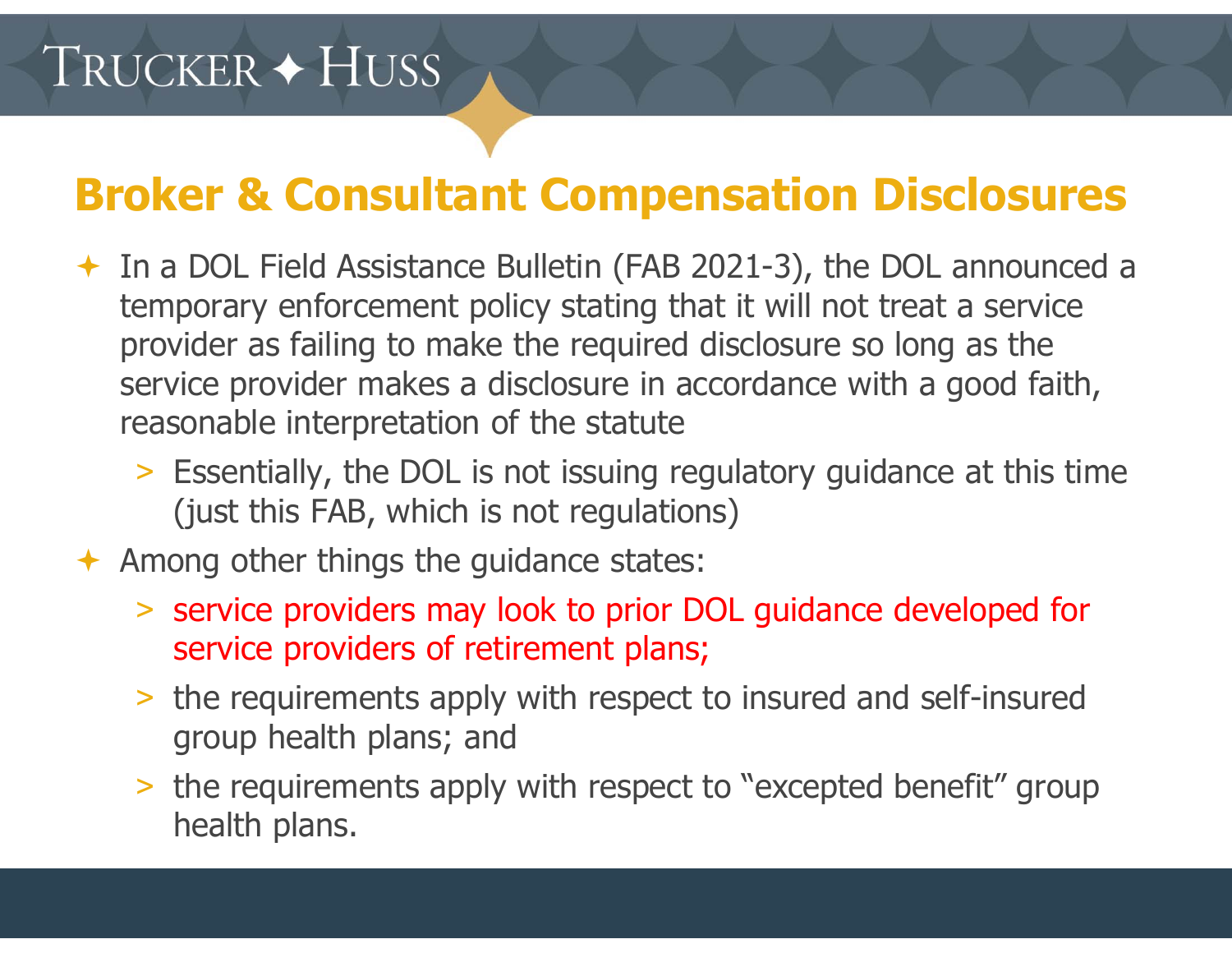## Broker & Consultant Compensation Disclosures

- In a DOL Field Assistance Bulletin (FAB 2021-3), the DOL announced a temporary enforcement policy stating that it will not treat a service provider as failing to make the required disclosure so long as the service provider makes a disclosure in accordance with a good faith, reasonable interpretation of the statute
  - Essentially, the DOL is not issuing regulatory guidance at this time (just this FAB, which is not regulations)
- Among other things the guidance states:
  - service providers may look to prior DOL guidance developed for service providers of retirement plans;
  - the requirements apply with respect to insured and self-insured group health plans; and
  - the requirements apply with respect to "excepted benefit" group health plans.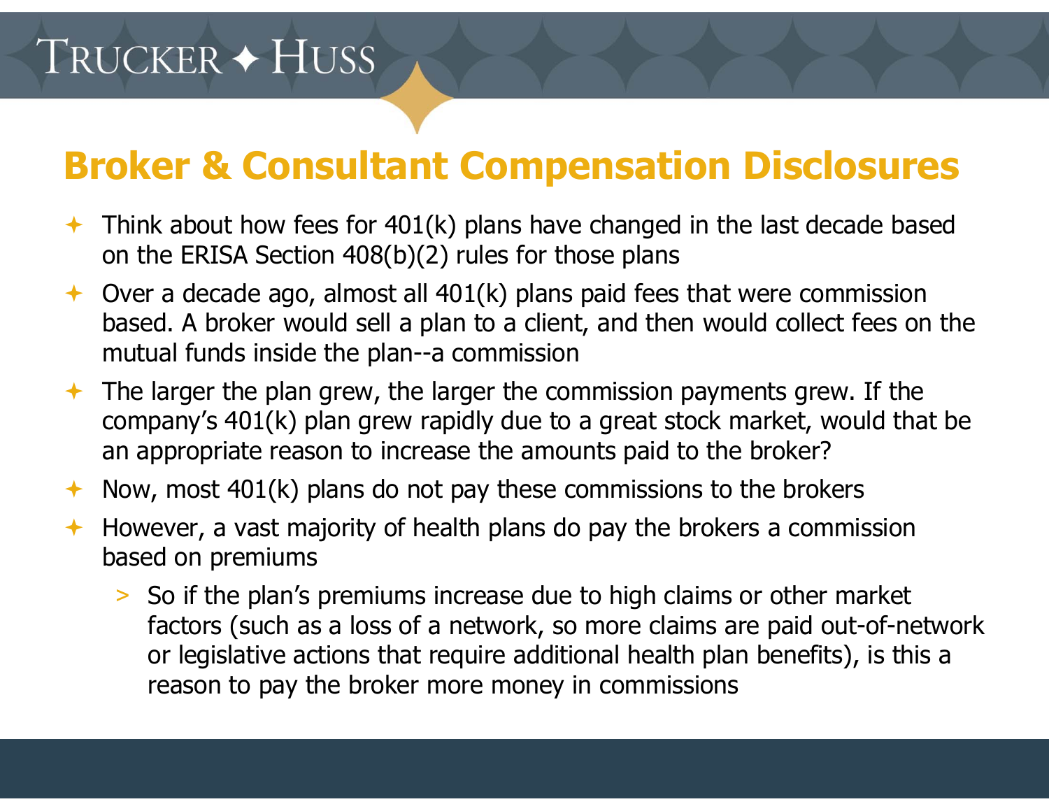## Broker & Consultant Compensation Disclosures

- Think about how fees for 401(k) plans have changed in the last decade based on the ERISA Section 408(b)(2) rules for those plans
- Over a decade ago, almost all 401(k) plans paid fees that were commission based. A broker would sell a plan to a client, and then would collect fees on the mutual funds inside the plan--a commission
- The larger the plan grew, the larger the commission payments grew. If the company's 401(k) plan grew rapidly due to a great stock market, would that be an appropriate reason to increase the amounts paid to the broker?
- Now, most 401(k) plans do not pay these commissions to the brokers
- However, a vast majority of health plans do pay the brokers a commission based on premiums
  - So if the plan's premiums increase due to high claims or other market factors (such as a loss of a network, so more claims are paid out-of-network or legislative actions that require additional health plan benefits), is this a reason to pay the broker more money in commissions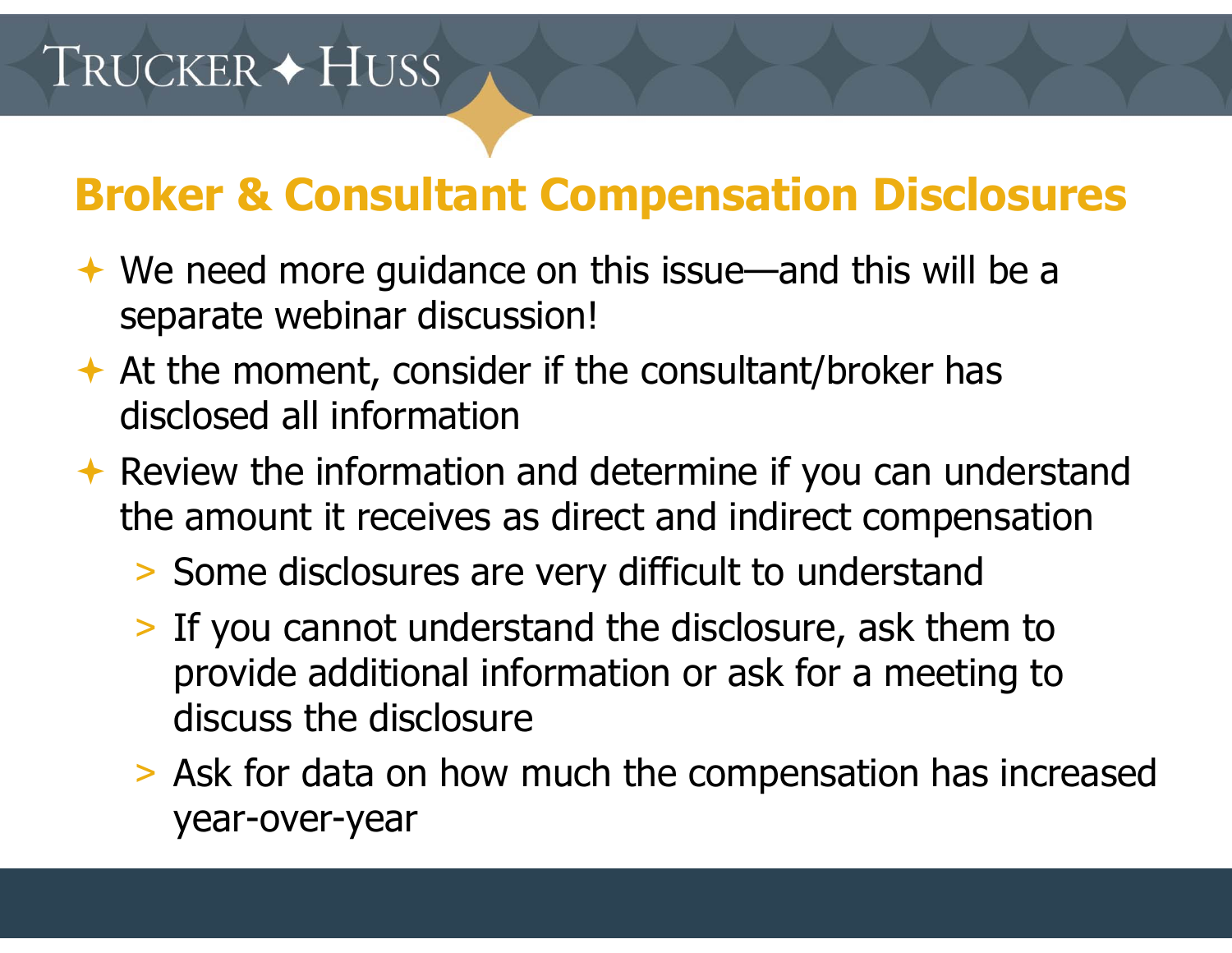## Broker & Consultant Compensation Disclosures

- We need more guidance on this issue—and this will be a separate webinar discussion!
- At the moment, consider if the consultant/broker has disclosed all information
- Review the information and determine if you can understand the amount it receives as direct and indirect compensation
  - Some disclosures are very difficult to understand
  - If you cannot understand the disclosure, ask them to provide additional information or ask for a meeting to discuss the disclosure
  - Ask for data on how much the compensation has increased year-over-year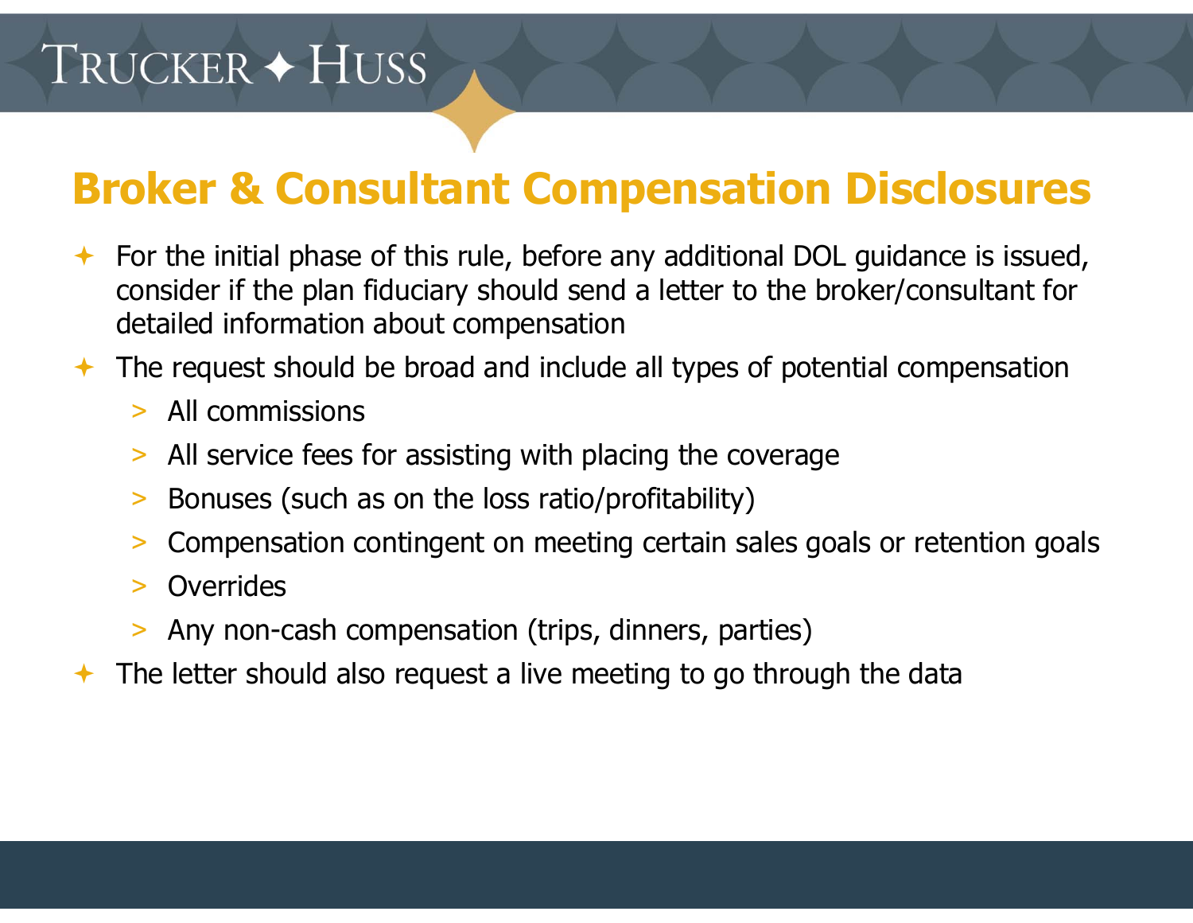## Broker & Consultant Compensation Disclosures

- For the initial phase of this rule, before any additional DOL guidance is issued, consider if the plan fiduciary should send a letter to the broker/consultant for detailed information about compensation
- The request should be broad and include all types of potential compensation
  - All commissions
  - All service fees for assisting with placing the coverage
  - Bonuses (such as on the loss ratio/profitability)
  - Compensation contingent on meeting certain sales goals or retention goals
  - Overrides
  - Any non-cash compensation (trips, dinners, parties)
- The letter should also request a live meeting to go through the data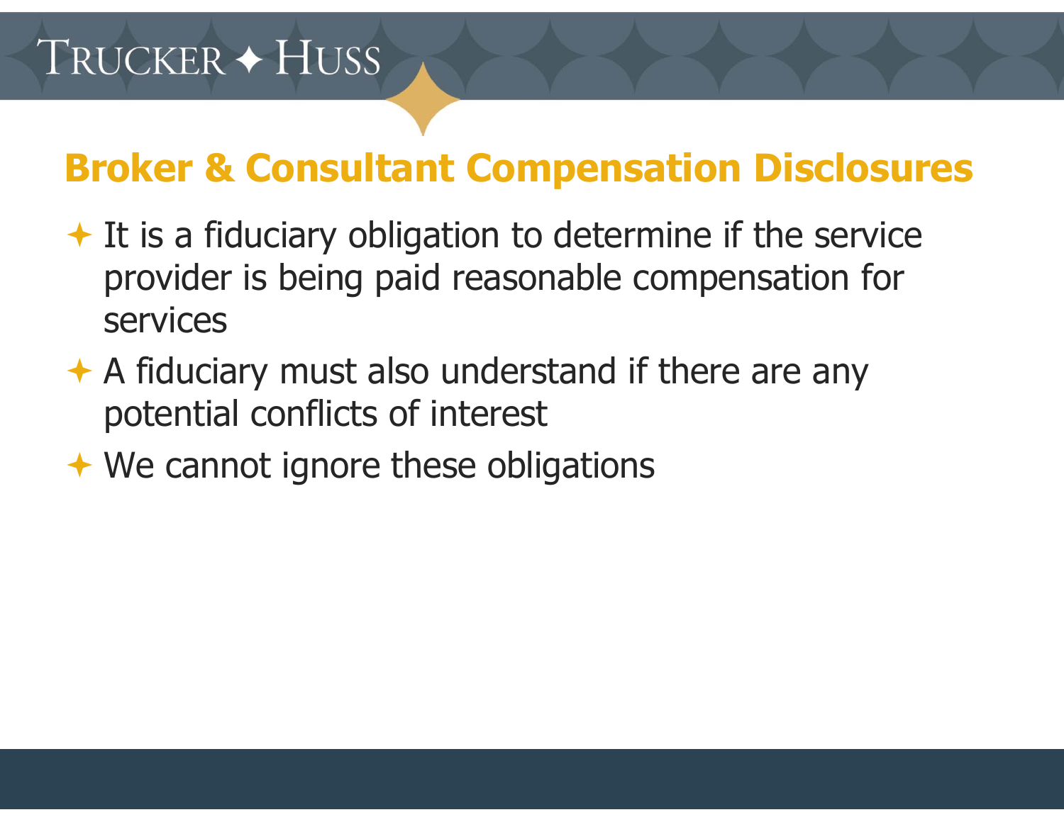## Broker & Consultant Compensation Disclosures

- It is a fiduciary obligation to determine if the service provider is being paid reasonable compensation for services
- A fiduciary must also understand if there are any potential conflicts of interest
- We cannot ignore these obligations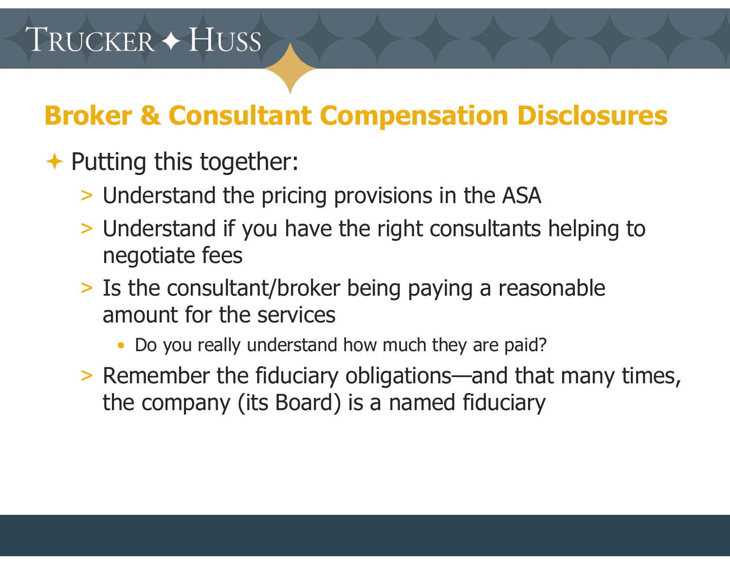## Broker & Consultant Compensation Disclosures

- Putting this together:
  - Understand the pricing provisions in the ASA
  - Understand if you have the right consultants helping to negotiate fees
  - Is the consultant/broker being paying a reasonable amount for the services
    - Do you really understand how much they are paid?
  - Remember the fiduciary obligations—and that many times, the company (its Board) is a named fiduciary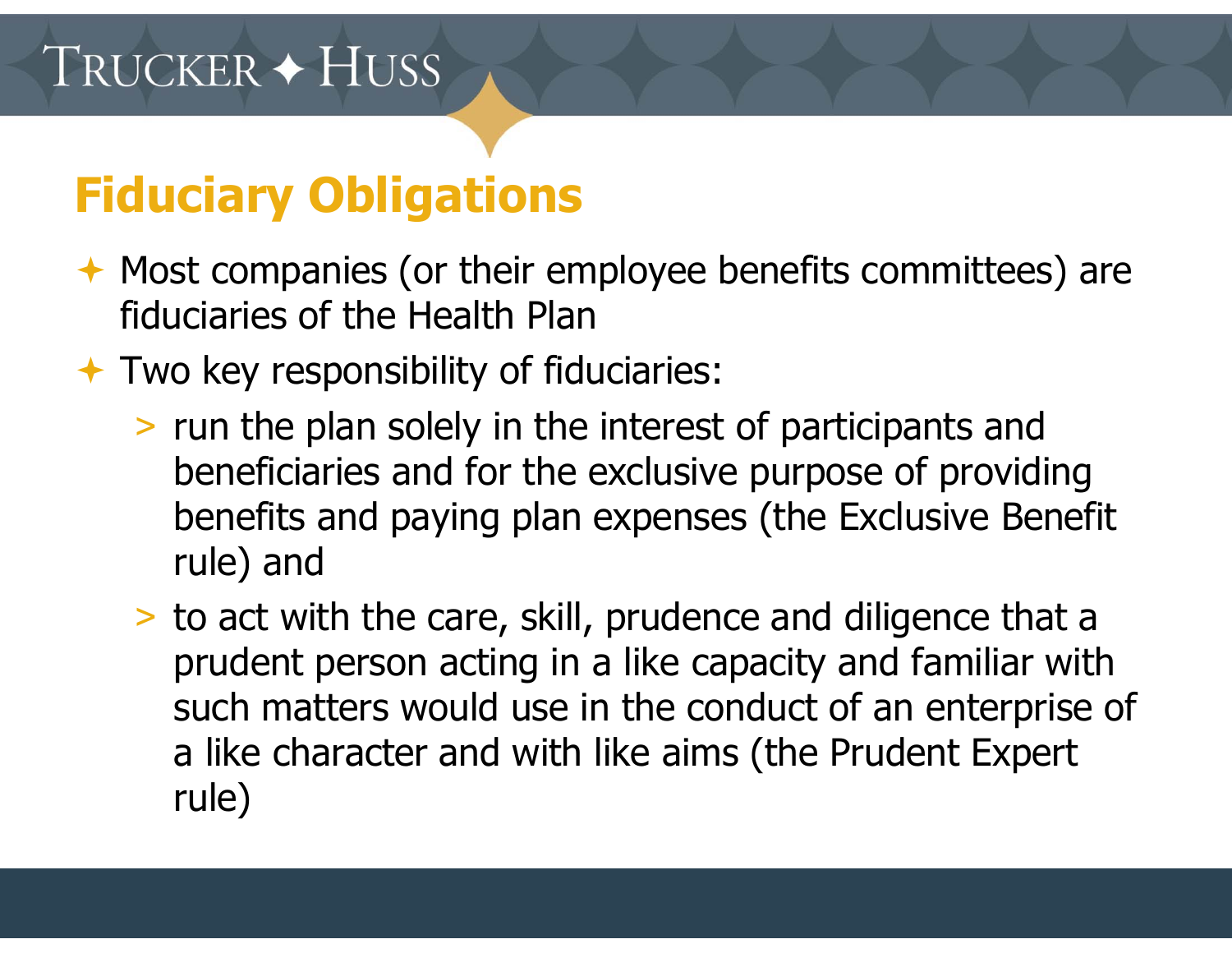# Fiduciary Obligations

- Most companies (or their employee benefits committees) are fiduciaries of the Health Plan
- Two key responsibility of fiduciaries:
  - run the plan solely in the interest of participants and beneficiaries and for the exclusive purpose of providing benefits and paying plan expenses (the Exclusive Benefit rule) and
  - to act with the care, skill, prudence and diligence that a prudent person acting in a like capacity and familiar with such matters would use in the conduct of an enterprise of a like character and with like aims (the Prudent Expert rule)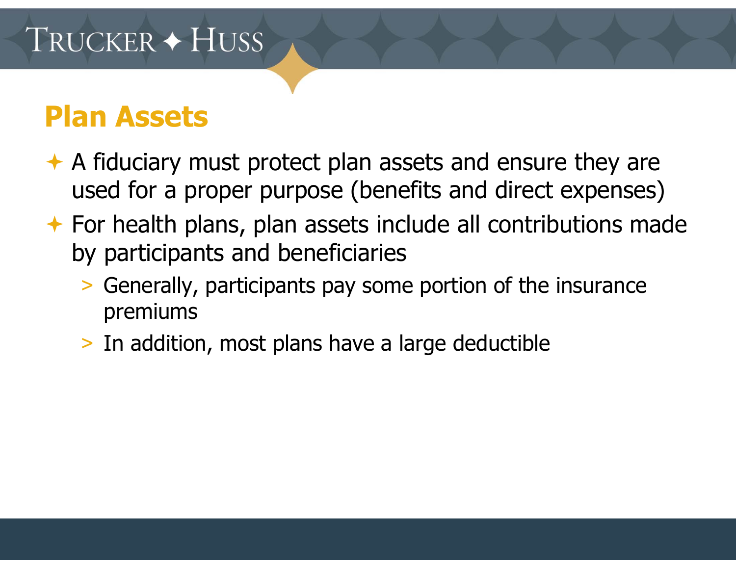## Plan Assets

- A fiduciary must protect plan assets and ensure they are used for a proper purpose (benefits and direct expenses)
- For health plans, plan assets include all contributions made by participants and beneficiaries
  - Generally, participants pay some portion of the insurance premiums
  - In addition, most plans have a large deductible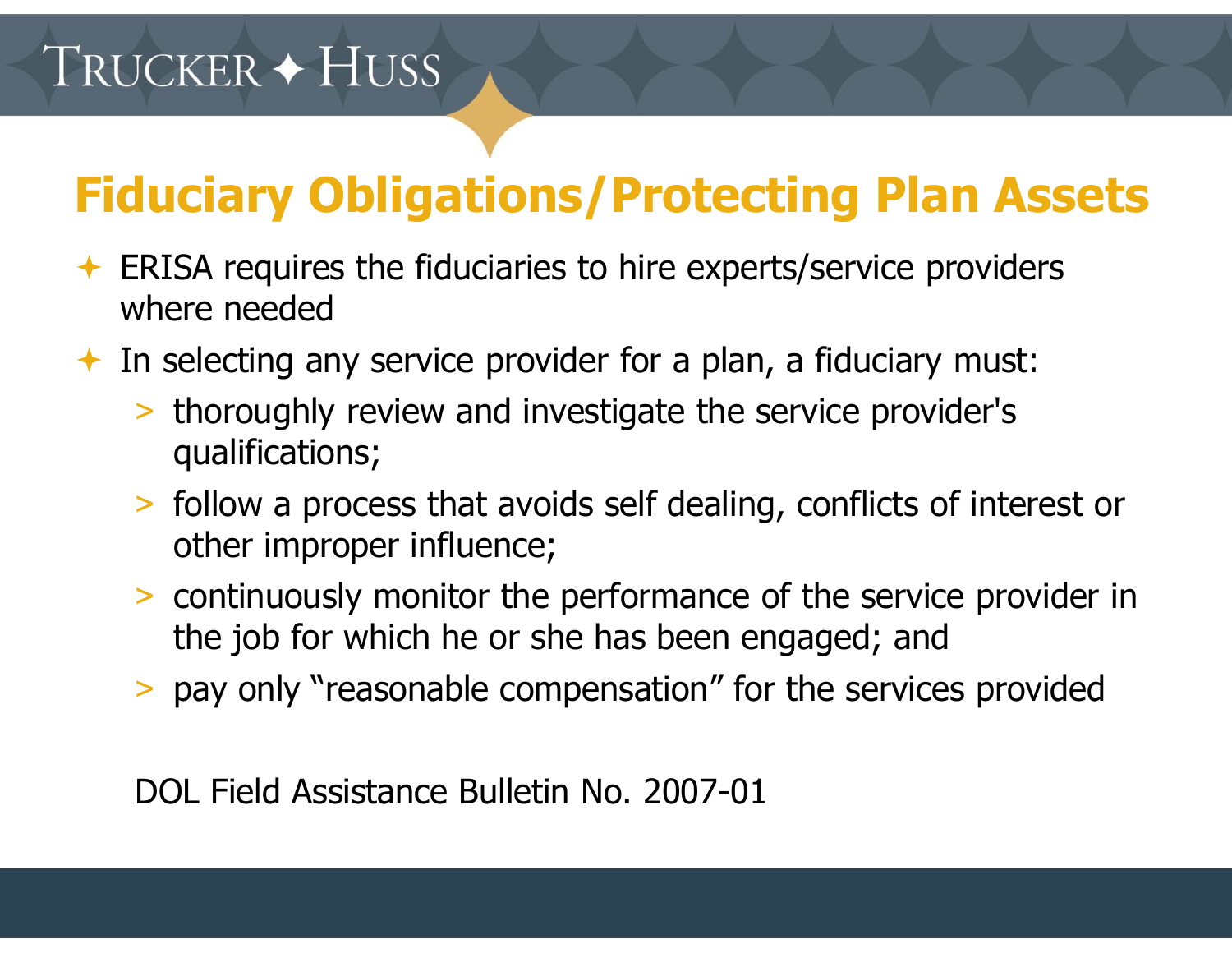## Fiduciary Obligations/Protecting Plan Assets

- ERISA requires the fiduciaries to hire experts/service providers where needed
- In selecting any service provider for a plan, a fiduciary must:
  - thoroughly review and investigate the service provider's qualifications;
  - follow a process that avoids self dealing, conflicts of interest or other improper influence;
  - continuously monitor the performance of the service provider in the job for which he or she has been engaged; and
  - pay only "reasonable compensation" for the services provided

DOL Field Assistance Bulletin No. 2007-01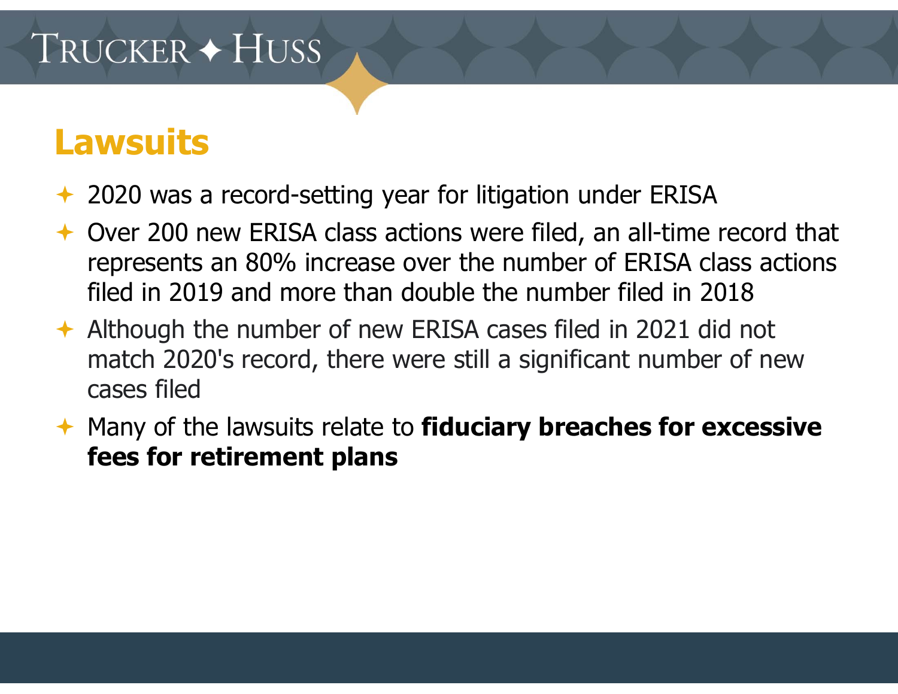# Lawsuits

- 2020 was a record-setting year for litigation under ERISA
- Over 200 new ERISA class actions were filed, an all-time record that represents an 80% increase over the number of ERISA class actions filed in 2019 and more than double the number filed in 2018
- Although the number of new ERISA cases filed in 2021 did not match 2020's record, there were still a significant number of new cases filed
- Many of the lawsuits relate to **fiduciary breaches for excessive fees for retirement plans**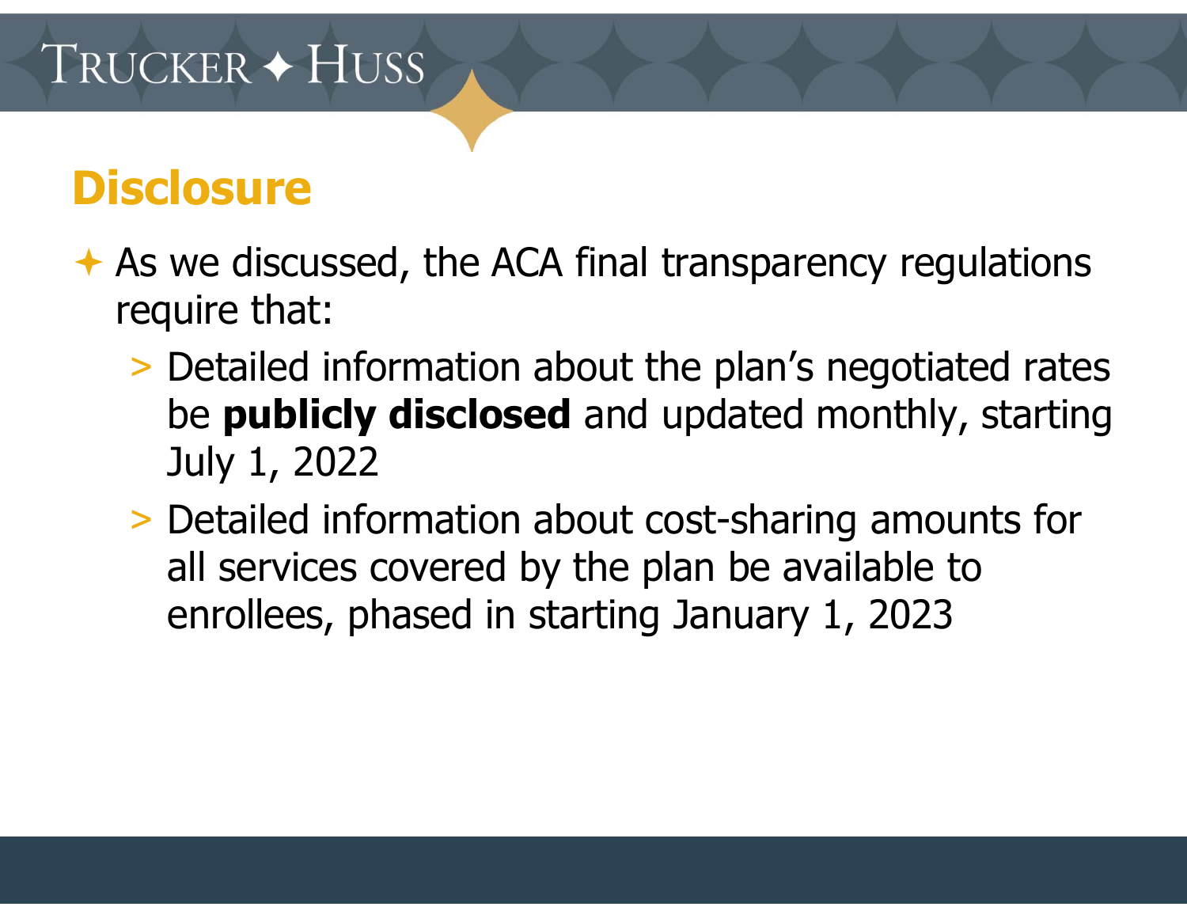# Disclosure

- As we discussed, the ACA final transparency regulations require that:
  - Detailed information about the plan's negotiated rates be **publicly disclosed** and updated monthly, starting July 1, 2022
  - Detailed information about cost-sharing amounts for all services covered by the plan be available to enrollees, phased in starting January 1, 2023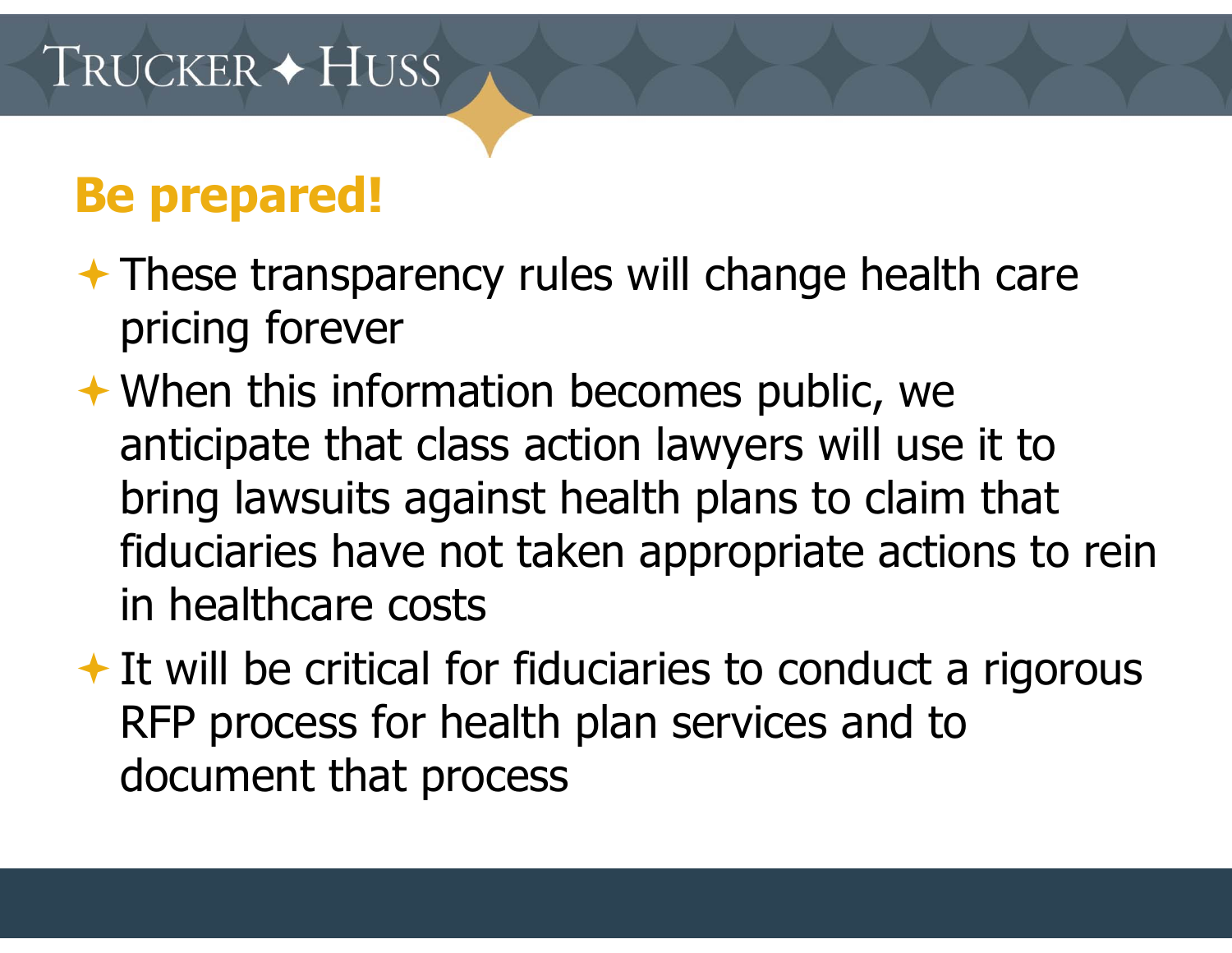## Be prepared!

- These transparency rules will change health care pricing forever
- When this information becomes public, we anticipate that class action lawyers will use it to bring lawsuits against health plans to claim that fiduciaries have not taken appropriate actions to rein in healthcare costs
- It will be critical for fiduciaries to conduct a rigorous RFP process for health plan services and to document that process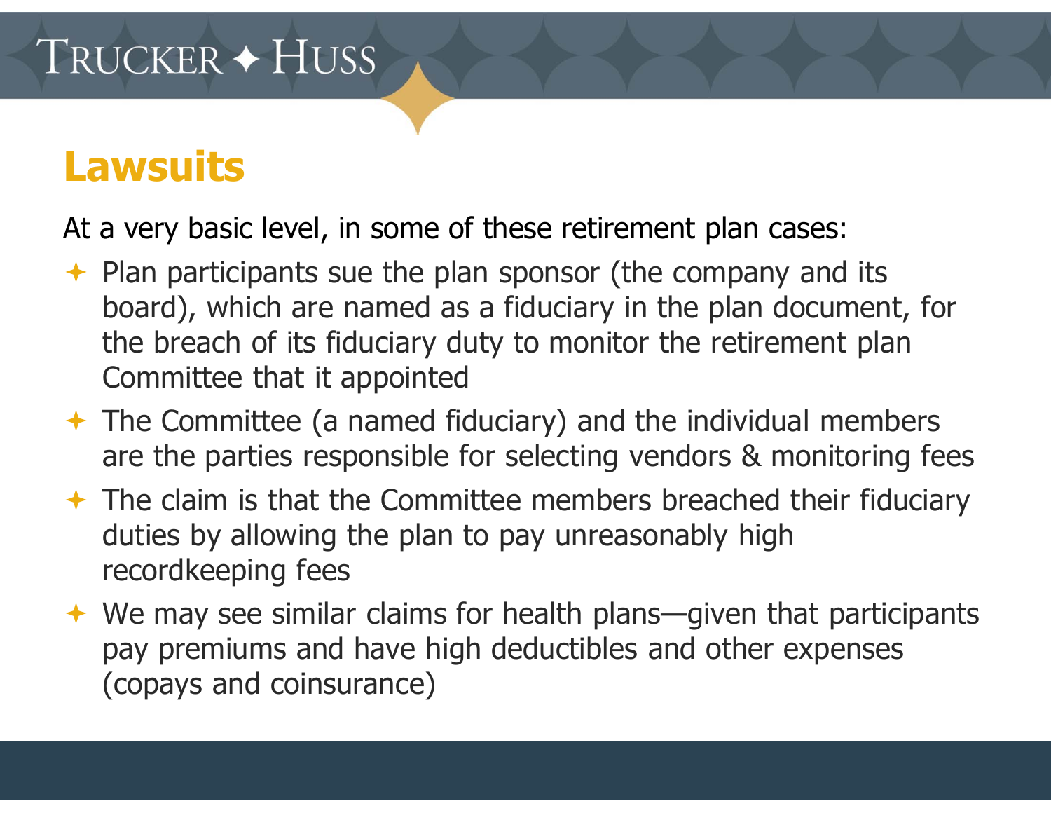# Lawsuits

At a very basic level, in some of these retirement plan cases:

- Plan participants sue the plan sponsor (the company and its board), which are named as a fiduciary in the plan document, for the breach of its fiduciary duty to monitor the retirement plan Committee that it appointed
- The Committee (a named fiduciary) and the individual members are the parties responsible for selecting vendors & monitoring fees
- The claim is that the Committee members breached their fiduciary duties by allowing the plan to pay unreasonably high recordkeeping fees
- We may see similar claims for health plans—given that participants pay premiums and have high deductibles and other expenses (copays and coinsurance)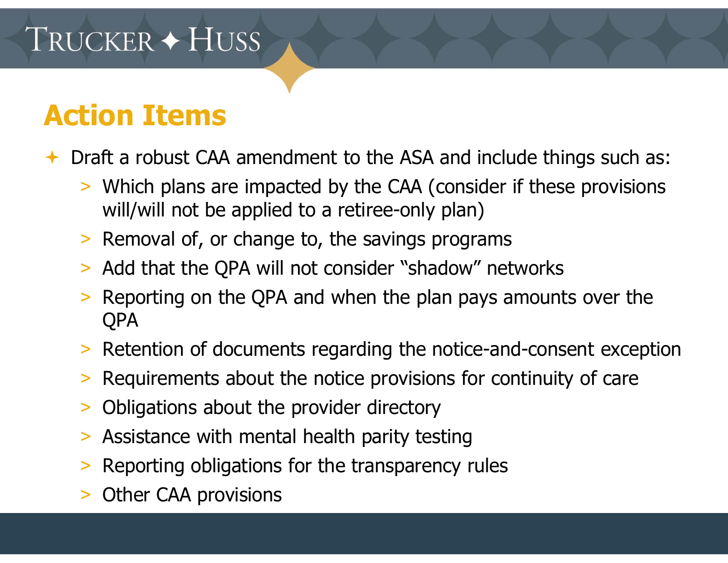## Action Items

- Draft a robust CAA amendment to the ASA and include things such as:
  - Which plans are impacted by the CAA (consider if these provisions will/will not be applied to a retiree-only plan)
  - Removal of, or change to, the savings programs
  - Add that the QPA will not consider "shadow" networks
  - Reporting on the QPA and when the plan pays amounts over the QPA
  - Retention of documents regarding the notice-and-consent exception
  - Requirements about the notice provisions for continuity of care
  - Obligations about the provider directory
  - Assistance with mental health parity testing
  - Reporting obligations for the transparency rules
  - Other CAA provisions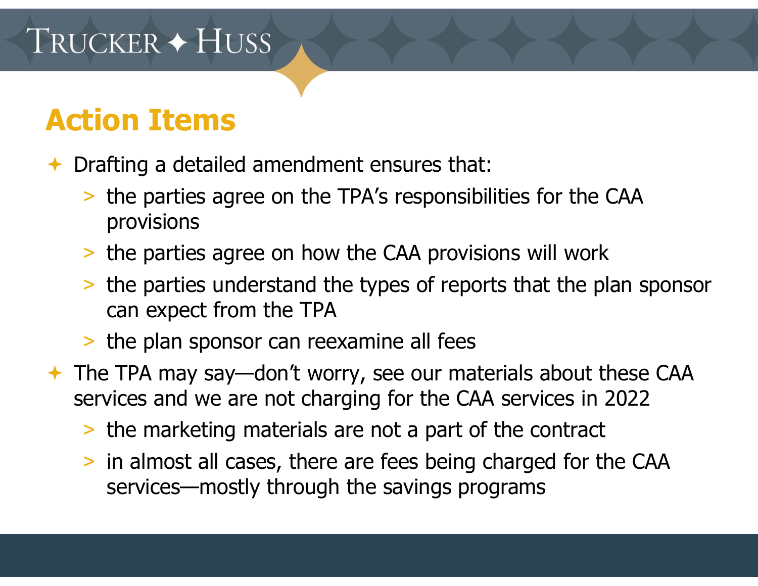## Action Items

- Drafting a detailed amendment ensures that:
  - the parties agree on the TPA's responsibilities for the CAA provisions
  - the parties agree on how the CAA provisions will work
  - the parties understand the types of reports that the plan sponsor can expect from the TPA
  - the plan sponsor can reexamine all fees
- The TPA may say—don't worry, see our materials about these CAA services and we are not charging for the CAA services in 2022
  - the marketing materials are not a part of the contract
  - in almost all cases, there are fees being charged for the CAA services—mostly through the savings programs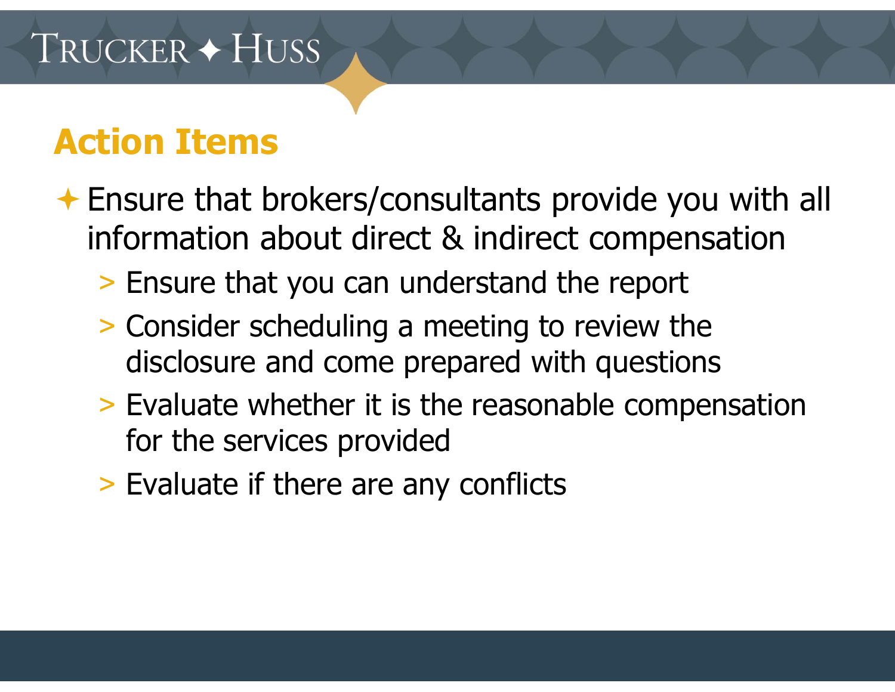## Action Items

- Ensure that brokers/consultants provide you with all information about direct & indirect compensation
  - Ensure that you can understand the report
  - Consider scheduling a meeting to review the disclosure and come prepared with questions
  - Evaluate whether it is the reasonable compensation for the services provided
  - Evaluate if there are any conflicts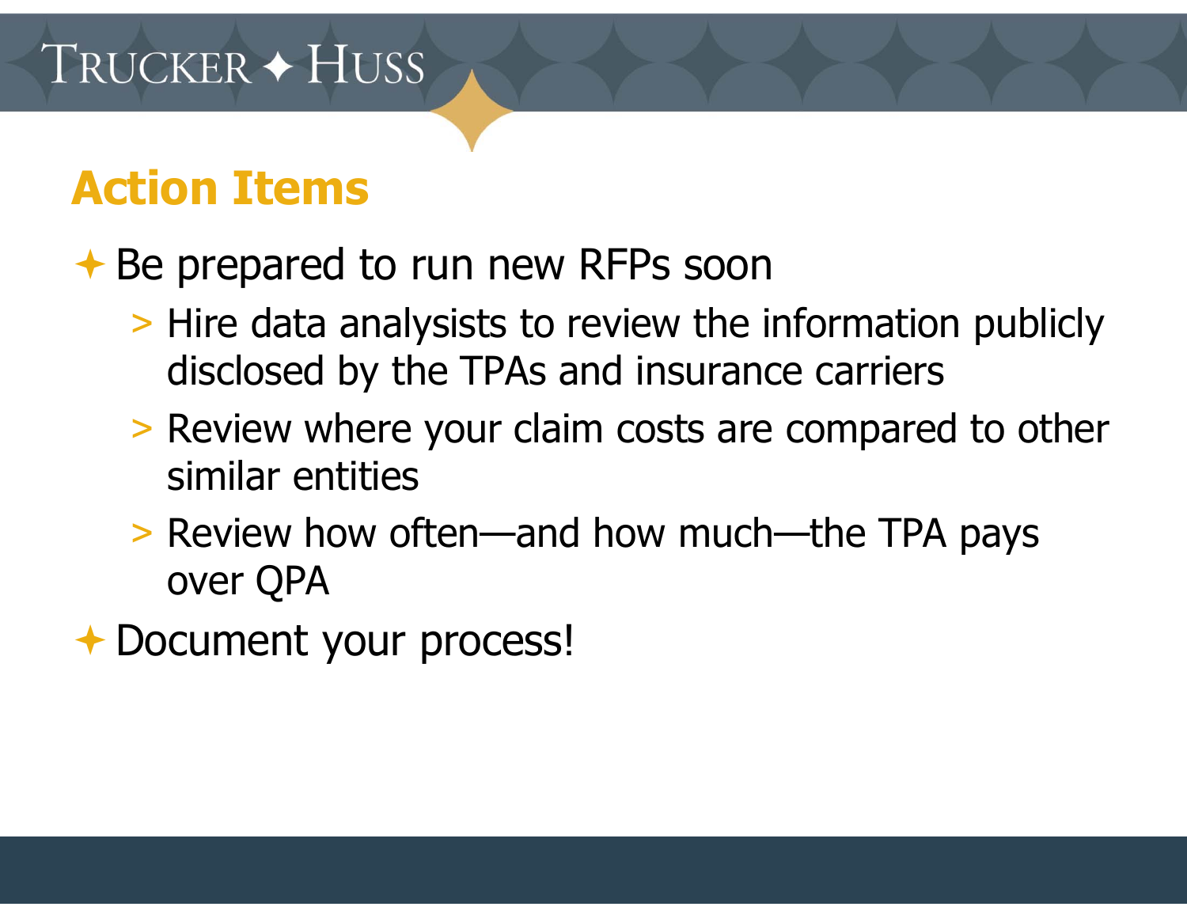## Action Items

- Be prepared to run new RFPs soon
  - Hire data analysists to review the information publicly disclosed by the TPAs and insurance carriers
  - Review where your claim costs are compared to other similar entities
  - Review how often—and how much—the TPA pays over QPA
- Document your process!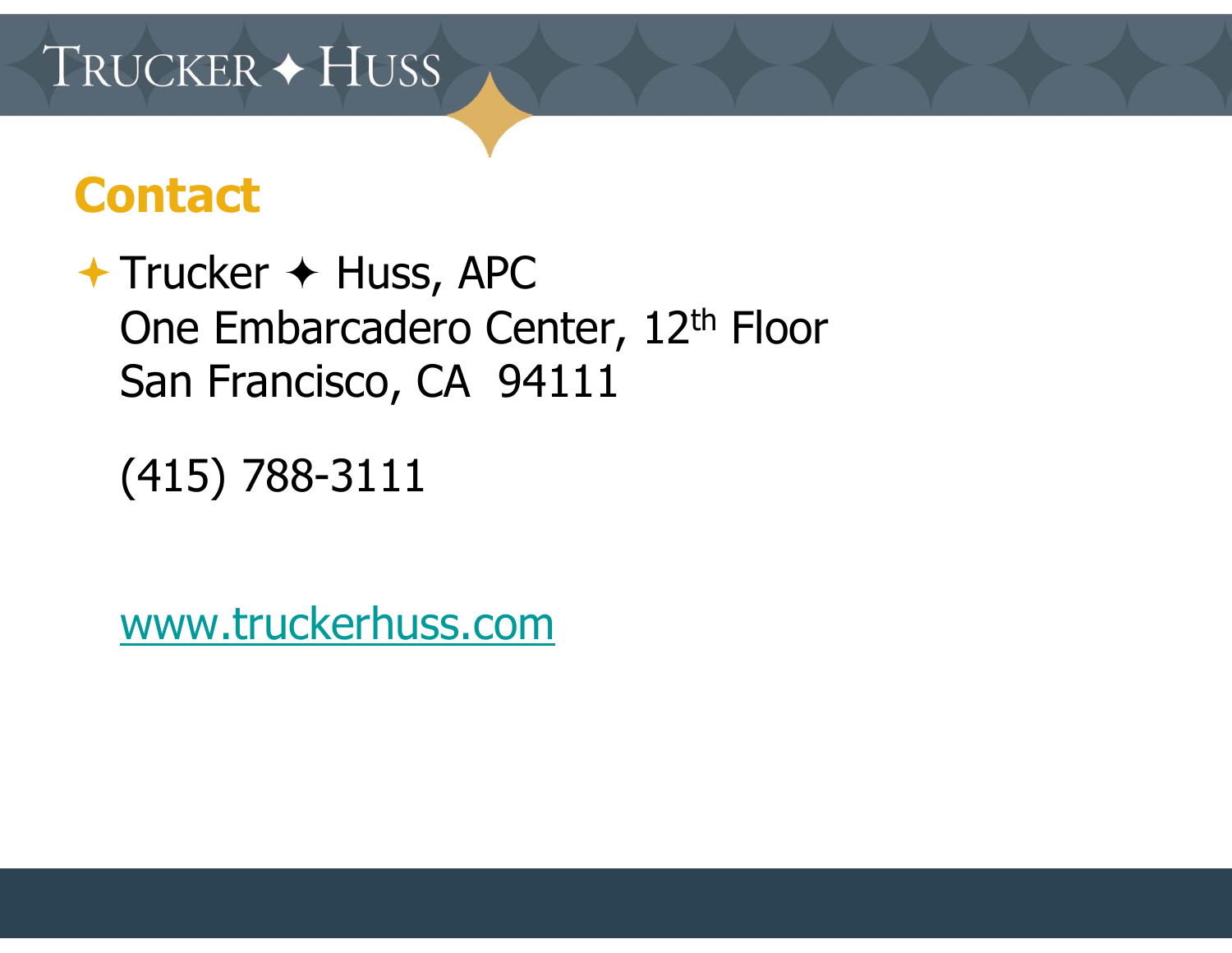## Contact

- Trucker ✦ Huss, APC
  One Embarcadero Center, 12th Floor
  San Francisco, CA 94111

  (415) 788-3111

  www.truckerhuss.com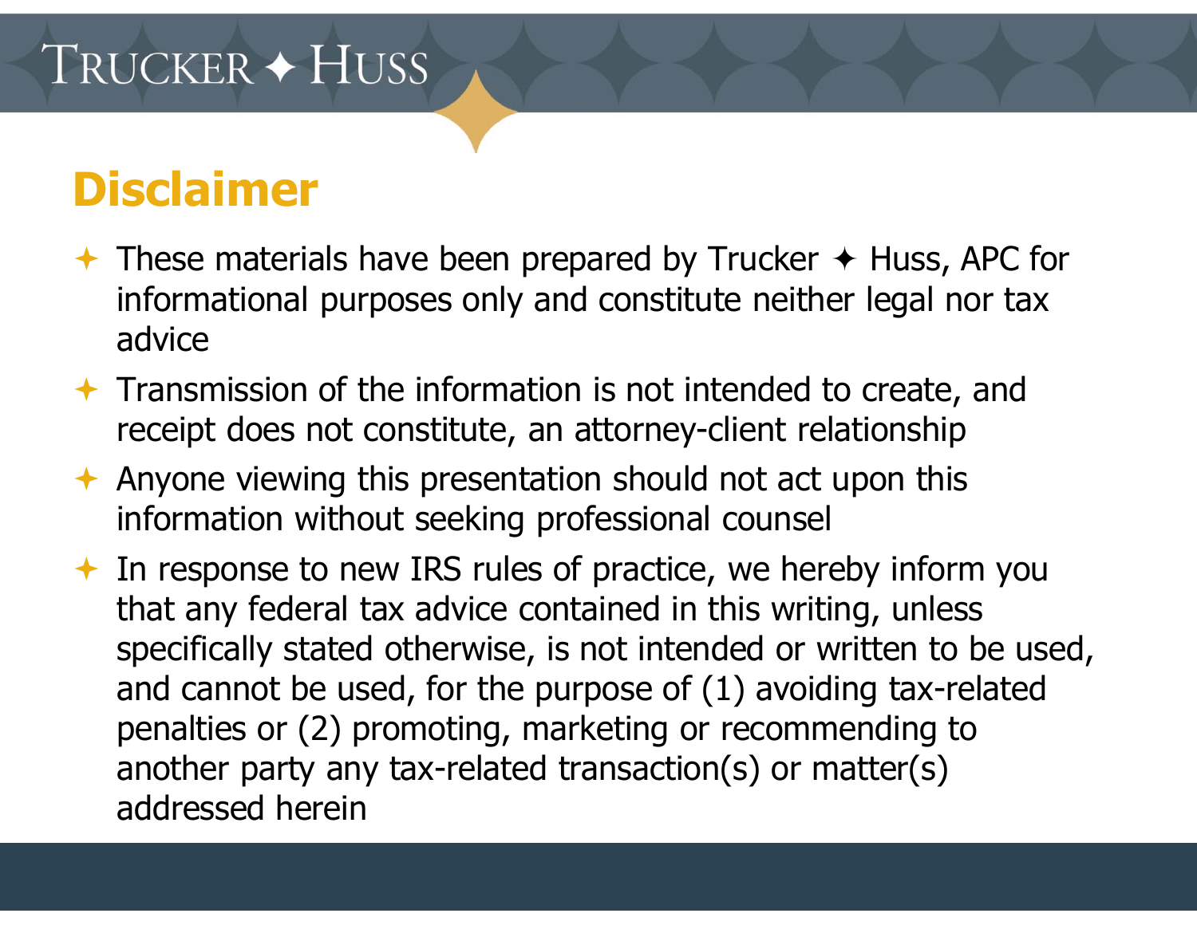# Disclaimer

- These materials have been prepared by Trucker ✦ Huss, APC for informational purposes only and constitute neither legal nor tax advice
- Transmission of the information is not intended to create, and receipt does not constitute, an attorney-client relationship
- Anyone viewing this presentation should not act upon this information without seeking professional counsel
- In response to new IRS rules of practice, we hereby inform you that any federal tax advice contained in this writing, unless specifically stated otherwise, is not intended or written to be used, and cannot be used, for the purpose of (1) avoiding tax-related penalties or (2) promoting, marketing or recommending to another party any tax-related transaction(s) or matter(s) addressed herein